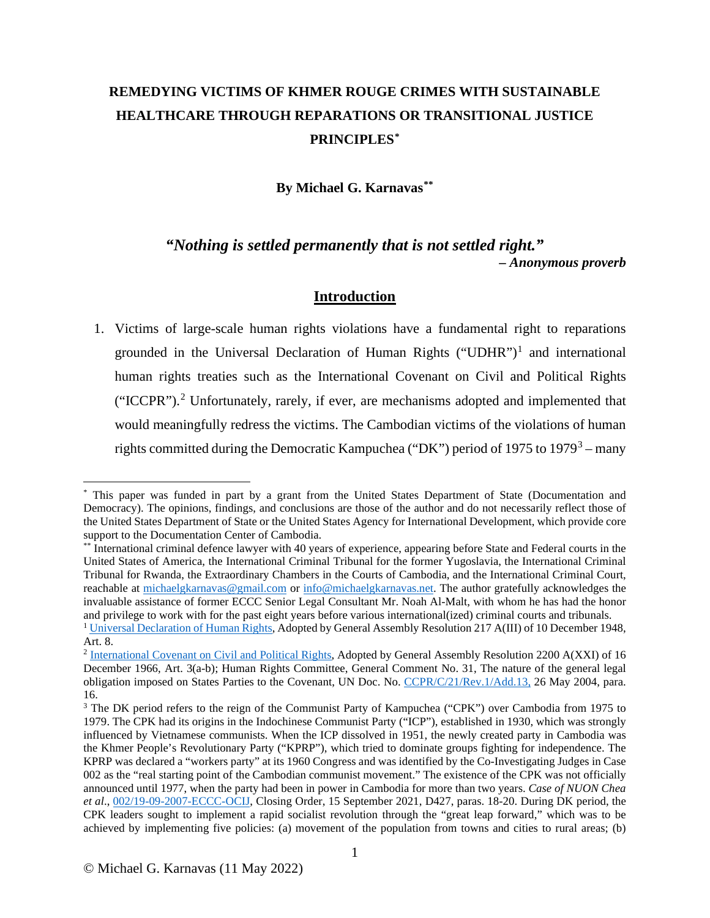# REMEDYING VICTIMS OF KHMER ROUGE CRIMES WITH SUSTAINABLE HEALTHCARE THROUGH REPARATIONS OR TRANSITIONAL JUSTICE PRINCIPLES*

**By Michael G. Karnavas****

***"Nothing is settled permanently that is not settled right."***
***– Anonymous proverb***

## Introduction

1. Victims of large-scale human rights violations have a fundamental right to reparations grounded in the Universal Declaration of Human Rights ("UDHR")[1] and international human rights treaties such as the International Covenant on Civil and Political Rights ("ICCPR").[2] Unfortunately, rarely, if ever, are mechanisms adopted and implemented that would meaningfully redress the victims. The Cambodian victims of the violations of human rights committed during the Democratic Kampuchea ("DK") period of 1975 to 1979[3] – many

---

* This paper was funded in part by a grant from the United States Department of State (Documentation and Democracy). The opinions, findings, and conclusions are those of the author and do not necessarily reflect those of the United States Department of State or the United States Agency for International Development, which provide core support to the Documentation Center of Cambodia.

** International criminal defence lawyer with 40 years of experience, appearing before State and Federal courts in the United States of America, the International Criminal Tribunal for the former Yugoslavia, the International Criminal Tribunal for Rwanda, the Extraordinary Chambers in the Courts of Cambodia, and the International Criminal Court, reachable at michaelgkarnavas@gmail.com or info@michaelgkarnavas.net. The author gratefully acknowledges the invaluable assistance of former ECCC Senior Legal Consultant Mr. Noah Al-Malt, with whom he has had the honor and privilege to work with for the past eight years before various international(ized) criminal courts and tribunals.

[1] Universal Declaration of Human Rights, Adopted by General Assembly Resolution 217 A(III) of 10 December 1948, Art. 8.

[2] International Covenant on Civil and Political Rights, Adopted by General Assembly Resolution 2200 A(XXI) of 16 December 1966, Art. 3(a-b); Human Rights Committee, General Comment No. 31, The nature of the general legal obligation imposed on States Parties to the Covenant, UN Doc. No. CCPR/C/21/Rev.1/Add.13, 26 May 2004, para. 16.

[3] The DK period refers to the reign of the Communist Party of Kampuchea ("CPK") over Cambodia from 1975 to 1979. The CPK had its origins in the Indochinese Communist Party ("ICP"), established in 1930, which was strongly influenced by Vietnamese communists. When the ICP dissolved in 1951, the newly created party in Cambodia was the Khmer People's Revolutionary Party ("KPRP"), which tried to dominate groups fighting for independence. The KPRP was declared a "workers party" at its 1960 Congress and was identified by the Co-Investigating Judges in Case 002 as the "real starting point of the Cambodian communist movement." The existence of the CPK was not officially announced until 1977, when the party had been in power in Cambodia for more than two years. *Case of NUON Chea et al.*, 002/19-09-2007-ECCC-OCIJ, Closing Order, 15 September 2021, D427, paras. 18-20. During DK period, the CPK leaders sought to implement a rapid socialist revolution through the "great leap forward," which was to be achieved by implementing five policies: (a) movement of the population from towns and cities to rural areas; (b)

© Michael G. Karnavas (11 May 2022)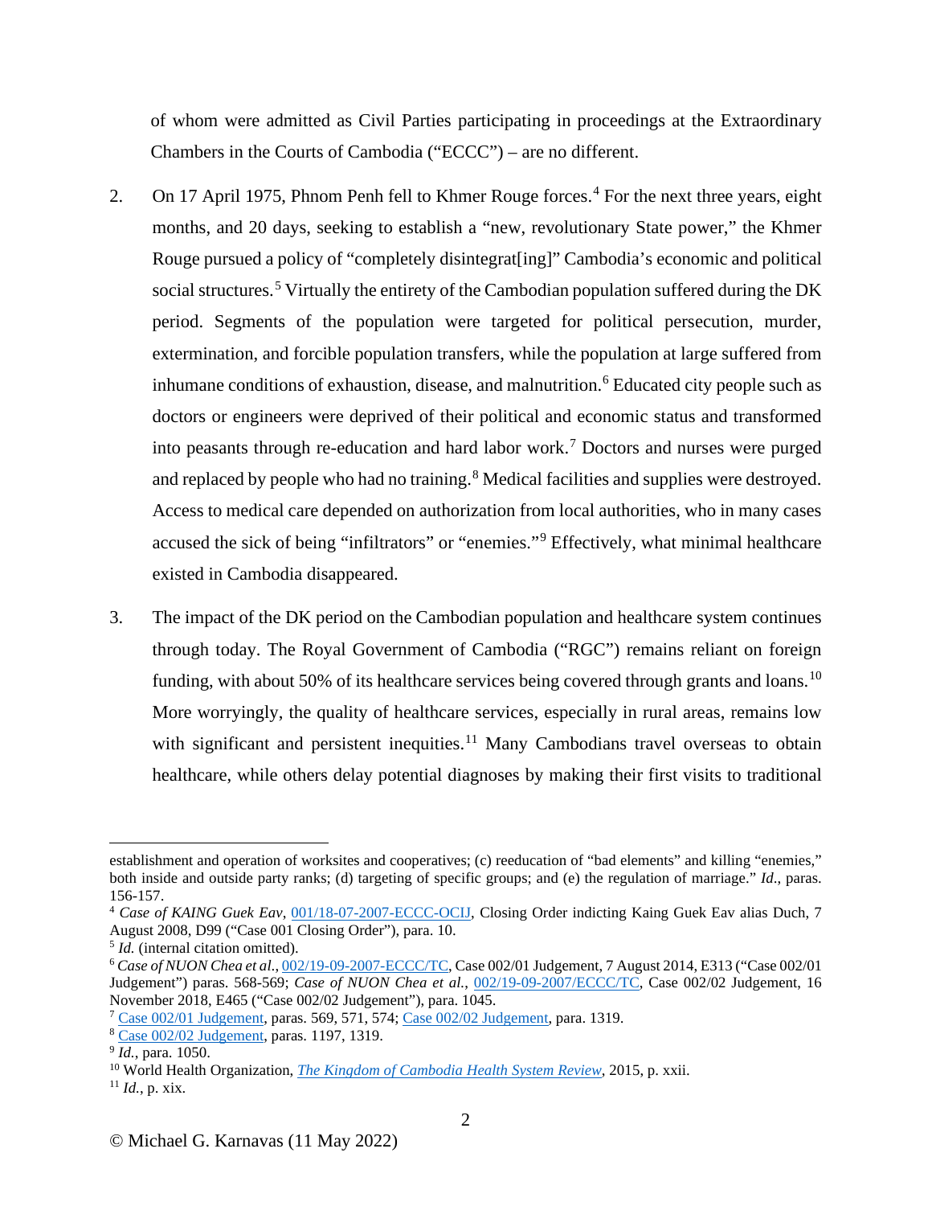of whom were admitted as Civil Parties participating in proceedings at the Extraordinary Chambers in the Courts of Cambodia ("ECCC") – are no different.

2. On 17 April 1975, Phnom Penh fell to Khmer Rouge forces.[4] For the next three years, eight months, and 20 days, seeking to establish a "new, revolutionary State power," the Khmer Rouge pursued a policy of "completely disintegrat[ing]" Cambodia's economic and political social structures.[5] Virtually the entirety of the Cambodian population suffered during the DK period. Segments of the population were targeted for political persecution, murder, extermination, and forcible population transfers, while the population at large suffered from inhumane conditions of exhaustion, disease, and malnutrition.[6] Educated city people such as doctors or engineers were deprived of their political and economic status and transformed into peasants through re-education and hard labor work.[7] Doctors and nurses were purged and replaced by people who had no training.[8] Medical facilities and supplies were destroyed. Access to medical care depended on authorization from local authorities, who in many cases accused the sick of being "infiltrators" or "enemies."[9] Effectively, what minimal healthcare existed in Cambodia disappeared.

3. The impact of the DK period on the Cambodian population and healthcare system continues through today. The Royal Government of Cambodia ("RGC") remains reliant on foreign funding, with about 50% of its healthcare services being covered through grants and loans.[10] More worryingly, the quality of healthcare services, especially in rural areas, remains low with significant and persistent inequities.[11] Many Cambodians travel overseas to obtain healthcare, while others delay potential diagnoses by making their first visits to traditional

---

establishment and operation of worksites and cooperatives; (c) reeducation of "bad elements" and killing "enemies," both inside and outside party ranks; (d) targeting of specific groups; and (e) the regulation of marriage." *Id*., paras. 156-157.

[4] *Case of KAING Guek Eav*, 001/18-07-2007-ECCC-OCIJ, Closing Order indicting Kaing Guek Eav alias Duch, 7 August 2008, D99 ("Case 001 Closing Order"), para. 10.

[5] *Id.* (internal citation omitted).

[6] *Case of NUON Chea et al.*, 002/19-09-2007-ECCC/TC, Case 002/01 Judgement, 7 August 2014, E313 ("Case 002/01 Judgement") paras. 568-569; *Case of NUON Chea et al.*, 002/19-09-2007/ECCC/TC, Case 002/02 Judgement, 16 November 2018, E465 ("Case 002/02 Judgement"), para. 1045.

[7] Case 002/01 Judgement, paras. 569, 571, 574; Case 002/02 Judgement, para. 1319.

[8] Case 002/02 Judgement, paras. 1197, 1319.

[9] *Id.*, para. 1050.

[10] World Health Organization, *The Kingdom of Cambodia Health System Review*, 2015, p. xxii.

[11] *Id.*, p. xix.

© Michael G. Karnavas (11 May 2022)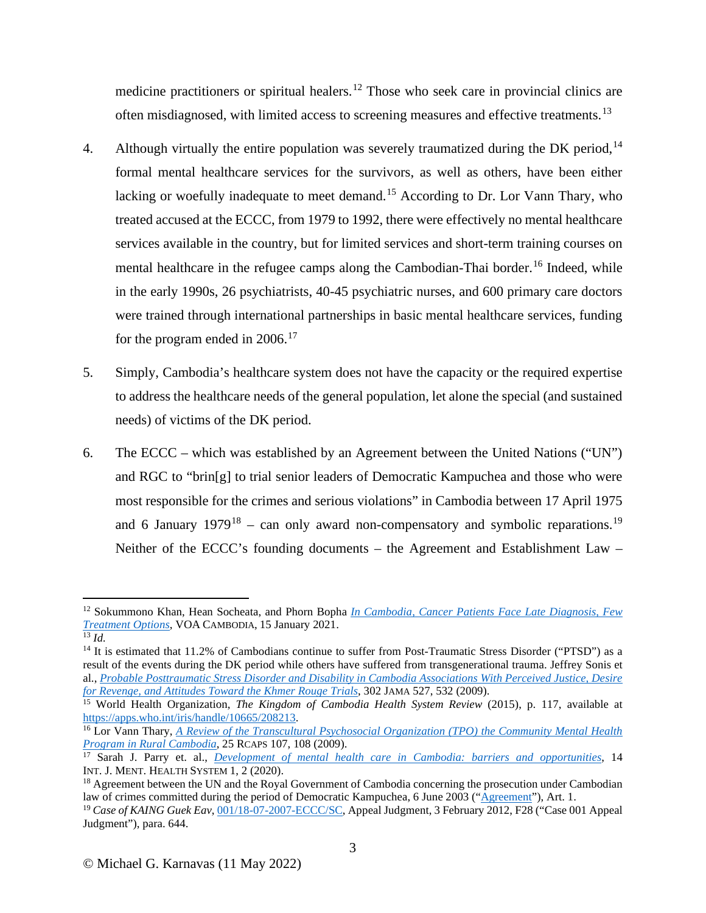medicine practitioners or spiritual healers.[12] Those who seek care in provincial clinics are often misdiagnosed, with limited access to screening measures and effective treatments.[13]

4. Although virtually the entire population was severely traumatized during the DK period,[14] formal mental healthcare services for the survivors, as well as others, have been either lacking or woefully inadequate to meet demand.[15] According to Dr. Lor Vann Thary, who treated accused at the ECCC, from 1979 to 1992, there were effectively no mental healthcare services available in the country, but for limited services and short-term training courses on mental healthcare in the refugee camps along the Cambodian-Thai border.[16] Indeed, while in the early 1990s, 26 psychiatrists, 40-45 psychiatric nurses, and 600 primary care doctors were trained through international partnerships in basic mental healthcare services, funding for the program ended in 2006.[17]

5. Simply, Cambodia's healthcare system does not have the capacity or the required expertise to address the healthcare needs of the general population, let alone the special (and sustained needs) of victims of the DK period.

6. The ECCC – which was established by an Agreement between the United Nations ("UN") and RGC to "brin[g] to trial senior leaders of Democratic Kampuchea and those who were most responsible for the crimes and serious violations" in Cambodia between 17 April 1975 and 6 January 1979[18] – can only award non-compensatory and symbolic reparations.[19] Neither of the ECCC's founding documents – the Agreement and Establishment Law –

---

[12] Sokummono Khan, Hean Socheata, and Phorn Bopha *In Cambodia, Cancer Patients Face Late Diagnosis, Few Treatment Options*, VOA CAMBODIA, 15 January 2021.

[13] *Id.*

[14] It is estimated that 11.2% of Cambodians continue to suffer from Post-Traumatic Stress Disorder ("PTSD") as a result of the events during the DK period while others have suffered from transgenerational trauma. Jeffrey Sonis et al., *Probable Posttraumatic Stress Disorder and Disability in Cambodia Associations With Perceived Justice, Desire for Revenge, and Attitudes Toward the Khmer Rouge Trials*, 302 JAMA 527, 532 (2009).

[15] World Health Organization, *The Kingdom of Cambodia Health System Review* (2015), p. 117, available at https://apps.who.int/iris/handle/10665/208213.

[16] Lor Vann Thary, *A Review of the Transcultural Psychosocial Organization (TPO) the Community Mental Health Program in Rural Cambodia*, 25 RCAPS 107, 108 (2009).

[17] Sarah J. Parry et. al., *Development of mental health care in Cambodia: barriers and opportunities*, 14 INT. J. MENT. HEALTH SYSTEM 1, 2 (2020).

[18] Agreement between the UN and the Royal Government of Cambodia concerning the prosecution under Cambodian law of crimes committed during the period of Democratic Kampuchea, 6 June 2003 ("Agreement"), Art. 1.

[19] *Case of KAING Guek Eav*, 001/18-07-2007-ECCC/SC, Appeal Judgment, 3 February 2012, F28 ("Case 001 Appeal Judgment"), para. 644.

© Michael G. Karnavas (11 May 2022)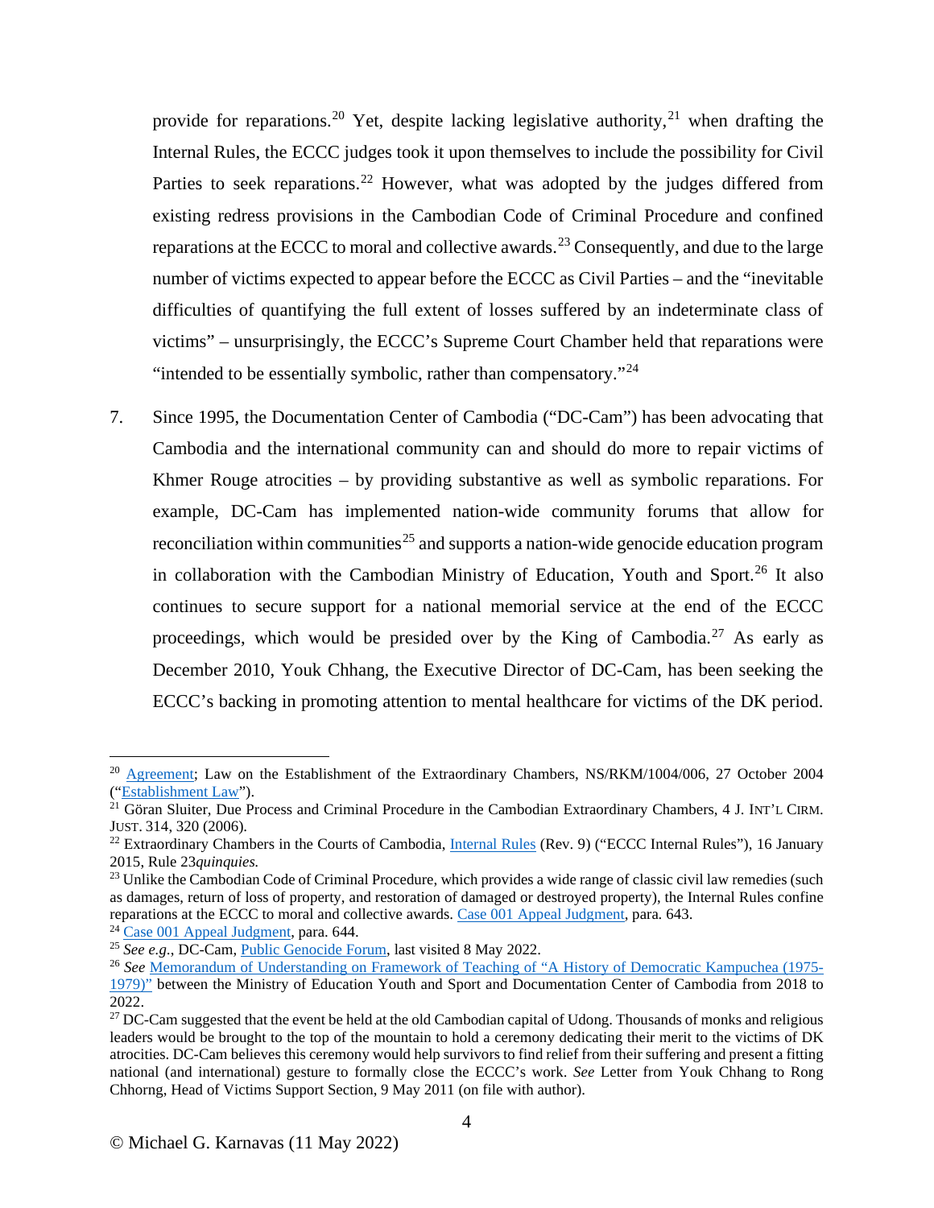provide for reparations.[20] Yet, despite lacking legislative authority,[21] when drafting the Internal Rules, the ECCC judges took it upon themselves to include the possibility for Civil Parties to seek reparations.[22] However, what was adopted by the judges differed from existing redress provisions in the Cambodian Code of Criminal Procedure and confined reparations at the ECCC to moral and collective awards.[23] Consequently, and due to the large number of victims expected to appear before the ECCC as Civil Parties – and the "inevitable difficulties of quantifying the full extent of losses suffered by an indeterminate class of victims" – unsurprisingly, the ECCC's Supreme Court Chamber held that reparations were "intended to be essentially symbolic, rather than compensatory."[24]

7. Since 1995, the Documentation Center of Cambodia ("DC-Cam") has been advocating that Cambodia and the international community can and should do more to repair victims of Khmer Rouge atrocities – by providing substantive as well as symbolic reparations. For example, DC-Cam has implemented nation-wide community forums that allow for reconciliation within communities[25] and supports a nation-wide genocide education program in collaboration with the Cambodian Ministry of Education, Youth and Sport.[26] It also continues to secure support for a national memorial service at the end of the ECCC proceedings, which would be presided over by the King of Cambodia.[27] As early as December 2010, Youk Chhang, the Executive Director of DC-Cam, has been seeking the ECCC's backing in promoting attention to mental healthcare for victims of the DK period.

---

[20] Agreement; Law on the Establishment of the Extraordinary Chambers, NS/RKM/1004/006, 27 October 2004 ("Establishment Law").

[21] Göran Sluiter, Due Process and Criminal Procedure in the Cambodian Extraordinary Chambers, 4 J. INT'L CIRM. JUST. 314, 320 (2006).

[22] Extraordinary Chambers in the Courts of Cambodia, Internal Rules (Rev. 9) ("ECCC Internal Rules"), 16 January 2015, Rule 23*quinquies.*

[23] Unlike the Cambodian Code of Criminal Procedure, which provides a wide range of classic civil law remedies (such as damages, return of loss of property, and restoration of damaged or destroyed property), the Internal Rules confine reparations at the ECCC to moral and collective awards. Case 001 Appeal Judgment, para. 643.

[24] Case 001 Appeal Judgment, para. 644.

[25] *See e.g.*, DC-Cam, Public Genocide Forum, last visited 8 May 2022.

[26] *See* Memorandum of Understanding on Framework of Teaching of "A History of Democratic Kampuchea (1975-1979)" between the Ministry of Education Youth and Sport and Documentation Center of Cambodia from 2018 to 2022.

[27] DC-Cam suggested that the event be held at the old Cambodian capital of Udong. Thousands of monks and religious leaders would be brought to the top of the mountain to hold a ceremony dedicating their merit to the victims of DK atrocities. DC-Cam believes this ceremony would help survivors to find relief from their suffering and present a fitting national (and international) gesture to formally close the ECCC's work. *See* Letter from Youk Chhang to Rong Chhorng, Head of Victims Support Section, 9 May 2011 (on file with author).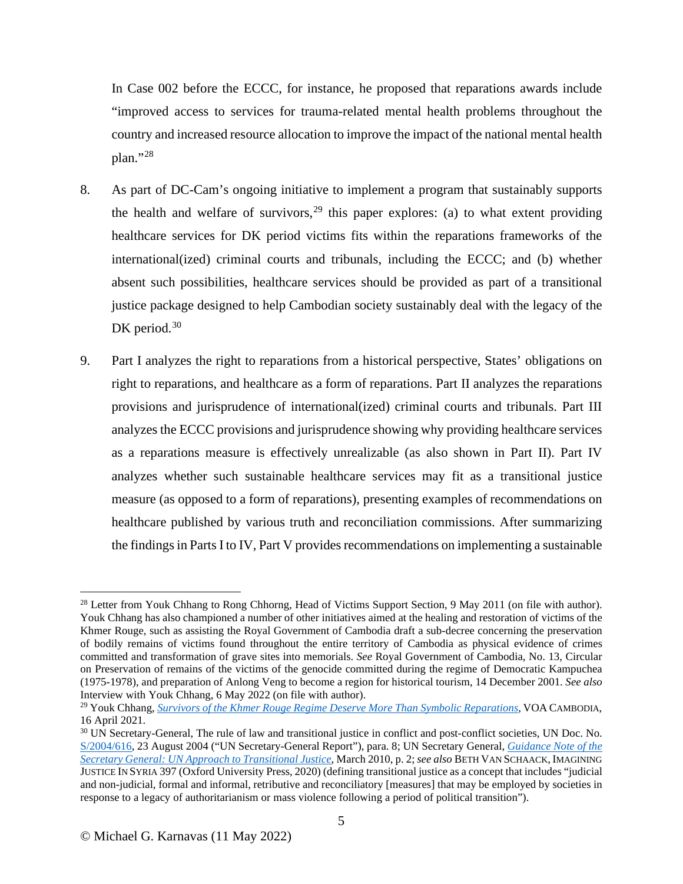In Case 002 before the ECCC, for instance, he proposed that reparations awards include "improved access to services for trauma-related mental health problems throughout the country and increased resource allocation to improve the impact of the national mental health plan."[28]

8. As part of DC-Cam's ongoing initiative to implement a program that sustainably supports the health and welfare of survivors,[29] this paper explores: (a) to what extent providing healthcare services for DK period victims fits within the reparations frameworks of the international(ized) criminal courts and tribunals, including the ECCC; and (b) whether absent such possibilities, healthcare services should be provided as part of a transitional justice package designed to help Cambodian society sustainably deal with the legacy of the DK period.[30]

9. Part I analyzes the right to reparations from a historical perspective, States' obligations on right to reparations, and healthcare as a form of reparations. Part II analyzes the reparations provisions and jurisprudence of international(ized) criminal courts and tribunals. Part III analyzes the ECCC provisions and jurisprudence showing why providing healthcare services as a reparations measure is effectively unrealizable (as also shown in Part II). Part IV analyzes whether such sustainable healthcare services may fit as a transitional justice measure (as opposed to a form of reparations), presenting examples of recommendations on healthcare published by various truth and reconciliation commissions. After summarizing the findings in Parts I to IV, Part V provides recommendations on implementing a sustainable

---

[28] Letter from Youk Chhang to Rong Chhorng, Head of Victims Support Section, 9 May 2011 (on file with author). Youk Chhang has also championed a number of other initiatives aimed at the healing and restoration of victims of the Khmer Rouge, such as assisting the Royal Government of Cambodia draft a sub-decree concerning the preservation of bodily remains of victims found throughout the entire territory of Cambodia as physical evidence of crimes committed and transformation of grave sites into memorials. *See* Royal Government of Cambodia, No. 13, Circular on Preservation of remains of the victims of the genocide committed during the regime of Democratic Kampuchea (1975-1978), and preparation of Anlong Veng to become a region for historical tourism, 14 December 2001. *See also* Interview with Youk Chhang, 6 May 2022 (on file with author).

[29] Youk Chhang, *Survivors of the Khmer Rouge Regime Deserve More Than Symbolic Reparations*, VOA CAMBODIA, 16 April 2021.

[30] UN Secretary-General, The rule of law and transitional justice in conflict and post-conflict societies, UN Doc. No. S/2004/616, 23 August 2004 ("UN Secretary-General Report"), para. 8; UN Secretary General, *Guidance Note of the Secretary General: UN Approach to Transitional Justice*, March 2010, p. 2; *see also* BETH VAN SCHAACK, IMAGINING JUSTICE IN SYRIA 397 (Oxford University Press, 2020) (defining transitional justice as a concept that includes "judicial and non-judicial, formal and informal, retributive and reconciliatory [measures] that may be employed by societies in response to a legacy of authoritarianism or mass violence following a period of political transition").

© Michael G. Karnavas (11 May 2022)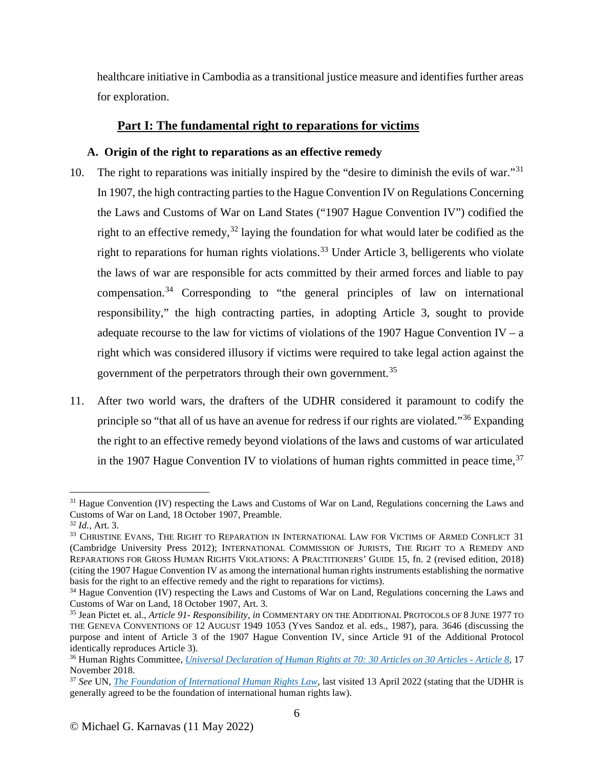healthcare initiative in Cambodia as a transitional justice measure and identifies further areas for exploration.

## Part I: The fundamental right to reparations for victims

### A. Origin of the right to reparations as an effective remedy

10. The right to reparations was initially inspired by the "desire to diminish the evils of war."[31] In 1907, the high contracting parties to the Hague Convention IV on Regulations Concerning the Laws and Customs of War on Land States ("1907 Hague Convention IV") codified the right to an effective remedy,[32] laying the foundation for what would later be codified as the right to reparations for human rights violations.[33] Under Article 3, belligerents who violate the laws of war are responsible for acts committed by their armed forces and liable to pay compensation.[34] Corresponding to "the general principles of law on international responsibility," the high contracting parties, in adopting Article 3, sought to provide adequate recourse to the law for victims of violations of the 1907 Hague Convention IV – a right which was considered illusory if victims were required to take legal action against the government of the perpetrators through their own government.[35]

11. After two world wars, the drafters of the UDHR considered it paramount to codify the principle so "that all of us have an avenue for redress if our rights are violated."[36] Expanding the right to an effective remedy beyond violations of the laws and customs of war articulated in the 1907 Hague Convention IV to violations of human rights committed in peace time,[37]

---

[31] Hague Convention (IV) respecting the Laws and Customs of War on Land, Regulations concerning the Laws and Customs of War on Land, 18 October 1907, Preamble.

[32] *Id.*, Art. 3.

[33] Christine Evans, The Right to Reparation in International Law for Victims of Armed Conflict 31 (Cambridge University Press 2012); International Commission of Jurists, The Right to a Remedy and Reparations for Gross Human Rights Violations: A Practitioners' Guide 15, fn. 2 (revised edition, 2018) (citing the 1907 Hague Convention IV as among the international human rights instruments establishing the normative basis for the right to an effective remedy and the right to reparations for victims).

[34] Hague Convention (IV) respecting the Laws and Customs of War on Land, Regulations concerning the Laws and Customs of War on Land, 18 October 1907, Art. 3.

[35] Jean Pictet et. al., *Article 91- Responsibility*, *in* Commentary on the Additional Protocols of 8 June 1977 to the Geneva Conventions of 12 August 1949 1053 (Yves Sandoz et al. eds., 1987), para. 3646 (discussing the purpose and intent of Article 3 of the 1907 Hague Convention IV, since Article 91 of the Additional Protocol identically reproduces Article 3).

[36] Human Rights Committee, *Universal Declaration of Human Rights at 70: 30 Articles on 30 Articles - Article 8*, 17 November 2018.

[37] *See* UN, *The Foundation of International Human Rights Law*, last visited 13 April 2022 (stating that the UDHR is generally agreed to be the foundation of international human rights law).

© Michael G. Karnavas (11 May 2022)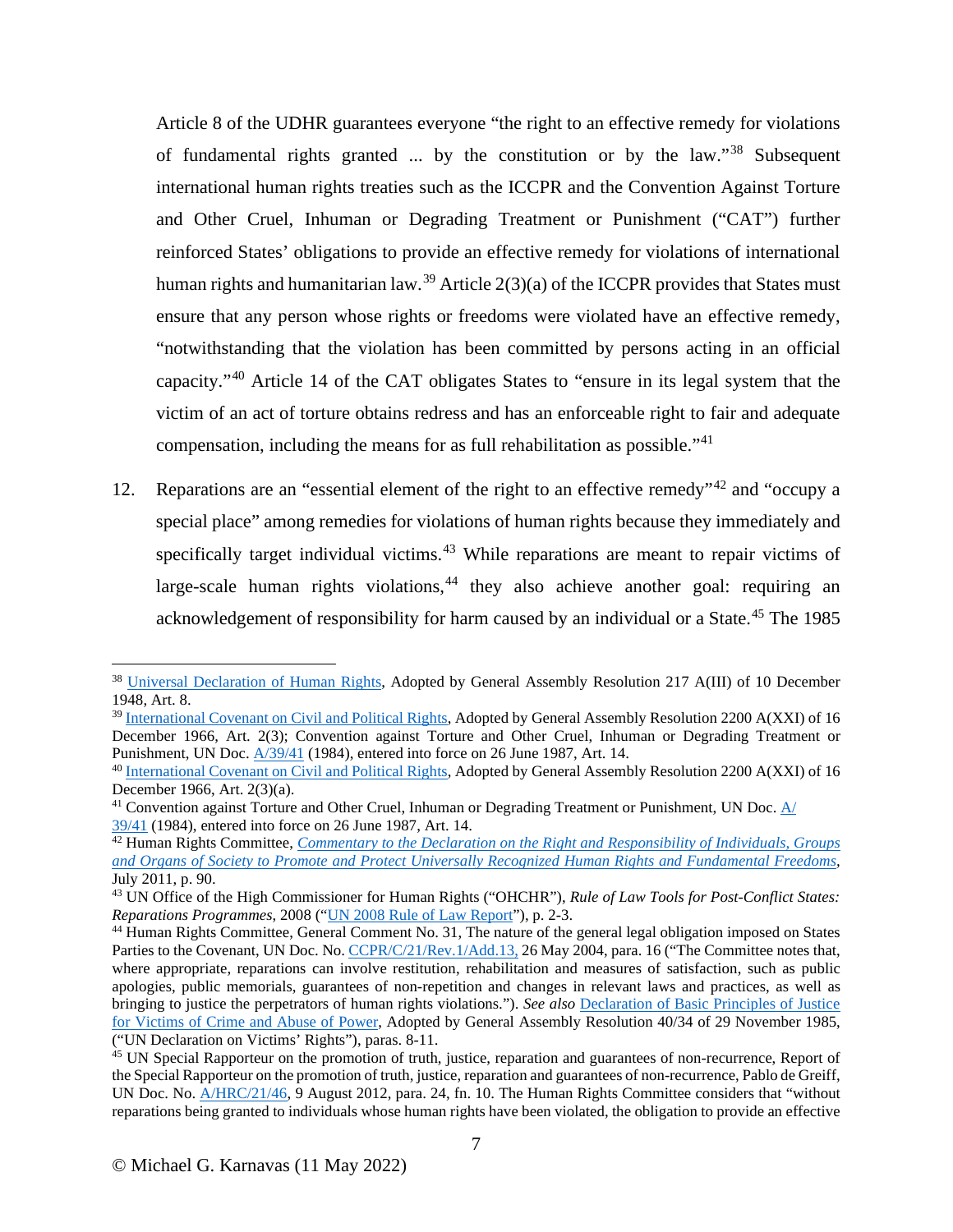Article 8 of the UDHR guarantees everyone "the right to an effective remedy for violations of fundamental rights granted ... by the constitution or by the law."[38] Subsequent international human rights treaties such as the ICCPR and the Convention Against Torture and Other Cruel, Inhuman or Degrading Treatment or Punishment ("CAT") further reinforced States' obligations to provide an effective remedy for violations of international human rights and humanitarian law.[39] Article 2(3)(a) of the ICCPR provides that States must ensure that any person whose rights or freedoms were violated have an effective remedy, "notwithstanding that the violation has been committed by persons acting in an official capacity."[40] Article 14 of the CAT obligates States to "ensure in its legal system that the victim of an act of torture obtains redress and has an enforceable right to fair and adequate compensation, including the means for as full rehabilitation as possible."[41]

12. Reparations are an "essential element of the right to an effective remedy"[42] and "occupy a special place" among remedies for violations of human rights because they immediately and specifically target individual victims.[43] While reparations are meant to repair victims of large-scale human rights violations,[44] they also achieve another goal: requiring an acknowledgement of responsibility for harm caused by an individual or a State.[45] The 1985

---

[38] Universal Declaration of Human Rights, Adopted by General Assembly Resolution 217 A(III) of 10 December 1948, Art. 8.

[39] International Covenant on Civil and Political Rights, Adopted by General Assembly Resolution 2200 A(XXI) of 16 December 1966, Art. 2(3); Convention against Torture and Other Cruel, Inhuman or Degrading Treatment or Punishment, UN Doc. A/39/41 (1984), entered into force on 26 June 1987, Art. 14.

[40] International Covenant on Civil and Political Rights, Adopted by General Assembly Resolution 2200 A(XXI) of 16 December 1966, Art. 2(3)(a).

[41] Convention against Torture and Other Cruel, Inhuman or Degrading Treatment or Punishment, UN Doc. A/39/41 (1984), entered into force on 26 June 1987, Art. 14.

[42] Human Rights Committee, *Commentary to the Declaration on the Right and Responsibility of Individuals, Groups and Organs of Society to Promote and Protect Universally Recognized Human Rights and Fundamental Freedoms*, July 2011, p. 90.

[43] UN Office of the High Commissioner for Human Rights ("OHCHR"), *Rule of Law Tools for Post-Conflict States: Reparations Programmes*, 2008 ("UN 2008 Rule of Law Report"), p. 2-3.

[44] Human Rights Committee, General Comment No. 31, The nature of the general legal obligation imposed on States Parties to the Covenant, UN Doc. No. CCPR/C/21/Rev.1/Add.13, 26 May 2004, para. 16 ("The Committee notes that, where appropriate, reparations can involve restitution, rehabilitation and measures of satisfaction, such as public apologies, public memorials, guarantees of non-repetition and changes in relevant laws and practices, as well as bringing to justice the perpetrators of human rights violations."). *See also* Declaration of Basic Principles of Justice for Victims of Crime and Abuse of Power, Adopted by General Assembly Resolution 40/34 of 29 November 1985, ("UN Declaration on Victims' Rights"), paras. 8-11.

[45] UN Special Rapporteur on the promotion of truth, justice, reparation and guarantees of non-recurrence, Report of the Special Rapporteur on the promotion of truth, justice, reparation and guarantees of non-recurrence, Pablo de Greiff, UN Doc. No. A/HRC/21/46, 9 August 2012, para. 24, fn. 10. The Human Rights Committee considers that "without reparations being granted to individuals whose human rights have been violated, the obligation to provide an effective

© Michael G. Karnavas (11 May 2022)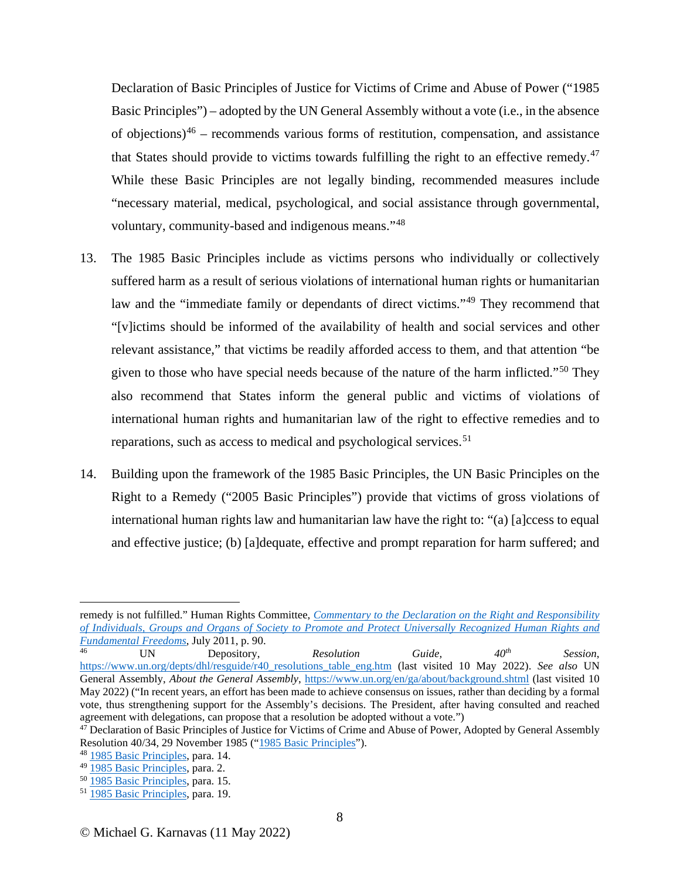Declaration of Basic Principles of Justice for Victims of Crime and Abuse of Power ("1985 Basic Principles") – adopted by the UN General Assembly without a vote (i.e., in the absence of objections)[46] – recommends various forms of restitution, compensation, and assistance that States should provide to victims towards fulfilling the right to an effective remedy.[47] While these Basic Principles are not legally binding, recommended measures include "necessary material, medical, psychological, and social assistance through governmental, voluntary, community-based and indigenous means."[48]

13. The 1985 Basic Principles include as victims persons who individually or collectively suffered harm as a result of serious violations of international human rights or humanitarian law and the "immediate family or dependants of direct victims."[49] They recommend that "[v]ictims should be informed of the availability of health and social services and other relevant assistance," that victims be readily afforded access to them, and that attention "be given to those who have special needs because of the nature of the harm inflicted."[50] They also recommend that States inform the general public and victims of violations of international human rights and humanitarian law of the right to effective remedies and to reparations, such as access to medical and psychological services.[51]

14. Building upon the framework of the 1985 Basic Principles, the UN Basic Principles on the Right to a Remedy ("2005 Basic Principles") provide that victims of gross violations of international human rights law and humanitarian law have the right to: "(a) [a]ccess to equal and effective justice; (b) [a]dequate, effective and prompt reparation for harm suffered; and

---

remedy is not fulfilled." Human Rights Committee, *Commentary to the Declaration on the Right and Responsibility of Individuals, Groups and Organs of Society to Promote and Protect Universally Recognized Human Rights and Fundamental Freedoms*, July 2011, p. 90.

[46] UN Depository, *Resolution Guide, 40th Session*, https://www.un.org/depts/dhl/resguide/r40_resolutions_table_eng.htm (last visited 10 May 2022). *See also* UN General Assembly, *About the General Assembly*, https://www.un.org/en/ga/about/background.shtml (last visited 10 May 2022) ("In recent years, an effort has been made to achieve consensus on issues, rather than deciding by a formal vote, thus strengthening support for the Assembly's decisions. The President, after having consulted and reached agreement with delegations, can propose that a resolution be adopted without a vote.")

[47] Declaration of Basic Principles of Justice for Victims of Crime and Abuse of Power, Adopted by General Assembly Resolution 40/34, 29 November 1985 ("1985 Basic Principles").

[48] 1985 Basic Principles, para. 14.

[49] 1985 Basic Principles, para. 2.

[50] 1985 Basic Principles, para. 15.

[51] 1985 Basic Principles, para. 19.

© Michael G. Karnavas (11 May 2022)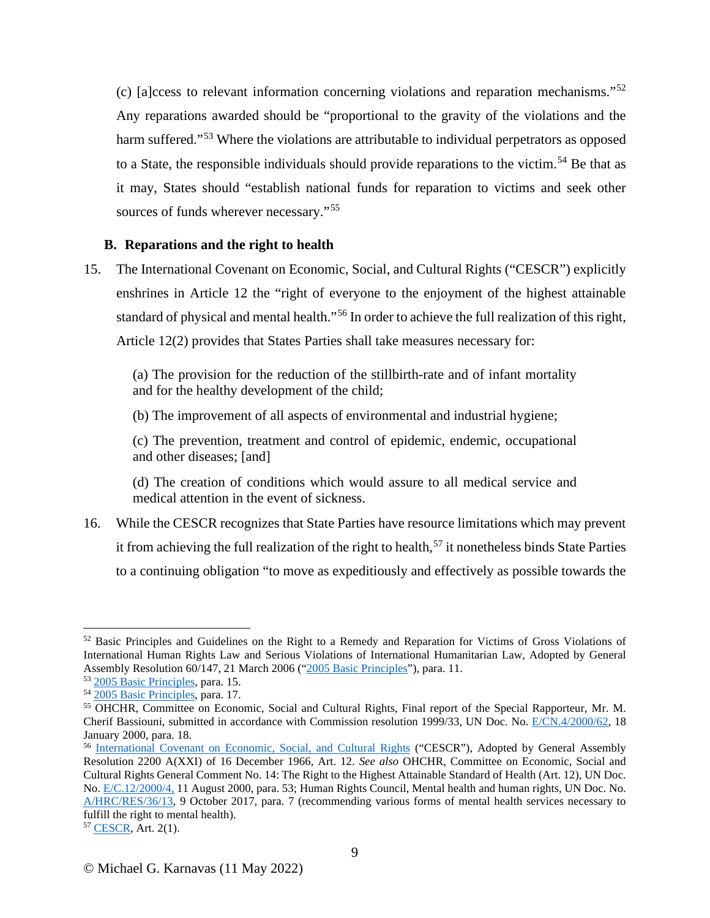(c) [a]ccess to relevant information concerning violations and reparation mechanisms."[52] Any reparations awarded should be "proportional to the gravity of the violations and the harm suffered."[53] Where the violations are attributable to individual perpetrators as opposed to a State, the responsible individuals should provide reparations to the victim.[54] Be that as it may, States should "establish national funds for reparation to victims and seek other sources of funds wherever necessary."[55]

### B. Reparations and the right to health

15. The International Covenant on Economic, Social, and Cultural Rights ("CESCR") explicitly enshrines in Article 12 the "right of everyone to the enjoyment of the highest attainable standard of physical and mental health."[56] In order to achieve the full realization of this right, Article 12(2) provides that States Parties shall take measures necessary for:

    > (a) The provision for the reduction of the stillbirth-rate and of infant mortality and for the healthy development of the child;
    >
    > (b) The improvement of all aspects of environmental and industrial hygiene;
    >
    > (c) The prevention, treatment and control of epidemic, endemic, occupational and other diseases; [and]
    >
    > (d) The creation of conditions which would assure to all medical service and medical attention in the event of sickness.

16. While the CESCR recognizes that State Parties have resource limitations which may prevent it from achieving the full realization of the right to health,[57] it nonetheless binds State Parties to a continuing obligation "to move as expeditiously and effectively as possible towards the

---

[52] Basic Principles and Guidelines on the Right to a Remedy and Reparation for Victims of Gross Violations of International Human Rights Law and Serious Violations of International Humanitarian Law, Adopted by General Assembly Resolution 60/147, 21 March 2006 ("2005 Basic Principles"), para. 11.

[53] 2005 Basic Principles, para. 15.

[54] 2005 Basic Principles, para. 17.

[55] OHCHR, Committee on Economic, Social and Cultural Rights, Final report of the Special Rapporteur, Mr. M. Cherif Bassiouni, submitted in accordance with Commission resolution 1999/33, UN Doc. No. E/CN.4/2000/62, 18 January 2000, para. 18.

[56] International Covenant on Economic, Social, and Cultural Rights ("CESCR"), Adopted by General Assembly Resolution 2200 A(XXI) of 16 December 1966, Art. 12. *See also* OHCHR, Committee on Economic, Social and Cultural Rights General Comment No. 14: The Right to the Highest Attainable Standard of Health (Art. 12), UN Doc. No. E/C.12/2000/4, 11 August 2000, para. 53; Human Rights Council, Mental health and human rights, UN Doc. No. A/HRC/RES/36/13, 9 October 2017, para. 7 (recommending various forms of mental health services necessary to fulfill the right to mental health).

[57] CESCR, Art. 2(1).

© Michael G. Karnavas (11 May 2022)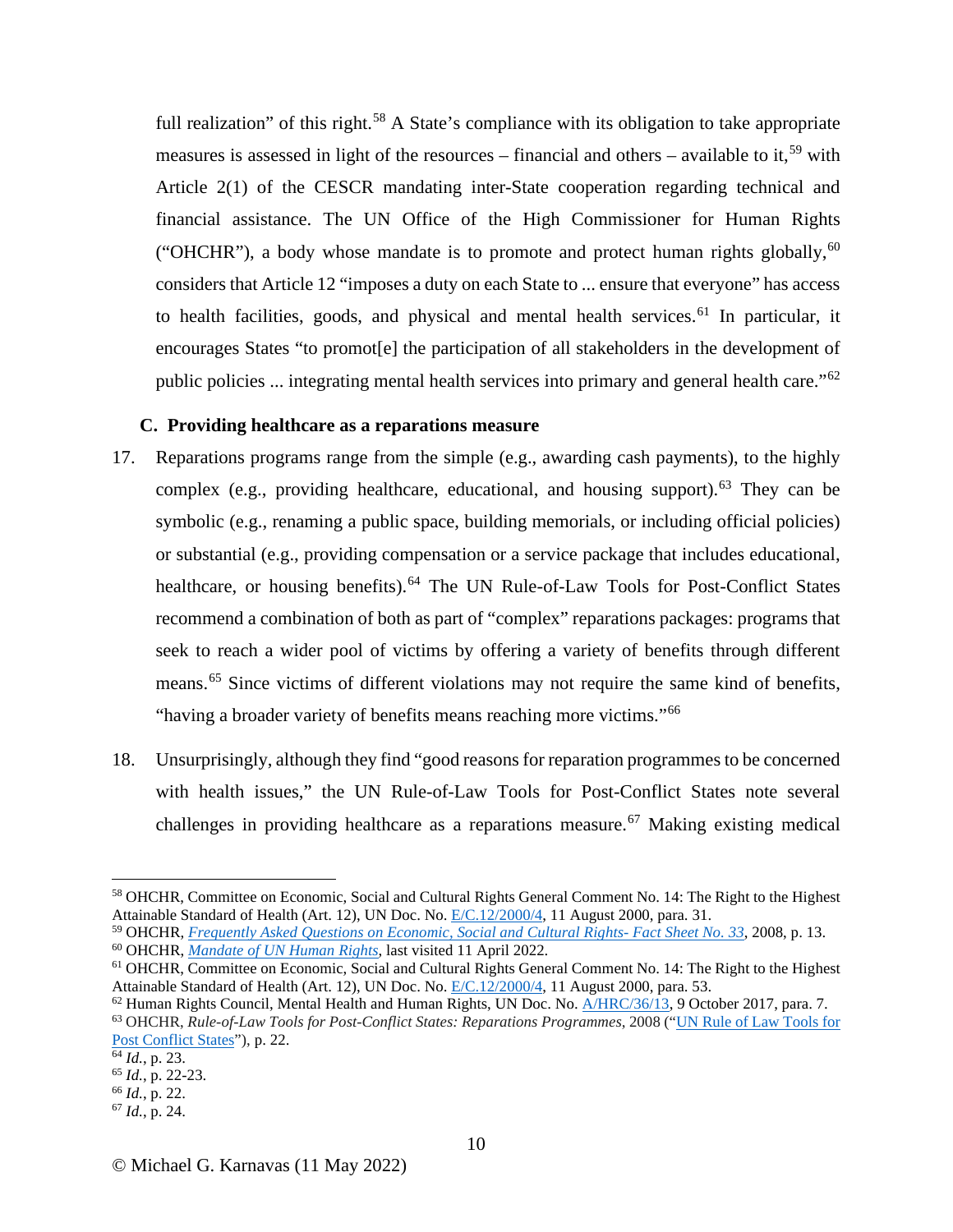full realization" of this right.[58] A State's compliance with its obligation to take appropriate measures is assessed in light of the resources – financial and others – available to it,[59] with Article 2(1) of the CESCR mandating inter-State cooperation regarding technical and financial assistance. The UN Office of the High Commissioner for Human Rights ("OHCHR"), a body whose mandate is to promote and protect human rights globally,[60] considers that Article 12 "imposes a duty on each State to ... ensure that everyone" has access to health facilities, goods, and physical and mental health services.[61] In particular, it encourages States "to promot[e] the participation of all stakeholders in the development of public policies ... integrating mental health services into primary and general health care."[62]

### C. Providing healthcare as a reparations measure

17. Reparations programs range from the simple (e.g., awarding cash payments), to the highly complex (e.g., providing healthcare, educational, and housing support).[63] They can be symbolic (e.g., renaming a public space, building memorials, or including official policies) or substantial (e.g., providing compensation or a service package that includes educational, healthcare, or housing benefits).[64] The UN Rule-of-Law Tools for Post-Conflict States recommend a combination of both as part of "complex" reparations packages: programs that seek to reach a wider pool of victims by offering a variety of benefits through different means.[65] Since victims of different violations may not require the same kind of benefits, "having a broader variety of benefits means reaching more victims."[66]

18. Unsurprisingly, although they find "good reasons for reparation programmes to be concerned with health issues," the UN Rule-of-Law Tools for Post-Conflict States note several challenges in providing healthcare as a reparations measure.[67] Making existing medical

---

[58] OHCHR, Committee on Economic, Social and Cultural Rights General Comment No. 14: The Right to the Highest Attainable Standard of Health (Art. 12), UN Doc. No. E/C.12/2000/4, 11 August 2000, para. 31.

[59] OHCHR, *Frequently Asked Questions on Economic, Social and Cultural Rights- Fact Sheet No. 33*, 2008, p. 13.

[60] OHCHR, *Mandate of UN Human Rights*, last visited 11 April 2022.

[61] OHCHR, Committee on Economic, Social and Cultural Rights General Comment No. 14: The Right to the Highest Attainable Standard of Health (Art. 12), UN Doc. No. E/C.12/2000/4, 11 August 2000, para. 53.

[62] Human Rights Council, Mental Health and Human Rights, UN Doc. No. A/HRC/36/13, 9 October 2017, para. 7.

[63] OHCHR, *Rule-of-Law Tools for Post-Conflict States: Reparations Programmes*, 2008 ("UN Rule of Law Tools for Post Conflict States"), p. 22.

[64] *Id.*, p. 23.

[65] *Id.*, p. 22-23.

[66] *Id.*, p. 22.

[67] *Id.*, p. 24.

© Michael G. Karnavas (11 May 2022)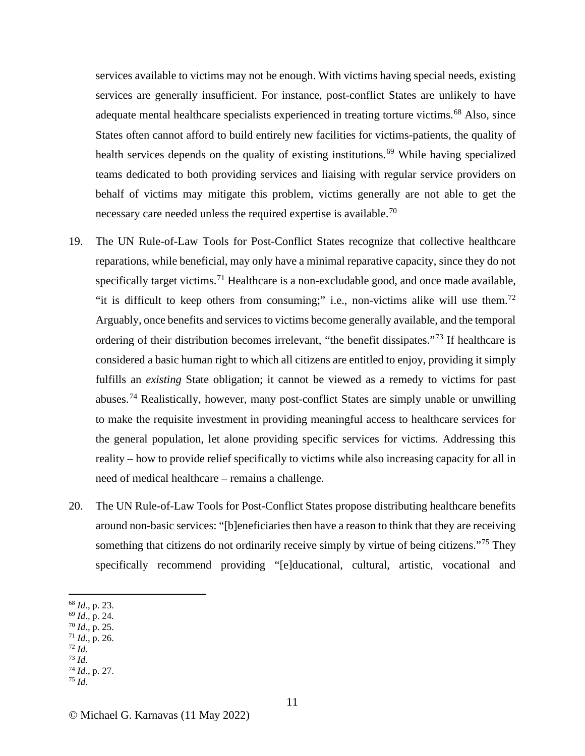services available to victims may not be enough. With victims having special needs, existing services are generally insufficient. For instance, post-conflict States are unlikely to have adequate mental healthcare specialists experienced in treating torture victims.[68] Also, since States often cannot afford to build entirely new facilities for victims-patients, the quality of health services depends on the quality of existing institutions.[69] While having specialized teams dedicated to both providing services and liaising with regular service providers on behalf of victims may mitigate this problem, victims generally are not able to get the necessary care needed unless the required expertise is available.[70]

19. The UN Rule-of-Law Tools for Post-Conflict States recognize that collective healthcare reparations, while beneficial, may only have a minimal reparative capacity, since they do not specifically target victims.[71] Healthcare is a non-excludable good, and once made available, "it is difficult to keep others from consuming;" i.e., non-victims alike will use them.[72] Arguably, once benefits and services to victims become generally available, and the temporal ordering of their distribution becomes irrelevant, "the benefit dissipates."[73] If healthcare is considered a basic human right to which all citizens are entitled to enjoy, providing it simply fulfills an *existing* State obligation; it cannot be viewed as a remedy to victims for past abuses.[74] Realistically, however, many post-conflict States are simply unable or unwilling to make the requisite investment in providing meaningful access to healthcare services for the general population, let alone providing specific services for victims. Addressing this reality – how to provide relief specifically to victims while also increasing capacity for all in need of medical healthcare – remains a challenge.

20. The UN Rule-of-Law Tools for Post-Conflict States propose distributing healthcare benefits around non-basic services: "[b]eneficiaries then have a reason to think that they are receiving something that citizens do not ordinarily receive simply by virtue of being citizens."[75] They specifically recommend providing "[e]ducational, cultural, artistic, vocational and

---

[68] *Id.*, p. 23.
[69] *Id.*, p. 24.
[70] *Id.*, p. 25.
[71] *Id.*, p. 26.
[72] *Id.*
[73] *Id.*
[74] *Id.*, p. 27.
[75] *Id.*

© Michael G. Karnavas (11 May 2022)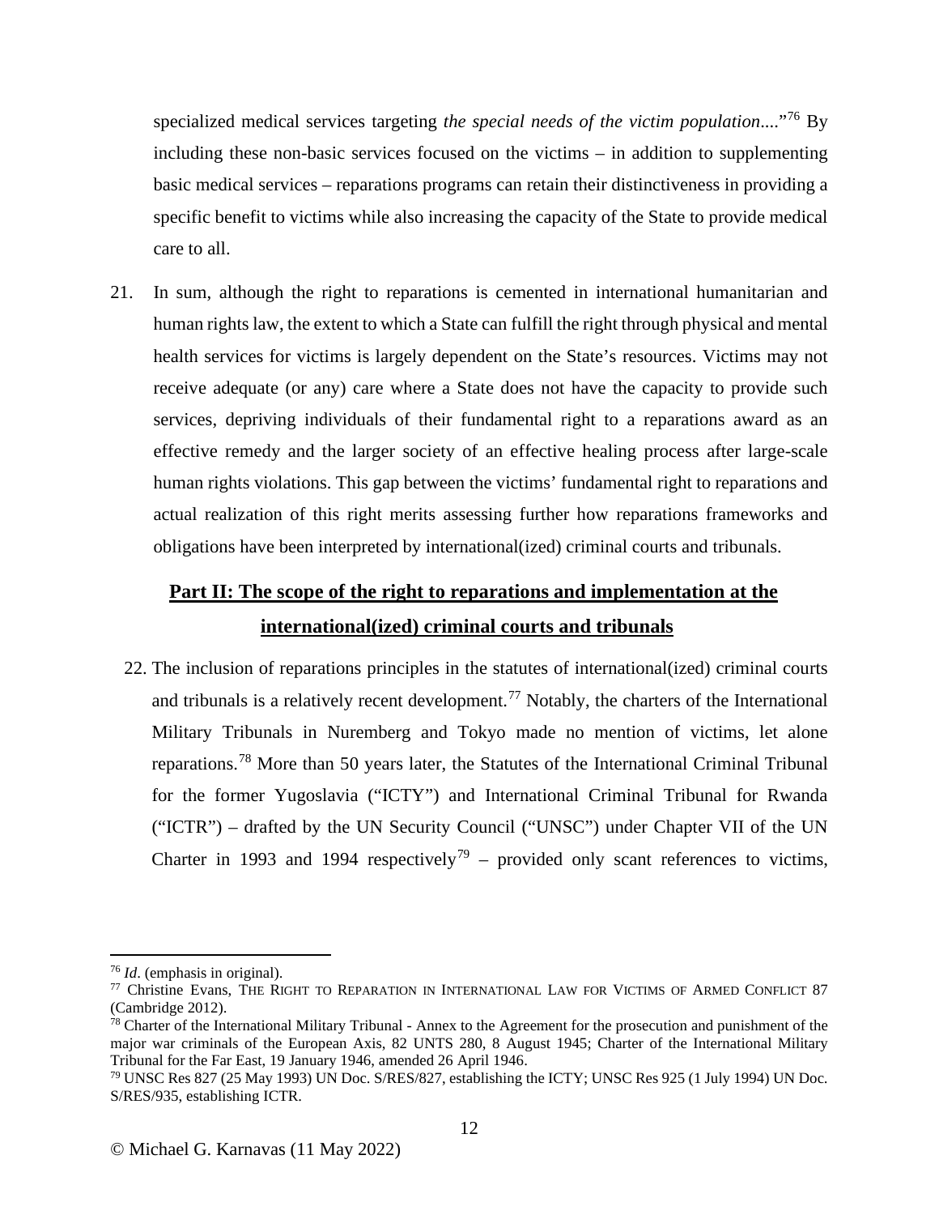specialized medical services targeting *the special needs of the victim population*...."[76] By including these non-basic services focused on the victims – in addition to supplementing basic medical services – reparations programs can retain their distinctiveness in providing a specific benefit to victims while also increasing the capacity of the State to provide medical care to all.

21. In sum, although the right to reparations is cemented in international humanitarian and human rights law, the extent to which a State can fulfill the right through physical and mental health services for victims is largely dependent on the State's resources. Victims may not receive adequate (or any) care where a State does not have the capacity to provide such services, depriving individuals of their fundamental right to a reparations award as an effective remedy and the larger society of an effective healing process after large-scale human rights violations. This gap between the victims' fundamental right to reparations and actual realization of this right merits assessing further how reparations frameworks and obligations have been interpreted by international(ized) criminal courts and tribunals.

## Part II: The scope of the right to reparations and implementation at the international(ized) criminal courts and tribunals

22. The inclusion of reparations principles in the statutes of international(ized) criminal courts and tribunals is a relatively recent development.[77] Notably, the charters of the International Military Tribunals in Nuremberg and Tokyo made no mention of victims, let alone reparations.[78] More than 50 years later, the Statutes of the International Criminal Tribunal for the former Yugoslavia ("ICTY") and International Criminal Tribunal for Rwanda ("ICTR") – drafted by the UN Security Council ("UNSC") under Chapter VII of the UN Charter in 1993 and 1994 respectively[79] – provided only scant references to victims,

---

[76] *Id*. (emphasis in original).

[77] Christine Evans, THE RIGHT TO REPARATION IN INTERNATIONAL LAW FOR VICTIMS OF ARMED CONFLICT 87 (Cambridge 2012).

[78] Charter of the International Military Tribunal - Annex to the Agreement for the prosecution and punishment of the major war criminals of the European Axis, 82 UNTS 280, 8 August 1945; Charter of the International Military Tribunal for the Far East, 19 January 1946, amended 26 April 1946.

[79] UNSC Res 827 (25 May 1993) UN Doc. S/RES/827, establishing the ICTY; UNSC Res 925 (1 July 1994) UN Doc. S/RES/935, establishing ICTR.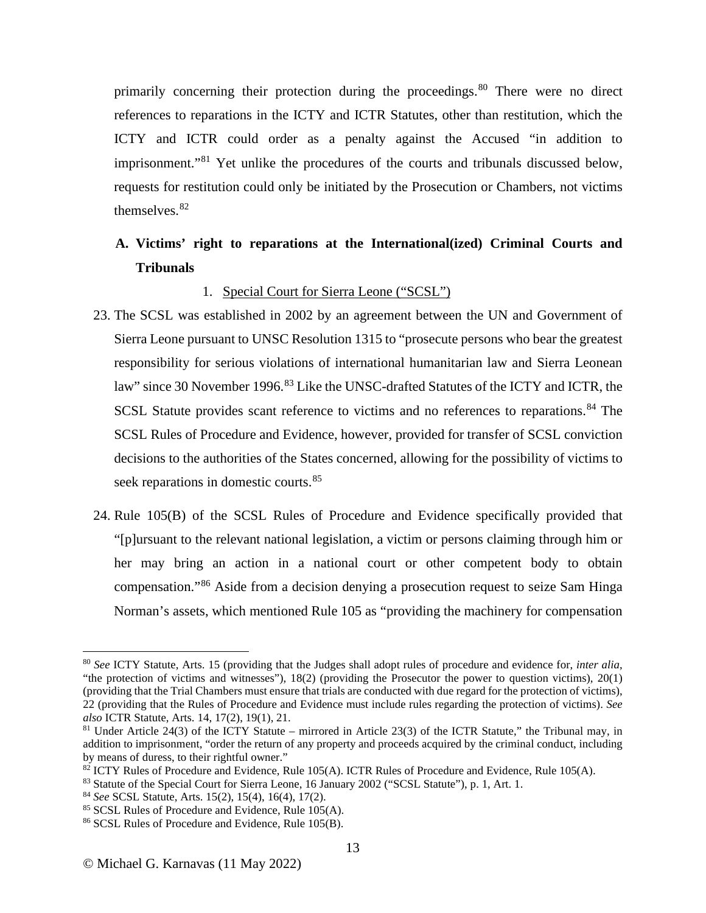primarily concerning their protection during the proceedings.[80] There were no direct references to reparations in the ICTY and ICTR Statutes, other than restitution, which the ICTY and ICTR could order as a penalty against the Accused "in addition to imprisonment."[81] Yet unlike the procedures of the courts and tribunals discussed below, requests for restitution could only be initiated by the Prosecution or Chambers, not victims themselves.[82]

## A. Victims' right to reparations at the International(ized) Criminal Courts and Tribunals

### 1. Special Court for Sierra Leone ("SCSL")

23. The SCSL was established in 2002 by an agreement between the UN and Government of Sierra Leone pursuant to UNSC Resolution 1315 to "prosecute persons who bear the greatest responsibility for serious violations of international humanitarian law and Sierra Leonean law" since 30 November 1996.[83] Like the UNSC-drafted Statutes of the ICTY and ICTR, the SCSL Statute provides scant reference to victims and no references to reparations.[84] The SCSL Rules of Procedure and Evidence, however, provided for transfer of SCSL conviction decisions to the authorities of the States concerned, allowing for the possibility of victims to seek reparations in domestic courts.[85]

24. Rule 105(B) of the SCSL Rules of Procedure and Evidence specifically provided that "[p]ursuant to the relevant national legislation, a victim or persons claiming through him or her may bring an action in a national court or other competent body to obtain compensation."[86] Aside from a decision denying a prosecution request to seize Sam Hinga Norman's assets, which mentioned Rule 105 as "providing the machinery for compensation

---

[80] *See* ICTY Statute, Arts. 15 (providing that the Judges shall adopt rules of procedure and evidence for, *inter alia*, "the protection of victims and witnesses"), 18(2) (providing the Prosecutor the power to question victims), 20(1) (providing that the Trial Chambers must ensure that trials are conducted with due regard for the protection of victims), 22 (providing that the Rules of Procedure and Evidence must include rules regarding the protection of victims). *See also* ICTR Statute, Arts. 14, 17(2), 19(1), 21.

[81] Under Article 24(3) of the ICTY Statute – mirrored in Article 23(3) of the ICTR Statute," the Tribunal may, in addition to imprisonment, "order the return of any property and proceeds acquired by the criminal conduct, including by means of duress, to their rightful owner."

[82] ICTY Rules of Procedure and Evidence, Rule 105(A). ICTR Rules of Procedure and Evidence, Rule 105(A).

[83] Statute of the Special Court for Sierra Leone, 16 January 2002 ("SCSL Statute"), p. 1, Art. 1.

[84] *See* SCSL Statute, Arts. 15(2), 15(4), 16(4), 17(2).

[85] SCSL Rules of Procedure and Evidence, Rule 105(A).

[86] SCSL Rules of Procedure and Evidence, Rule 105(B).

© Michael G. Karnavas (11 May 2022)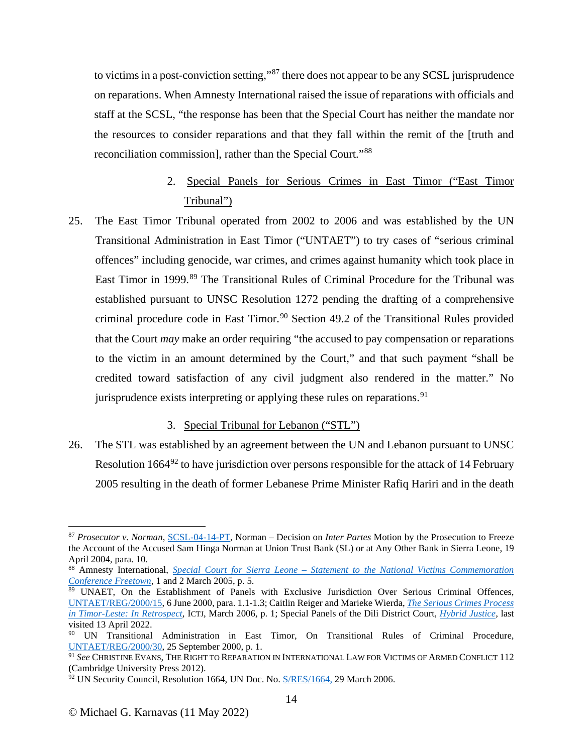to victims in a post-conviction setting,"[87] there does not appear to be any SCSL jurisprudence on reparations. When Amnesty International raised the issue of reparations with officials and staff at the SCSL, "the response has been that the Special Court has neither the mandate nor the resources to consider reparations and that they fall within the remit of the [truth and reconciliation commission], rather than the Special Court."[88]

2. <u>Special Panels for Serious Crimes in East Timor ("East Timor Tribunal")</u>

25. The East Timor Tribunal operated from 2002 to 2006 and was established by the UN Transitional Administration in East Timor ("UNTAET") to try cases of "serious criminal offences" including genocide, war crimes, and crimes against humanity which took place in East Timor in 1999.[89] The Transitional Rules of Criminal Procedure for the Tribunal was established pursuant to UNSC Resolution 1272 pending the drafting of a comprehensive criminal procedure code in East Timor.[90] Section 49.2 of the Transitional Rules provided that the Court *may* make an order requiring "the accused to pay compensation or reparations to the victim in an amount determined by the Court," and that such payment "shall be credited toward satisfaction of any civil judgment also rendered in the matter." No jurisprudence exists interpreting or applying these rules on reparations.[91]

3. <u>Special Tribunal for Lebanon ("STL")</u>

26. The STL was established by an agreement between the UN and Lebanon pursuant to UNSC Resolution 1664[92] to have jurisdiction over persons responsible for the attack of 14 February 2005 resulting in the death of former Lebanese Prime Minister Rafiq Hariri and in the death

---

[87] *Prosecutor v. Norman*, SCSL-04-14-PT, Norman – Decision on *Inter Partes* Motion by the Prosecution to Freeze the Account of the Accused Sam Hinga Norman at Union Trust Bank (SL) or at Any Other Bank in Sierra Leone, 19 April 2004, para. 10.

[88] Amnesty International, *Special Court for Sierra Leone – Statement to the National Victims Commemoration Conference Freetown*, 1 and 2 March 2005, p. 5.

[89] UNAET, On the Establishment of Panels with Exclusive Jurisdiction Over Serious Criminal Offences, UNTAET/REG/2000/15, 6 June 2000, para. 1.1-1.3; Caitlin Reiger and Marieke Wierda, *The Serious Crimes Process in Timor-Leste: In Retrospect*, ICTJ, March 2006, p. 1; Special Panels of the Dili District Court, *Hybrid Justice*, last visited 13 April 2022.

[90] UN Transitional Administration in East Timor, On Transitional Rules of Criminal Procedure, UNTAET/REG/2000/30, 25 September 2000, p. 1.

[91] *See* CHRISTINE EVANS, THE RIGHT TO REPARATION IN INTERNATIONAL LAW FOR VICTIMS OF ARMED CONFLICT 112 (Cambridge University Press 2012).

[92] UN Security Council, Resolution 1664, UN Doc. No. S/RES/1664, 29 March 2006.

© Michael G. Karnavas (11 May 2022)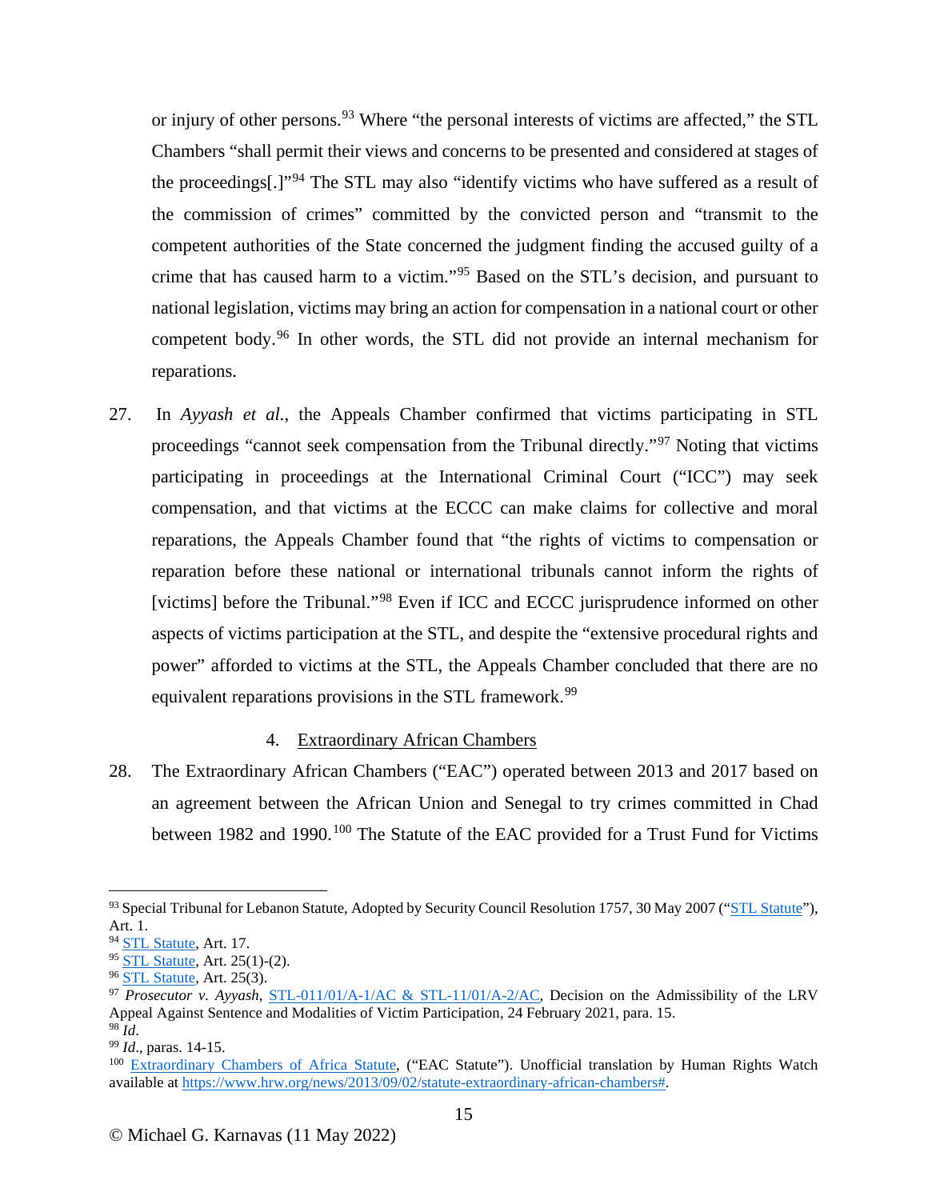or injury of other persons.[93] Where "the personal interests of victims are affected," the STL Chambers "shall permit their views and concerns to be presented and considered at stages of the proceedings[.]"[94] The STL may also "identify victims who have suffered as a result of the commission of crimes" committed by the convicted person and "transmit to the competent authorities of the State concerned the judgment finding the accused guilty of a crime that has caused harm to a victim."[95] Based on the STL's decision, and pursuant to national legislation, victims may bring an action for compensation in a national court or other competent body.[96] In other words, the STL did not provide an internal mechanism for reparations.

27. In *Ayyash et al.*, the Appeals Chamber confirmed that victims participating in STL proceedings "cannot seek compensation from the Tribunal directly."[97] Noting that victims participating in proceedings at the International Criminal Court ("ICC") may seek compensation, and that victims at the ECCC can make claims for collective and moral reparations, the Appeals Chamber found that "the rights of victims to compensation or reparation before these national or international tribunals cannot inform the rights of [victims] before the Tribunal."[98] Even if ICC and ECCC jurisprudence informed on other aspects of victims participation at the STL, and despite the "extensive procedural rights and power" afforded to victims at the STL, the Appeals Chamber concluded that there are no equivalent reparations provisions in the STL framework.[99]

#### 4. Extraordinary African Chambers

28. The Extraordinary African Chambers ("EAC") operated between 2013 and 2017 based on an agreement between the African Union and Senegal to try crimes committed in Chad between 1982 and 1990.[100] The Statute of the EAC provided for a Trust Fund for Victims

---

[93] Special Tribunal for Lebanon Statute, Adopted by Security Council Resolution 1757, 30 May 2007 ("STL Statute"), Art. 1.

[94] STL Statute, Art. 17.

[95] STL Statute, Art. 25(1)-(2).

[96] STL Statute, Art. 25(3).

[97] *Prosecutor v. Ayyash*, STL-011/01/A-1/AC & STL-11/01/A-2/AC, Decision on the Admissibility of the LRV Appeal Against Sentence and Modalities of Victim Participation, 24 February 2021, para. 15.

[98] *Id.*

[99] *Id.*, paras. 14-15.

[100] Extraordinary Chambers of Africa Statute, ("EAC Statute"). Unofficial translation by Human Rights Watch available at https://www.hrw.org/news/2013/09/02/statute-extraordinary-african-chambers#.

© Michael G. Karnavas (11 May 2022)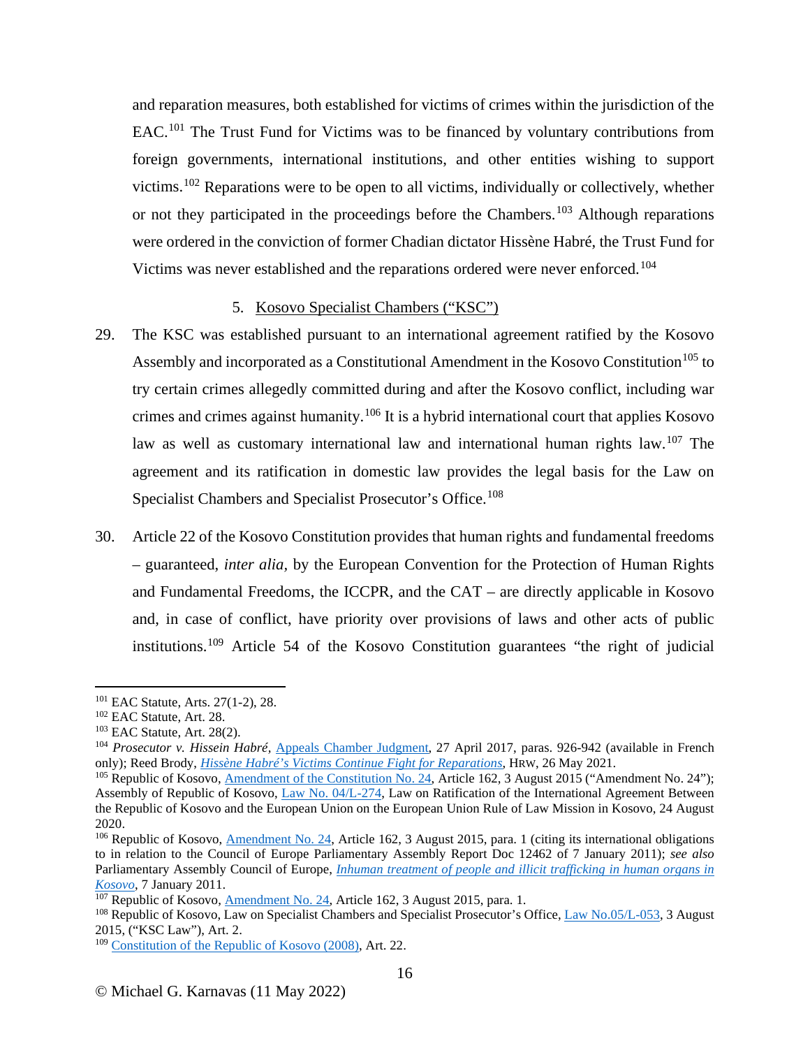and reparation measures, both established for victims of crimes within the jurisdiction of the EAC.[101] The Trust Fund for Victims was to be financed by voluntary contributions from foreign governments, international institutions, and other entities wishing to support victims.[102] Reparations were to be open to all victims, individually or collectively, whether or not they participated in the proceedings before the Chambers.[103] Although reparations were ordered in the conviction of former Chadian dictator Hissène Habré, the Trust Fund for Victims was never established and the reparations ordered were never enforced.[104]

5. Kosovo Specialist Chambers ("KSC")

29. The KSC was established pursuant to an international agreement ratified by the Kosovo Assembly and incorporated as a Constitutional Amendment in the Kosovo Constitution[105] to try certain crimes allegedly committed during and after the Kosovo conflict, including war crimes and crimes against humanity.[106] It is a hybrid international court that applies Kosovo law as well as customary international law and international human rights law.[107] The agreement and its ratification in domestic law provides the legal basis for the Law on Specialist Chambers and Specialist Prosecutor's Office.[108]

30. Article 22 of the Kosovo Constitution provides that human rights and fundamental freedoms – guaranteed, *inter alia,* by the European Convention for the Protection of Human Rights and Fundamental Freedoms, the ICCPR, and the CAT – are directly applicable in Kosovo and, in case of conflict, have priority over provisions of laws and other acts of public institutions.[109] Article 54 of the Kosovo Constitution guarantees "the right of judicial

---

[101] EAC Statute, Arts. 27(1-2), 28.
[102] EAC Statute, Art. 28.
[103] EAC Statute, Art. 28(2).
[104] *Prosecutor v. Hissein Habré*, Appeals Chamber Judgment, 27 April 2017, paras. 926-942 (available in French only); Reed Brody, *Hissène Habré's Victims Continue Fight for Reparations*, HRW, 26 May 2021.
[105] Republic of Kosovo, Amendment of the Constitution No. 24, Article 162, 3 August 2015 ("Amendment No. 24"); Assembly of Republic of Kosovo, Law No. 04/L-274, Law on Ratification of the International Agreement Between the Republic of Kosovo and the European Union on the European Union Rule of Law Mission in Kosovo, 24 August 2020.
[106] Republic of Kosovo, Amendment No. 24, Article 162, 3 August 2015, para. 1 (citing its international obligations to in relation to the Council of Europe Parliamentary Assembly Report Doc 12462 of 7 January 2011); *see also* Parliamentary Assembly Council of Europe, *Inhuman treatment of people and illicit trafficking in human organs in Kosovo*, 7 January 2011.
[107] Republic of Kosovo, Amendment No. 24, Article 162, 3 August 2015, para. 1.
[108] Republic of Kosovo, Law on Specialist Chambers and Specialist Prosecutor's Office, Law No.05/L-053, 3 August 2015, ("KSC Law"), Art. 2.
[109] Constitution of the Republic of Kosovo (2008), Art. 22.

© Michael G. Karnavas (11 May 2022)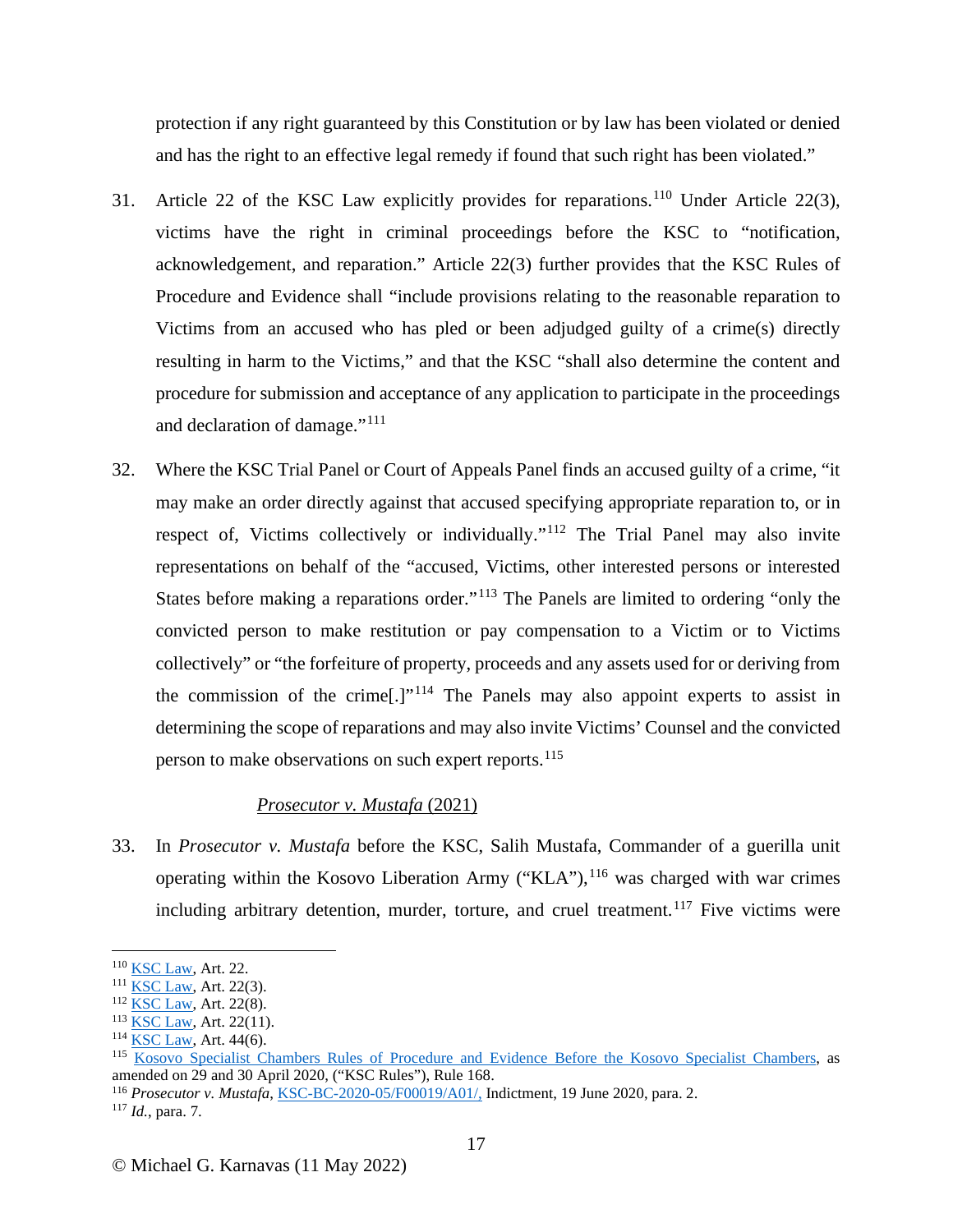protection if any right guaranteed by this Constitution or by law has been violated or denied and has the right to an effective legal remedy if found that such right has been violated."

31. Article 22 of the KSC Law explicitly provides for reparations.[110] Under Article 22(3), victims have the right in criminal proceedings before the KSC to "notification, acknowledgement, and reparation." Article 22(3) further provides that the KSC Rules of Procedure and Evidence shall "include provisions relating to the reasonable reparation to Victims from an accused who has pled or been adjudged guilty of a crime(s) directly resulting in harm to the Victims," and that the KSC "shall also determine the content and procedure for submission and acceptance of any application to participate in the proceedings and declaration of damage."[111]

32. Where the KSC Trial Panel or Court of Appeals Panel finds an accused guilty of a crime, "it may make an order directly against that accused specifying appropriate reparation to, or in respect of, Victims collectively or individually."[112] The Trial Panel may also invite representations on behalf of the "accused, Victims, other interested persons or interested States before making a reparations order."[113] The Panels are limited to ordering "only the convicted person to make restitution or pay compensation to a Victim or to Victims collectively" or "the forfeiture of property, proceeds and any assets used for or deriving from the commission of the crime[.]"[114] The Panels may also appoint experts to assist in determining the scope of reparations and may also invite Victims' Counsel and the convicted person to make observations on such expert reports.[115]

<u>*Prosecutor v. Mustafa* (2021)</u>

33. In *Prosecutor v. Mustafa* before the KSC, Salih Mustafa, Commander of a guerilla unit operating within the Kosovo Liberation Army ("KLA"),[116] was charged with war crimes including arbitrary detention, murder, torture, and cruel treatment.[117] Five victims were

---

[110] KSC Law, Art. 22.
[111] KSC Law, Art. 22(3).
[112] KSC Law, Art. 22(8).
[113] KSC Law, Art. 22(11).
[114] KSC Law, Art. 44(6).
[115] Kosovo Specialist Chambers Rules of Procedure and Evidence Before the Kosovo Specialist Chambers, as amended on 29 and 30 April 2020, ("KSC Rules"), Rule 168.
[116] *Prosecutor v. Mustafa*, KSC-BC-2020-05/F00019/A01/, Indictment, 19 June 2020, para. 2.
[117] *Id.*, para. 7.

© Michael G. Karnavas (11 May 2022)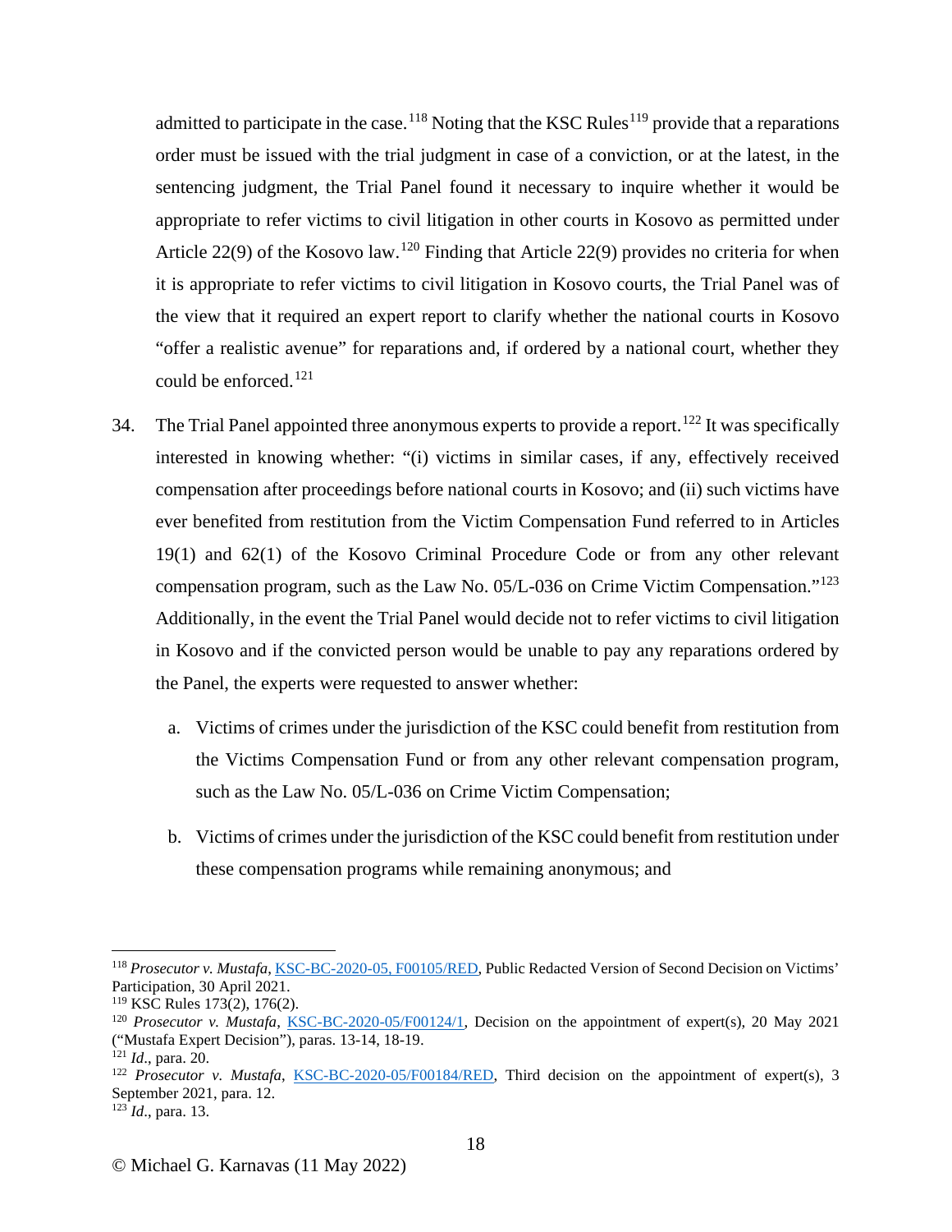admitted to participate in the case.[118] Noting that the KSC Rules[119] provide that a reparations order must be issued with the trial judgment in case of a conviction, or at the latest, in the sentencing judgment, the Trial Panel found it necessary to inquire whether it would be appropriate to refer victims to civil litigation in other courts in Kosovo as permitted under Article 22(9) of the Kosovo law.[120] Finding that Article 22(9) provides no criteria for when it is appropriate to refer victims to civil litigation in Kosovo courts, the Trial Panel was of the view that it required an expert report to clarify whether the national courts in Kosovo "offer a realistic avenue" for reparations and, if ordered by a national court, whether they could be enforced.[121]

34. The Trial Panel appointed three anonymous experts to provide a report.[122] It was specifically interested in knowing whether: "(i) victims in similar cases, if any, effectively received compensation after proceedings before national courts in Kosovo; and (ii) such victims have ever benefited from restitution from the Victim Compensation Fund referred to in Articles 19(1) and 62(1) of the Kosovo Criminal Procedure Code or from any other relevant compensation program, such as the Law No. 05/L-036 on Crime Victim Compensation."[123] Additionally, in the event the Trial Panel would decide not to refer victims to civil litigation in Kosovo and if the convicted person would be unable to pay any reparations ordered by the Panel, the experts were requested to answer whether:

   a. Victims of crimes under the jurisdiction of the KSC could benefit from restitution from the Victims Compensation Fund or from any other relevant compensation program, such as the Law No. 05/L-036 on Crime Victim Compensation;

   b. Victims of crimes under the jurisdiction of the KSC could benefit from restitution under these compensation programs while remaining anonymous; and

---

[118] *Prosecutor v. Mustafa*, KSC-BC-2020-05, F00105/RED, Public Redacted Version of Second Decision on Victims' Participation, 30 April 2021.

[119] KSC Rules 173(2), 176(2).

[120] *Prosecutor v. Mustafa*, KSC-BC-2020-05/F00124/1, Decision on the appointment of expert(s), 20 May 2021 ("Mustafa Expert Decision"), paras. 13-14, 18-19.

[121] *Id*., para. 20.

[122] *Prosecutor v. Mustafa*, KSC-BC-2020-05/F00184/RED, Third decision on the appointment of expert(s), 3 September 2021, para. 12.

[123] *Id*., para. 13.

© Michael G. Karnavas (11 May 2022)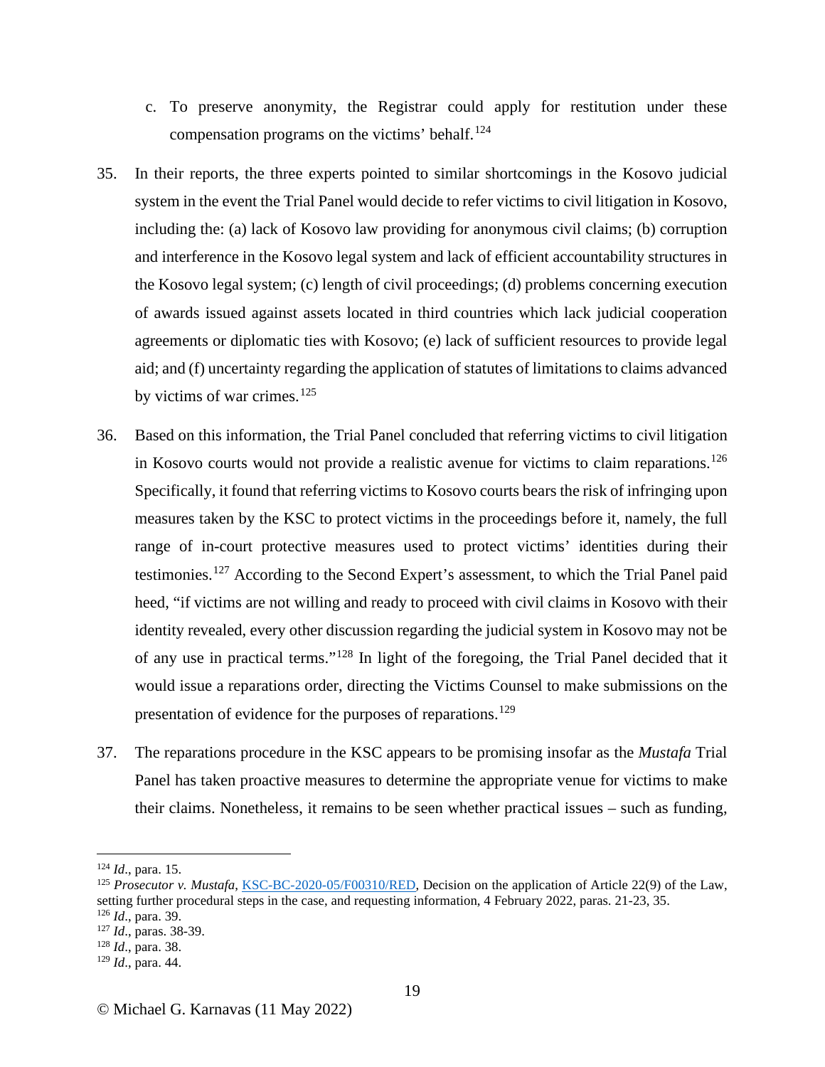c. To preserve anonymity, the Registrar could apply for restitution under these compensation programs on the victims' behalf.[124]

35. In their reports, the three experts pointed to similar shortcomings in the Kosovo judicial system in the event the Trial Panel would decide to refer victims to civil litigation in Kosovo, including the: (a) lack of Kosovo law providing for anonymous civil claims; (b) corruption and interference in the Kosovo legal system and lack of efficient accountability structures in the Kosovo legal system; (c) length of civil proceedings; (d) problems concerning execution of awards issued against assets located in third countries which lack judicial cooperation agreements or diplomatic ties with Kosovo; (e) lack of sufficient resources to provide legal aid; and (f) uncertainty regarding the application of statutes of limitations to claims advanced by victims of war crimes.[125]

36. Based on this information, the Trial Panel concluded that referring victims to civil litigation in Kosovo courts would not provide a realistic avenue for victims to claim reparations.[126] Specifically, it found that referring victims to Kosovo courts bears the risk of infringing upon measures taken by the KSC to protect victims in the proceedings before it, namely, the full range of in-court protective measures used to protect victims' identities during their testimonies.[127] According to the Second Expert's assessment, to which the Trial Panel paid heed, "if victims are not willing and ready to proceed with civil claims in Kosovo with their identity revealed, every other discussion regarding the judicial system in Kosovo may not be of any use in practical terms."[128] In light of the foregoing, the Trial Panel decided that it would issue a reparations order, directing the Victims Counsel to make submissions on the presentation of evidence for the purposes of reparations.[129]

37. The reparations procedure in the KSC appears to be promising insofar as the *Mustafa* Trial Panel has taken proactive measures to determine the appropriate venue for victims to make their claims. Nonetheless, it remains to be seen whether practical issues – such as funding,

---

[124] *Id*., para. 15.

[125] *Prosecutor v. Mustafa*, KSC-BC-2020-05/F00310/RED, Decision on the application of Article 22(9) of the Law, setting further procedural steps in the case, and requesting information, 4 February 2022, paras. 21-23, 35.

[126] *Id*., para. 39.

[127] *Id*., paras. 38-39.

[128] *Id*., para. 38.

[129] *Id*., para. 44.

© Michael G. Karnavas (11 May 2022)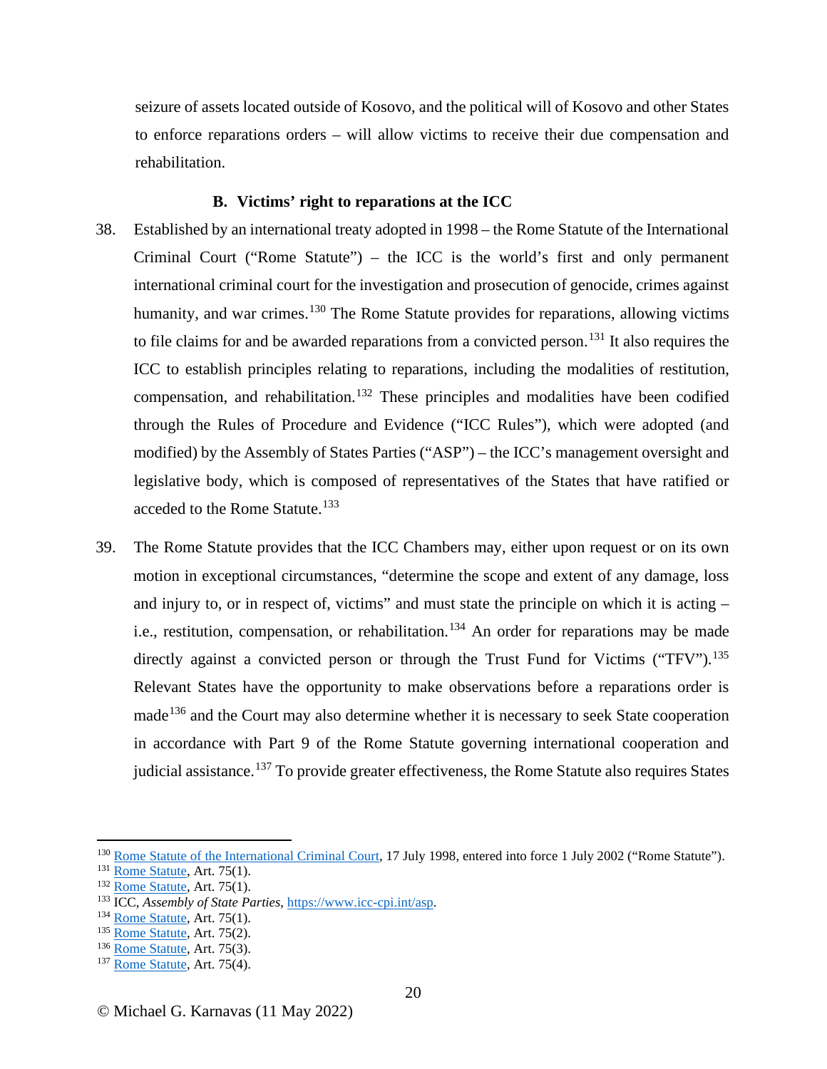seizure of assets located outside of Kosovo, and the political will of Kosovo and other States to enforce reparations orders – will allow victims to receive their due compensation and rehabilitation.

### B. Victims' right to reparations at the ICC

38. Established by an international treaty adopted in 1998 – the Rome Statute of the International Criminal Court ("Rome Statute") – the ICC is the world's first and only permanent international criminal court for the investigation and prosecution of genocide, crimes against humanity, and war crimes.[130] The Rome Statute provides for reparations, allowing victims to file claims for and be awarded reparations from a convicted person.[131] It also requires the ICC to establish principles relating to reparations, including the modalities of restitution, compensation, and rehabilitation.[132] These principles and modalities have been codified through the Rules of Procedure and Evidence ("ICC Rules"), which were adopted (and modified) by the Assembly of States Parties ("ASP") – the ICC's management oversight and legislative body, which is composed of representatives of the States that have ratified or acceded to the Rome Statute.[133]

39. The Rome Statute provides that the ICC Chambers may, either upon request or on its own motion in exceptional circumstances, "determine the scope and extent of any damage, loss and injury to, or in respect of, victims" and must state the principle on which it is acting – i.e., restitution, compensation, or rehabilitation.[134] An order for reparations may be made directly against a convicted person or through the Trust Fund for Victims ("TFV").[135] Relevant States have the opportunity to make observations before a reparations order is made[136] and the Court may also determine whether it is necessary to seek State cooperation in accordance with Part 9 of the Rome Statute governing international cooperation and judicial assistance.[137] To provide greater effectiveness, the Rome Statute also requires States

---

[130] Rome Statute of the International Criminal Court, 17 July 1998, entered into force 1 July 2002 ("Rome Statute").
[131] Rome Statute, Art. 75(1).
[132] Rome Statute, Art. 75(1).
[133] ICC, *Assembly of State Parties*, https://www.icc-cpi.int/asp.
[134] Rome Statute, Art. 75(1).
[135] Rome Statute, Art. 75(2).
[136] Rome Statute, Art. 75(3).
[137] Rome Statute, Art. 75(4).

© Michael G. Karnavas (11 May 2022)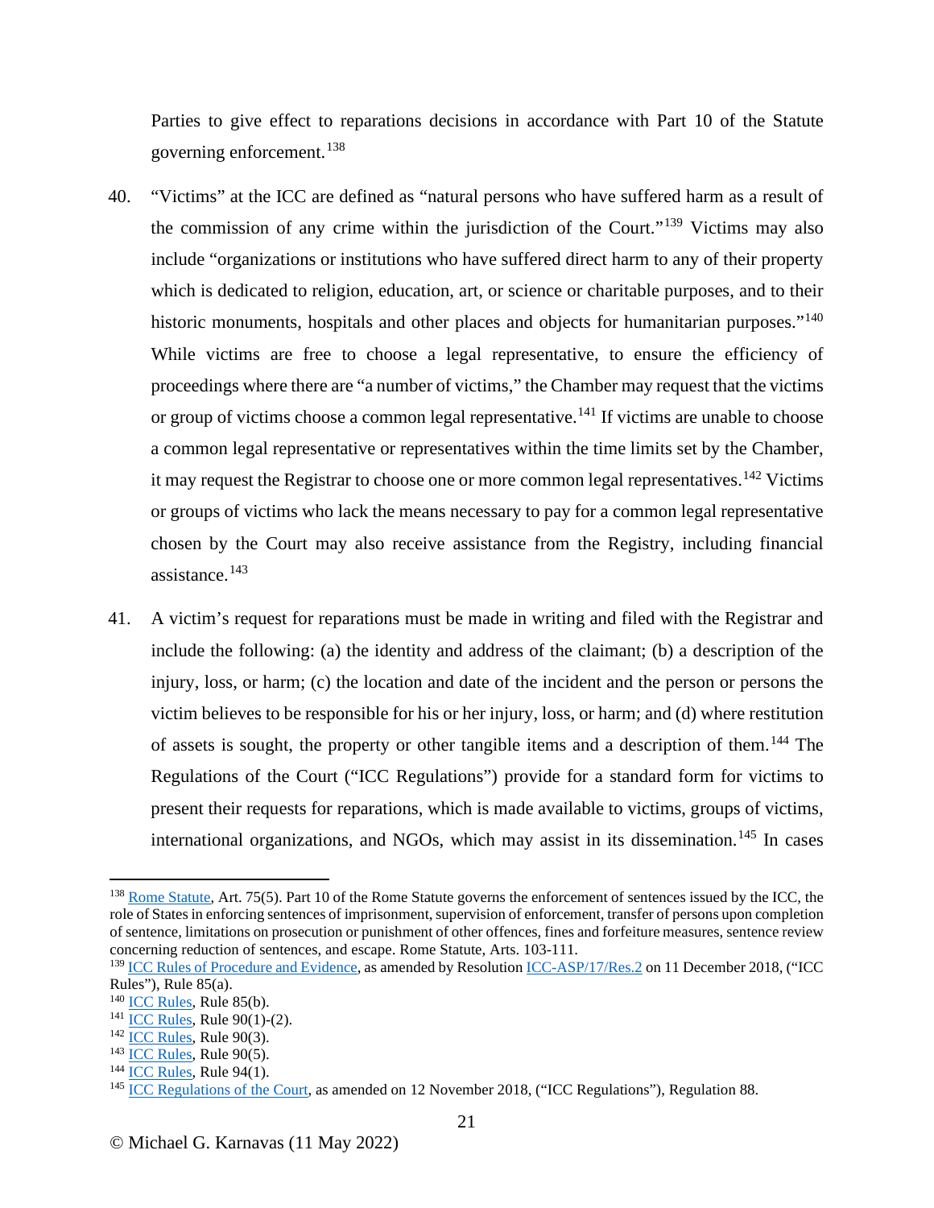Parties to give effect to reparations decisions in accordance with Part 10 of the Statute governing enforcement.[138]

40. "Victims" at the ICC are defined as "natural persons who have suffered harm as a result of the commission of any crime within the jurisdiction of the Court."[139] Victims may also include "organizations or institutions who have suffered direct harm to any of their property which is dedicated to religion, education, art, or science or charitable purposes, and to their historic monuments, hospitals and other places and objects for humanitarian purposes."[140] While victims are free to choose a legal representative, to ensure the efficiency of proceedings where there are "a number of victims," the Chamber may request that the victims or group of victims choose a common legal representative.[141] If victims are unable to choose a common legal representative or representatives within the time limits set by the Chamber, it may request the Registrar to choose one or more common legal representatives.[142] Victims or groups of victims who lack the means necessary to pay for a common legal representative chosen by the Court may also receive assistance from the Registry, including financial assistance.[143]

41. A victim's request for reparations must be made in writing and filed with the Registrar and include the following: (a) the identity and address of the claimant; (b) a description of the injury, loss, or harm; (c) the location and date of the incident and the person or persons the victim believes to be responsible for his or her injury, loss, or harm; and (d) where restitution of assets is sought, the property or other tangible items and a description of them.[144] The Regulations of the Court ("ICC Regulations") provide for a standard form for victims to present their requests for reparations, which is made available to victims, groups of victims, international organizations, and NGOs, which may assist in its dissemination.[145] In cases

---

[138] Rome Statute, Art. 75(5). Part 10 of the Rome Statute governs the enforcement of sentences issued by the ICC, the role of States in enforcing sentences of imprisonment, supervision of enforcement, transfer of persons upon completion of sentence, limitations on prosecution or punishment of other offences, fines and forfeiture measures, sentence review concerning reduction of sentences, and escape. Rome Statute, Arts. 103-111.

[139] ICC Rules of Procedure and Evidence, as amended by Resolution ICC-ASP/17/Res.2 on 11 December 2018, ("ICC Rules"), Rule 85(a).

[140] ICC Rules, Rule 85(b).

[141] ICC Rules, Rule 90(1)-(2).

[142] ICC Rules, Rule 90(3).

[143] ICC Rules, Rule 90(5).

[144] ICC Rules, Rule 94(1).

[145] ICC Regulations of the Court, as amended on 12 November 2018, ("ICC Regulations"), Regulation 88.

© Michael G. Karnavas (11 May 2022)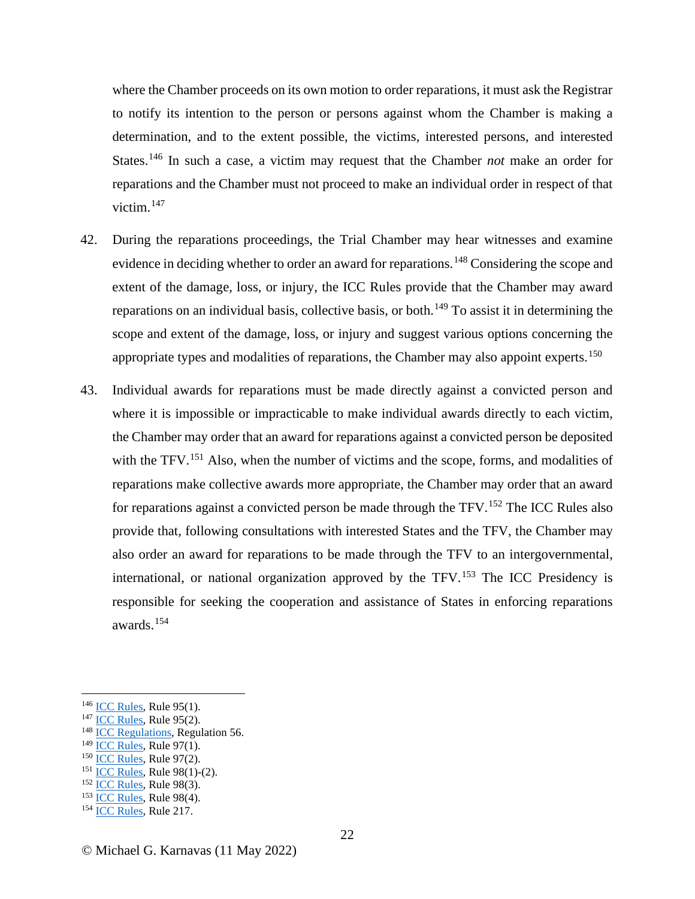where the Chamber proceeds on its own motion to order reparations, it must ask the Registrar to notify its intention to the person or persons against whom the Chamber is making a determination, and to the extent possible, the victims, interested persons, and interested States.[146] In such a case, a victim may request that the Chamber *not* make an order for reparations and the Chamber must not proceed to make an individual order in respect of that victim.[147]

42. During the reparations proceedings, the Trial Chamber may hear witnesses and examine evidence in deciding whether to order an award for reparations.[148] Considering the scope and extent of the damage, loss, or injury, the ICC Rules provide that the Chamber may award reparations on an individual basis, collective basis, or both.[149] To assist it in determining the scope and extent of the damage, loss, or injury and suggest various options concerning the appropriate types and modalities of reparations, the Chamber may also appoint experts.[150]

43. Individual awards for reparations must be made directly against a convicted person and where it is impossible or impracticable to make individual awards directly to each victim, the Chamber may order that an award for reparations against a convicted person be deposited with the TFV.[151] Also, when the number of victims and the scope, forms, and modalities of reparations make collective awards more appropriate, the Chamber may order that an award for reparations against a convicted person be made through the TFV.[152] The ICC Rules also provide that, following consultations with interested States and the TFV, the Chamber may also order an award for reparations to be made through the TFV to an intergovernmental, international, or national organization approved by the TFV.[153] The ICC Presidency is responsible for seeking the cooperation and assistance of States in enforcing reparations awards.[154]

---

[146] ICC Rules, Rule 95(1).
[147] ICC Rules, Rule 95(2).
[148] ICC Regulations, Regulation 56.
[149] ICC Rules, Rule 97(1).
[150] ICC Rules, Rule 97(2).
[151] ICC Rules, Rule 98(1)-(2).
[152] ICC Rules, Rule 98(3).
[153] ICC Rules, Rule 98(4).
[154] ICC Rules, Rule 217.

© Michael G. Karnavas (11 May 2022)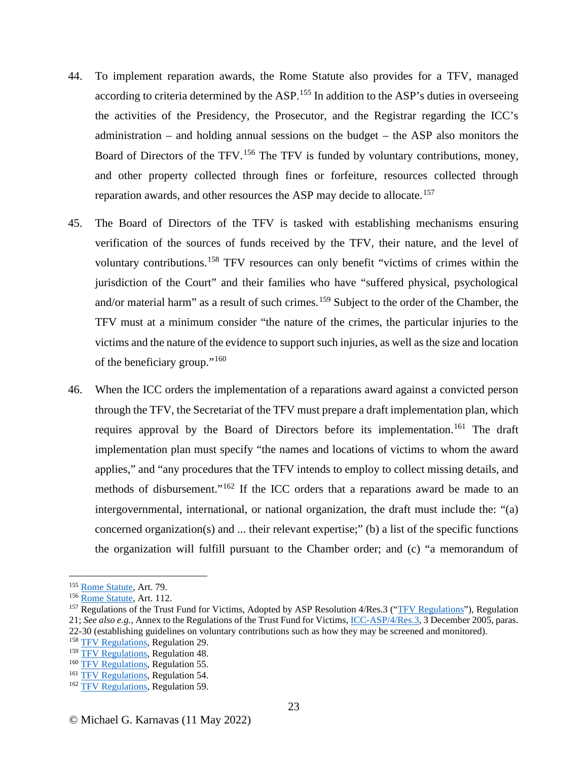44. To implement reparation awards, the Rome Statute also provides for a TFV, managed according to criteria determined by the ASP.[155] In addition to the ASP's duties in overseeing the activities of the Presidency, the Prosecutor, and the Registrar regarding the ICC's administration – and holding annual sessions on the budget – the ASP also monitors the Board of Directors of the TFV.[156] The TFV is funded by voluntary contributions, money, and other property collected through fines or forfeiture, resources collected through reparation awards, and other resources the ASP may decide to allocate.[157]

45. The Board of Directors of the TFV is tasked with establishing mechanisms ensuring verification of the sources of funds received by the TFV, their nature, and the level of voluntary contributions.[158] TFV resources can only benefit "victims of crimes within the jurisdiction of the Court" and their families who have "suffered physical, psychological and/or material harm" as a result of such crimes.[159] Subject to the order of the Chamber, the TFV must at a minimum consider "the nature of the crimes, the particular injuries to the victims and the nature of the evidence to support such injuries, as well as the size and location of the beneficiary group."[160]

46. When the ICC orders the implementation of a reparations award against a convicted person through the TFV, the Secretariat of the TFV must prepare a draft implementation plan, which requires approval by the Board of Directors before its implementation.[161] The draft implementation plan must specify "the names and locations of victims to whom the award applies," and "any procedures that the TFV intends to employ to collect missing details, and methods of disbursement."[162] If the ICC orders that a reparations award be made to an intergovernmental, international, or national organization, the draft must include the: "(a) concerned organization(s) and ... their relevant expertise;" (b) a list of the specific functions the organization will fulfill pursuant to the Chamber order; and (c) "a memorandum of

---

[155] Rome Statute, Art. 79.

[156] Rome Statute, Art. 112.

[157] Regulations of the Trust Fund for Victims, Adopted by ASP Resolution 4/Res.3 ("TFV Regulations"), Regulation 21; *See also e.g.*, Annex to the Regulations of the Trust Fund for Victims, ICC-ASP/4/Res.3, 3 December 2005, paras. 22-30 (establishing guidelines on voluntary contributions such as how they may be screened and monitored).

[158] TFV Regulations, Regulation 29.

[159] TFV Regulations, Regulation 48.

[160] TFV Regulations, Regulation 55.

[161] TFV Regulations, Regulation 54.

[162] TFV Regulations, Regulation 59.

© Michael G. Karnavas (11 May 2022)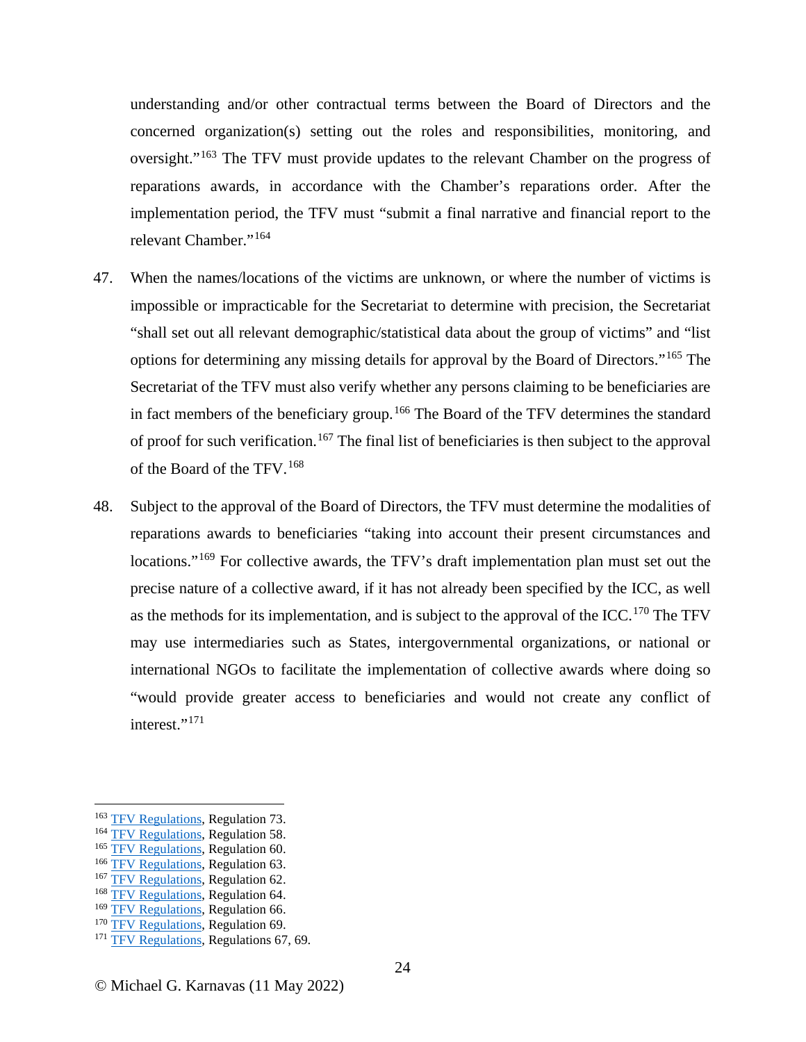understanding and/or other contractual terms between the Board of Directors and the concerned organization(s) setting out the roles and responsibilities, monitoring, and oversight."[163] The TFV must provide updates to the relevant Chamber on the progress of reparations awards, in accordance with the Chamber's reparations order. After the implementation period, the TFV must "submit a final narrative and financial report to the relevant Chamber."[164]

47. When the names/locations of the victims are unknown, or where the number of victims is impossible or impracticable for the Secretariat to determine with precision, the Secretariat "shall set out all relevant demographic/statistical data about the group of victims" and "list options for determining any missing details for approval by the Board of Directors."[165] The Secretariat of the TFV must also verify whether any persons claiming to be beneficiaries are in fact members of the beneficiary group.[166] The Board of the TFV determines the standard of proof for such verification.[167] The final list of beneficiaries is then subject to the approval of the Board of the TFV.[168]

48. Subject to the approval of the Board of Directors, the TFV must determine the modalities of reparations awards to beneficiaries "taking into account their present circumstances and locations."[169] For collective awards, the TFV's draft implementation plan must set out the precise nature of a collective award, if it has not already been specified by the ICC, as well as the methods for its implementation, and is subject to the approval of the ICC.[170] The TFV may use intermediaries such as States, intergovernmental organizations, or national or international NGOs to facilitate the implementation of collective awards where doing so "would provide greater access to beneficiaries and would not create any conflict of interest."[171]

---

[163] TFV Regulations, Regulation 73.
[164] TFV Regulations, Regulation 58.
[165] TFV Regulations, Regulation 60.
[166] TFV Regulations, Regulation 63.
[167] TFV Regulations, Regulation 62.
[168] TFV Regulations, Regulation 64.
[169] TFV Regulations, Regulation 66.
[170] TFV Regulations, Regulation 69.
[171] TFV Regulations, Regulations 67, 69.

© Michael G. Karnavas (11 May 2022)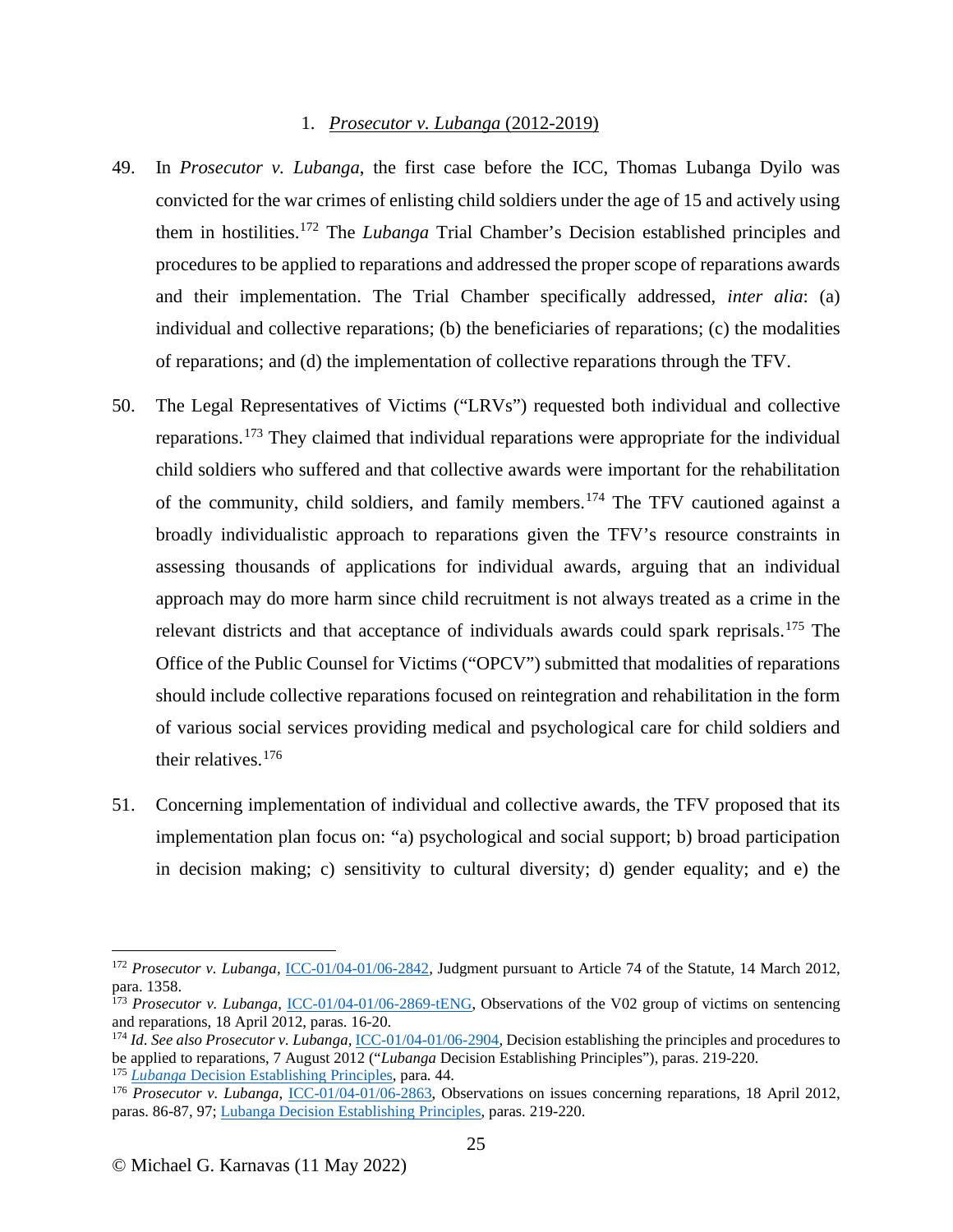### 1. *Prosecutor v. Lubanga* (2012-2019)

49. In *Prosecutor v. Lubanga*, the first case before the ICC, Thomas Lubanga Dyilo was convicted for the war crimes of enlisting child soldiers under the age of 15 and actively using them in hostilities.[172] The *Lubanga* Trial Chamber's Decision established principles and procedures to be applied to reparations and addressed the proper scope of reparations awards and their implementation. The Trial Chamber specifically addressed, *inter alia*: (a) individual and collective reparations; (b) the beneficiaries of reparations; (c) the modalities of reparations; and (d) the implementation of collective reparations through the TFV.

50. The Legal Representatives of Victims ("LRVs") requested both individual and collective reparations.[173] They claimed that individual reparations were appropriate for the individual child soldiers who suffered and that collective awards were important for the rehabilitation of the community, child soldiers, and family members.[174] The TFV cautioned against a broadly individualistic approach to reparations given the TFV's resource constraints in assessing thousands of applications for individual awards, arguing that an individual approach may do more harm since child recruitment is not always treated as a crime in the relevant districts and that acceptance of individuals awards could spark reprisals.[175] The Office of the Public Counsel for Victims ("OPCV") submitted that modalities of reparations should include collective reparations focused on reintegration and rehabilitation in the form of various social services providing medical and psychological care for child soldiers and their relatives.[176]

51. Concerning implementation of individual and collective awards, the TFV proposed that its implementation plan focus on: "a) psychological and social support; b) broad participation in decision making; c) sensitivity to cultural diversity; d) gender equality; and e) the

---

[172] *Prosecutor v. Lubanga*, ICC-01/04-01/06-2842, Judgment pursuant to Article 74 of the Statute, 14 March 2012, para. 1358.

[173] *Prosecutor v. Lubanga*, ICC-01/04-01/06-2869-tENG, Observations of the V02 group of victims on sentencing and reparations, 18 April 2012, paras. 16-20.

[174] *Id*. *See also Prosecutor v. Lubanga*, ICC-01/04-01/06-2904, Decision establishing the principles and procedures to be applied to reparations, 7 August 2012 ("*Lubanga* Decision Establishing Principles"), paras. 219-220.

[175] *Lubanga* Decision Establishing Principles, para. 44.

[176] *Prosecutor v. Lubanga*, ICC-01/04-01/06-2863, Observations on issues concerning reparations, 18 April 2012, paras. 86-87, 97; Lubanga Decision Establishing Principles, paras. 219-220.

© Michael G. Karnavas (11 May 2022)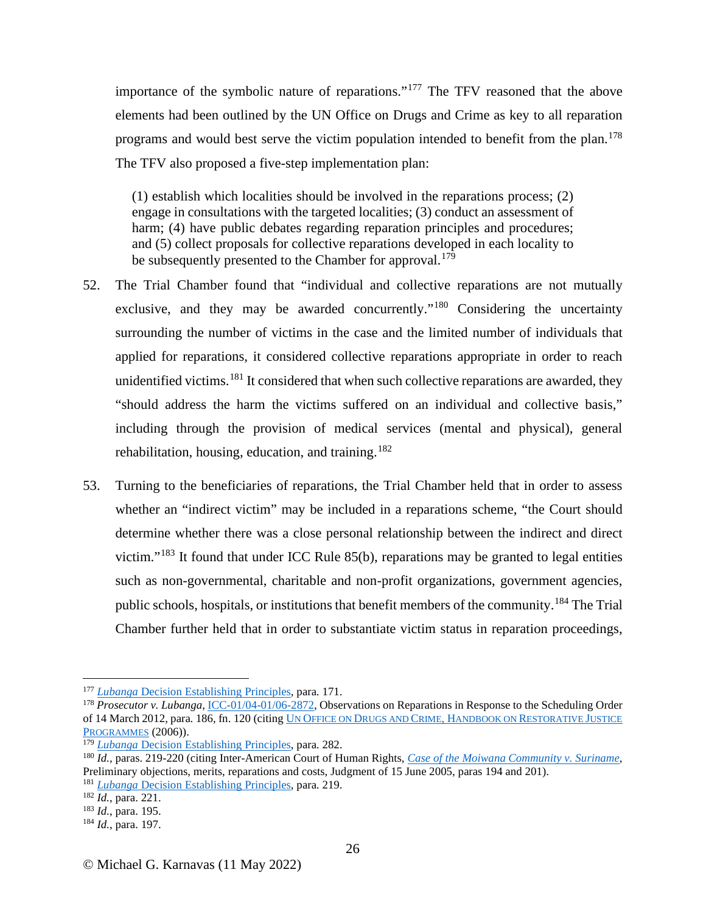importance of the symbolic nature of reparations."[177] The TFV reasoned that the above elements had been outlined by the UN Office on Drugs and Crime as key to all reparation programs and would best serve the victim population intended to benefit from the plan.[178] The TFV also proposed a five-step implementation plan:

> (1) establish which localities should be involved in the reparations process; (2) engage in consultations with the targeted localities; (3) conduct an assessment of harm; (4) have public debates regarding reparation principles and procedures; and (5) collect proposals for collective reparations developed in each locality to be subsequently presented to the Chamber for approval.[179]

52. The Trial Chamber found that "individual and collective reparations are not mutually exclusive, and they may be awarded concurrently."[180] Considering the uncertainty surrounding the number of victims in the case and the limited number of individuals that applied for reparations, it considered collective reparations appropriate in order to reach unidentified victims.[181] It considered that when such collective reparations are awarded, they "should address the harm the victims suffered on an individual and collective basis," including through the provision of medical services (mental and physical), general rehabilitation, housing, education, and training.[182]

53. Turning to the beneficiaries of reparations, the Trial Chamber held that in order to assess whether an "indirect victim" may be included in a reparations scheme, "the Court should determine whether there was a close personal relationship between the indirect and direct victim."[183] It found that under ICC Rule 85(b), reparations may be granted to legal entities such as non-governmental, charitable and non-profit organizations, government agencies, public schools, hospitals, or institutions that benefit members of the community.[184] The Trial Chamber further held that in order to substantiate victim status in reparation proceedings,

---

[177] *Lubanga* Decision Establishing Principles, para. 171.

[178] *Prosecutor v. Lubanga*, ICC-01/04-01/06-2872, Observations on Reparations in Response to the Scheduling Order of 14 March 2012, para. 186, fn. 120 (citing UN Office on Drugs and Crime, Handbook on Restorative Justice Programmes (2006)).

[179] *Lubanga* Decision Establishing Principles, para. 282.

[180] *Id.*, paras. 219-220 (citing Inter-American Court of Human Rights, *Case of the Moiwana Community v. Suriname*, Preliminary objections, merits, reparations and costs, Judgment of 15 June 2005, paras 194 and 201).

[181] *Lubanga* Decision Establishing Principles, para. 219.

[182] *Id.*, para. 221.

[183] *Id.*, para. 195.

[184] *Id.*, para. 197.

© Michael G. Karnavas (11 May 2022)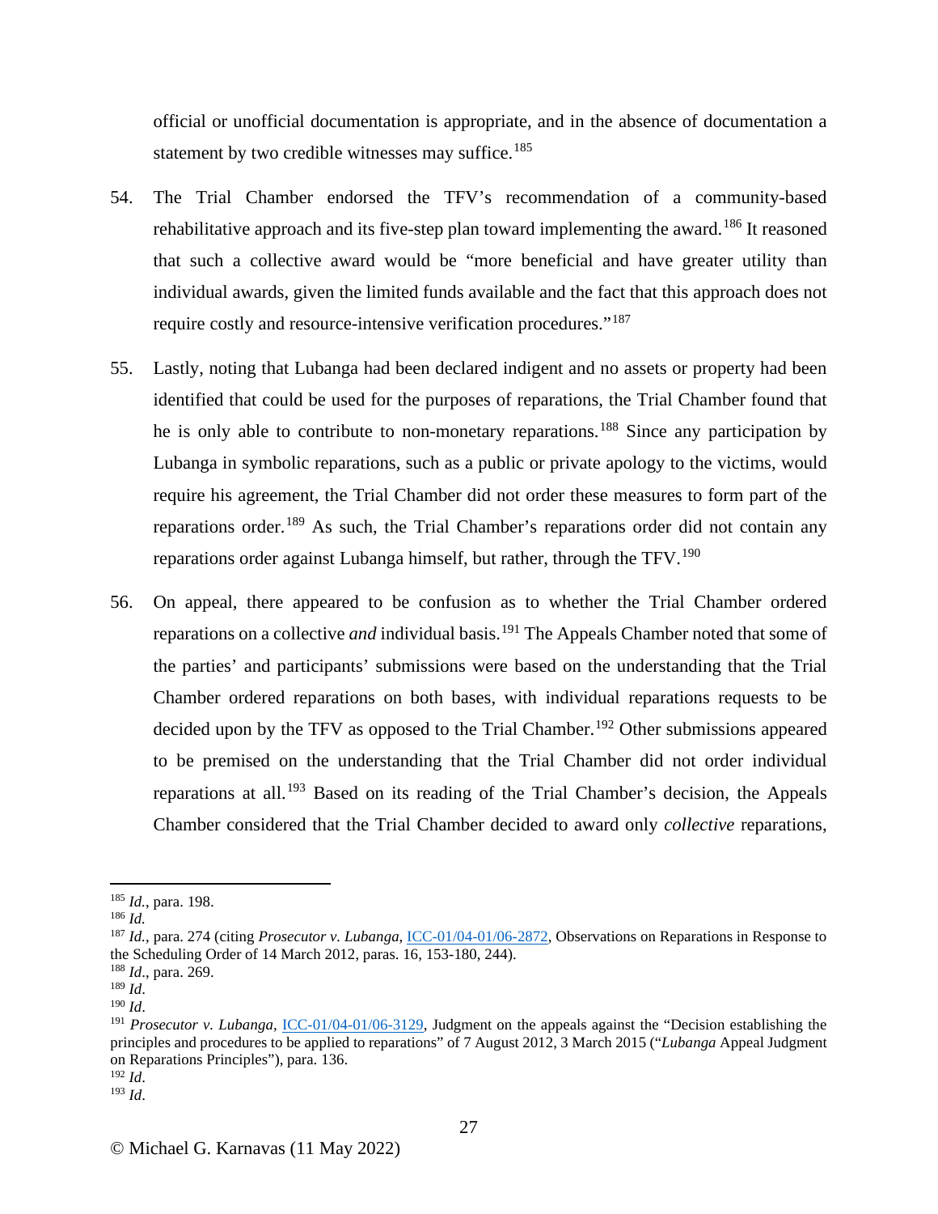official or unofficial documentation is appropriate, and in the absence of documentation a statement by two credible witnesses may suffice.[185]

54. The Trial Chamber endorsed the TFV's recommendation of a community-based rehabilitative approach and its five-step plan toward implementing the award.[186] It reasoned that such a collective award would be "more beneficial and have greater utility than individual awards, given the limited funds available and the fact that this approach does not require costly and resource-intensive verification procedures."[187]

55. Lastly, noting that Lubanga had been declared indigent and no assets or property had been identified that could be used for the purposes of reparations, the Trial Chamber found that he is only able to contribute to non-monetary reparations.[188] Since any participation by Lubanga in symbolic reparations, such as a public or private apology to the victims, would require his agreement, the Trial Chamber did not order these measures to form part of the reparations order.[189] As such, the Trial Chamber's reparations order did not contain any reparations order against Lubanga himself, but rather, through the TFV.[190]

56. On appeal, there appeared to be confusion as to whether the Trial Chamber ordered reparations on a collective *and* individual basis.[191] The Appeals Chamber noted that some of the parties' and participants' submissions were based on the understanding that the Trial Chamber ordered reparations on both bases, with individual reparations requests to be decided upon by the TFV as opposed to the Trial Chamber.[192] Other submissions appeared to be premised on the understanding that the Trial Chamber did not order individual reparations at all.[193] Based on its reading of the Trial Chamber's decision, the Appeals Chamber considered that the Trial Chamber decided to award only *collective* reparations,

---

[185] *Id.*, para. 198.

[186] *Id.*

[187] *Id.*, para. 274 (citing *Prosecutor v. Lubanga*, ICC-01/04-01/06-2872, Observations on Reparations in Response to the Scheduling Order of 14 March 2012, paras. 16, 153-180, 244).

[188] *Id*., para. 269.

[189] *Id*.

[190] *Id*.

[191] *Prosecutor v. Lubanga*, ICC-01/04-01/06-3129, Judgment on the appeals against the "Decision establishing the principles and procedures to be applied to reparations" of 7 August 2012, 3 March 2015 ("*Lubanga* Appeal Judgment on Reparations Principles"), para. 136.

[192] *Id*.

[193] *Id*.

© Michael G. Karnavas (11 May 2022)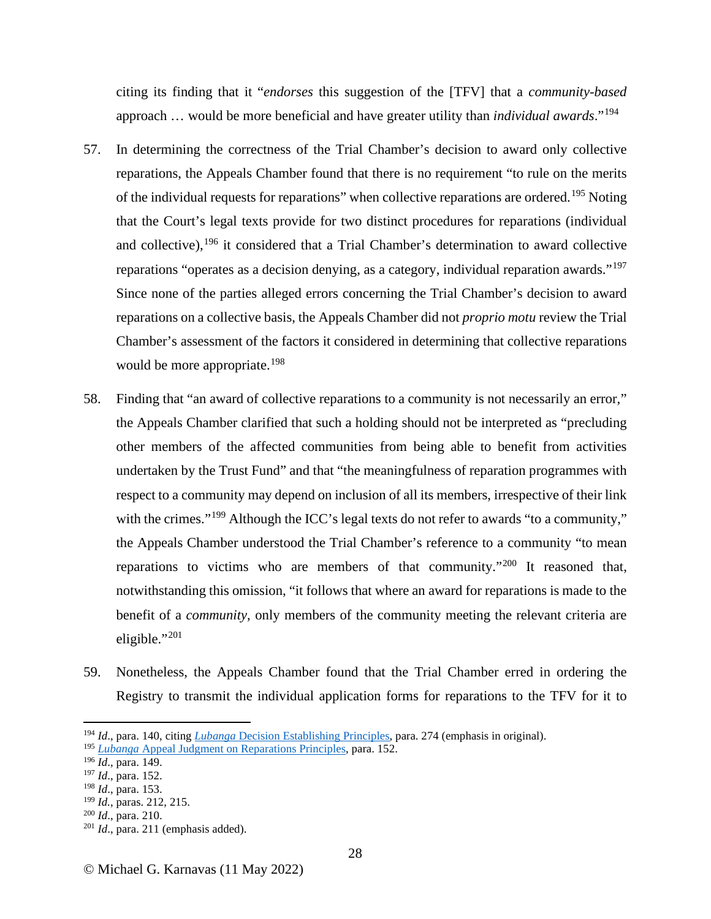citing its finding that it "*endorses* this suggestion of the [TFV] that a *community-based* approach … would be more beneficial and have greater utility than *individual awards*."[194]

57. In determining the correctness of the Trial Chamber's decision to award only collective reparations, the Appeals Chamber found that there is no requirement "to rule on the merits of the individual requests for reparations" when collective reparations are ordered.[195] Noting that the Court's legal texts provide for two distinct procedures for reparations (individual and collective),[196] it considered that a Trial Chamber's determination to award collective reparations "operates as a decision denying, as a category, individual reparation awards."[197] Since none of the parties alleged errors concerning the Trial Chamber's decision to award reparations on a collective basis, the Appeals Chamber did not *proprio motu* review the Trial Chamber's assessment of the factors it considered in determining that collective reparations would be more appropriate.[198]

58. Finding that "an award of collective reparations to a community is not necessarily an error," the Appeals Chamber clarified that such a holding should not be interpreted as "precluding other members of the affected communities from being able to benefit from activities undertaken by the Trust Fund" and that "the meaningfulness of reparation programmes with respect to a community may depend on inclusion of all its members, irrespective of their link with the crimes."[199] Although the ICC's legal texts do not refer to awards "to a community," the Appeals Chamber understood the Trial Chamber's reference to a community "to mean reparations to victims who are members of that community."[200] It reasoned that, notwithstanding this omission, "it follows that where an award for reparations is made to the benefit of a *community*, only members of the community meeting the relevant criteria are eligible."[201]

59. Nonetheless, the Appeals Chamber found that the Trial Chamber erred in ordering the Registry to transmit the individual application forms for reparations to the TFV for it to

---

[194] *Id*., para. 140, citing *Lubanga* Decision Establishing Principles, para. 274 (emphasis in original).
[195] *Lubanga* Appeal Judgment on Reparations Principles, para. 152.
[196] *Id*., para. 149.
[197] *Id*., para. 152.
[198] *Id*., para. 153.
[199] *Id.*, paras. 212, 215.
[200] *Id*., para. 210.
[201] *Id*., para. 211 (emphasis added).

© Michael G. Karnavas (11 May 2022)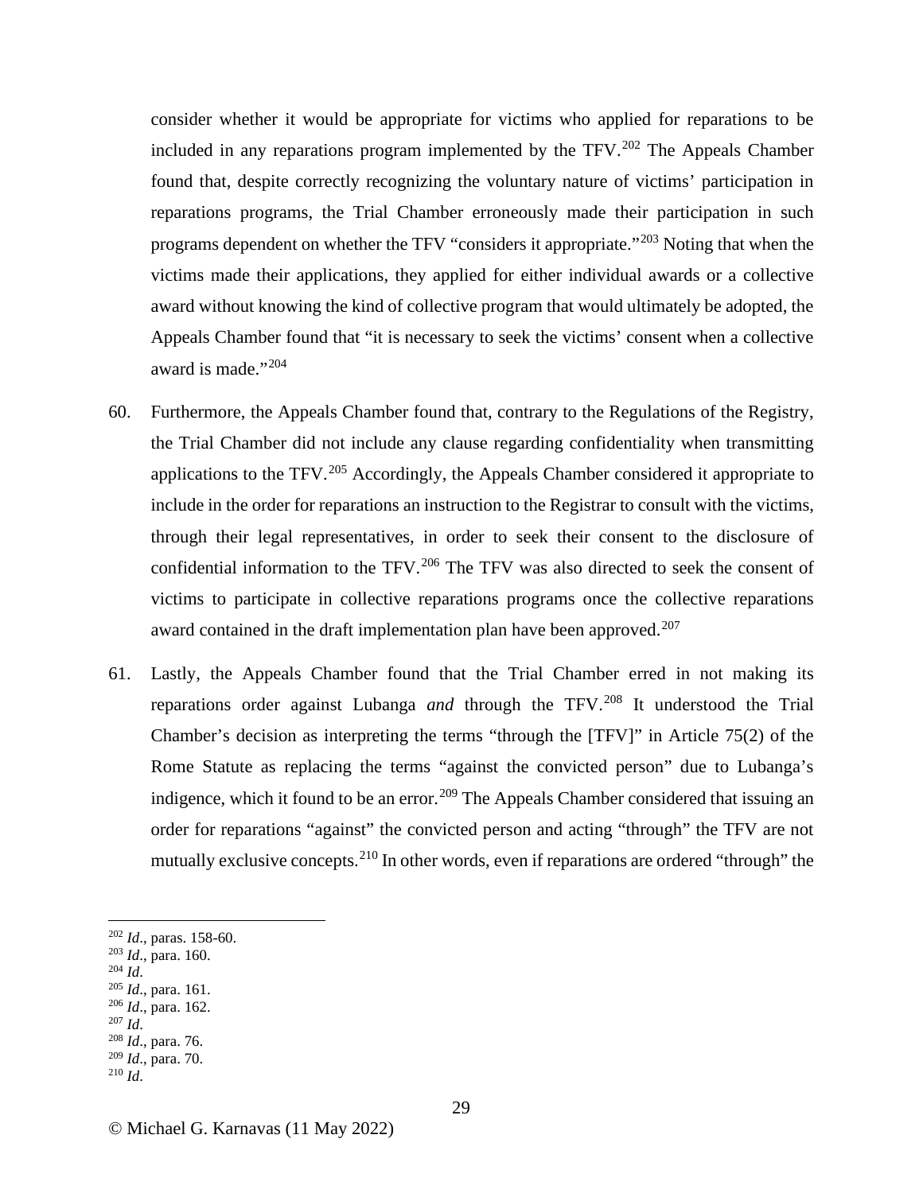consider whether it would be appropriate for victims who applied for reparations to be included in any reparations program implemented by the TFV.[202] The Appeals Chamber found that, despite correctly recognizing the voluntary nature of victims' participation in reparations programs, the Trial Chamber erroneously made their participation in such programs dependent on whether the TFV "considers it appropriate."[203] Noting that when the victims made their applications, they applied for either individual awards or a collective award without knowing the kind of collective program that would ultimately be adopted, the Appeals Chamber found that "it is necessary to seek the victims' consent when a collective award is made."[204]

60. Furthermore, the Appeals Chamber found that, contrary to the Regulations of the Registry, the Trial Chamber did not include any clause regarding confidentiality when transmitting applications to the TFV.[205] Accordingly, the Appeals Chamber considered it appropriate to include in the order for reparations an instruction to the Registrar to consult with the victims, through their legal representatives, in order to seek their consent to the disclosure of confidential information to the TFV.[206] The TFV was also directed to seek the consent of victims to participate in collective reparations programs once the collective reparations award contained in the draft implementation plan have been approved.[207]

61. Lastly, the Appeals Chamber found that the Trial Chamber erred in not making its reparations order against Lubanga *and* through the TFV.[208] It understood the Trial Chamber's decision as interpreting the terms "through the [TFV]" in Article 75(2) of the Rome Statute as replacing the terms "against the convicted person" due to Lubanga's indigence, which it found to be an error.[209] The Appeals Chamber considered that issuing an order for reparations "against" the convicted person and acting "through" the TFV are not mutually exclusive concepts.[210] In other words, even if reparations are ordered "through" the

---

[202] *Id*., paras. 158-60.
[203] *Id*., para. 160.
[204] *Id*.
[205] *Id*., para. 161.
[206] *Id*., para. 162.
[207] *Id*.
[208] *Id*., para. 76.
[209] *Id*., para. 70.
[210] *Id*.

© Michael G. Karnavas (11 May 2022)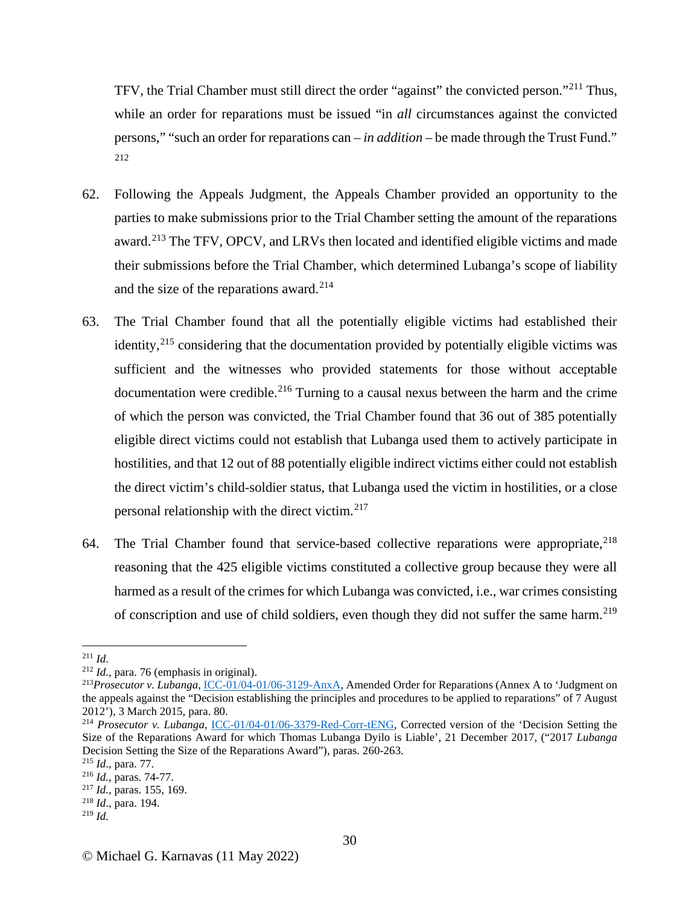TFV, the Trial Chamber must still direct the order "against" the convicted person."[211] Thus, while an order for reparations must be issued "in *all* circumstances against the convicted persons," "such an order for reparations can – *in addition* – be made through the Trust Fund."[212]

62. Following the Appeals Judgment, the Appeals Chamber provided an opportunity to the parties to make submissions prior to the Trial Chamber setting the amount of the reparations award.[213] The TFV, OPCV, and LRVs then located and identified eligible victims and made their submissions before the Trial Chamber, which determined Lubanga's scope of liability and the size of the reparations award.[214]

63. The Trial Chamber found that all the potentially eligible victims had established their identity,[215] considering that the documentation provided by potentially eligible victims was sufficient and the witnesses who provided statements for those without acceptable documentation were credible.[216] Turning to a causal nexus between the harm and the crime of which the person was convicted, the Trial Chamber found that 36 out of 385 potentially eligible direct victims could not establish that Lubanga used them to actively participate in hostilities, and that 12 out of 88 potentially eligible indirect victims either could not establish the direct victim's child-soldier status, that Lubanga used the victim in hostilities, or a close personal relationship with the direct victim.[217]

64. The Trial Chamber found that service-based collective reparations were appropriate,[218] reasoning that the 425 eligible victims constituted a collective group because they were all harmed as a result of the crimes for which Lubanga was convicted, i.e., war crimes consisting of conscription and use of child soldiers, even though they did not suffer the same harm.[219]

---

[211] *Id*.
[212] *Id.*, para. 76 (emphasis in original).
[213] *Prosecutor v. Lubanga*, ICC-01/04-01/06-3129-AnxA, Amended Order for Reparations (Annex A to 'Judgment on the appeals against the "Decision establishing the principles and procedures to be applied to reparations" of 7 August 2012'), 3 March 2015, para. 80.
[214] *Prosecutor v. Lubanga*, ICC-01/04-01/06-3379-Red-Corr-tENG, Corrected version of the 'Decision Setting the Size of the Reparations Award for which Thomas Lubanga Dyilo is Liable', 21 December 2017, ("2017 *Lubanga* Decision Setting the Size of the Reparations Award"), paras. 260-263.
[215] *Id*., para. 77.
[216] *Id.*, paras. 74-77.
[217] *Id.*, paras. 155, 169.
[218] *Id*., para. 194.
[219] *Id.*

© Michael G. Karnavas (11 May 2022)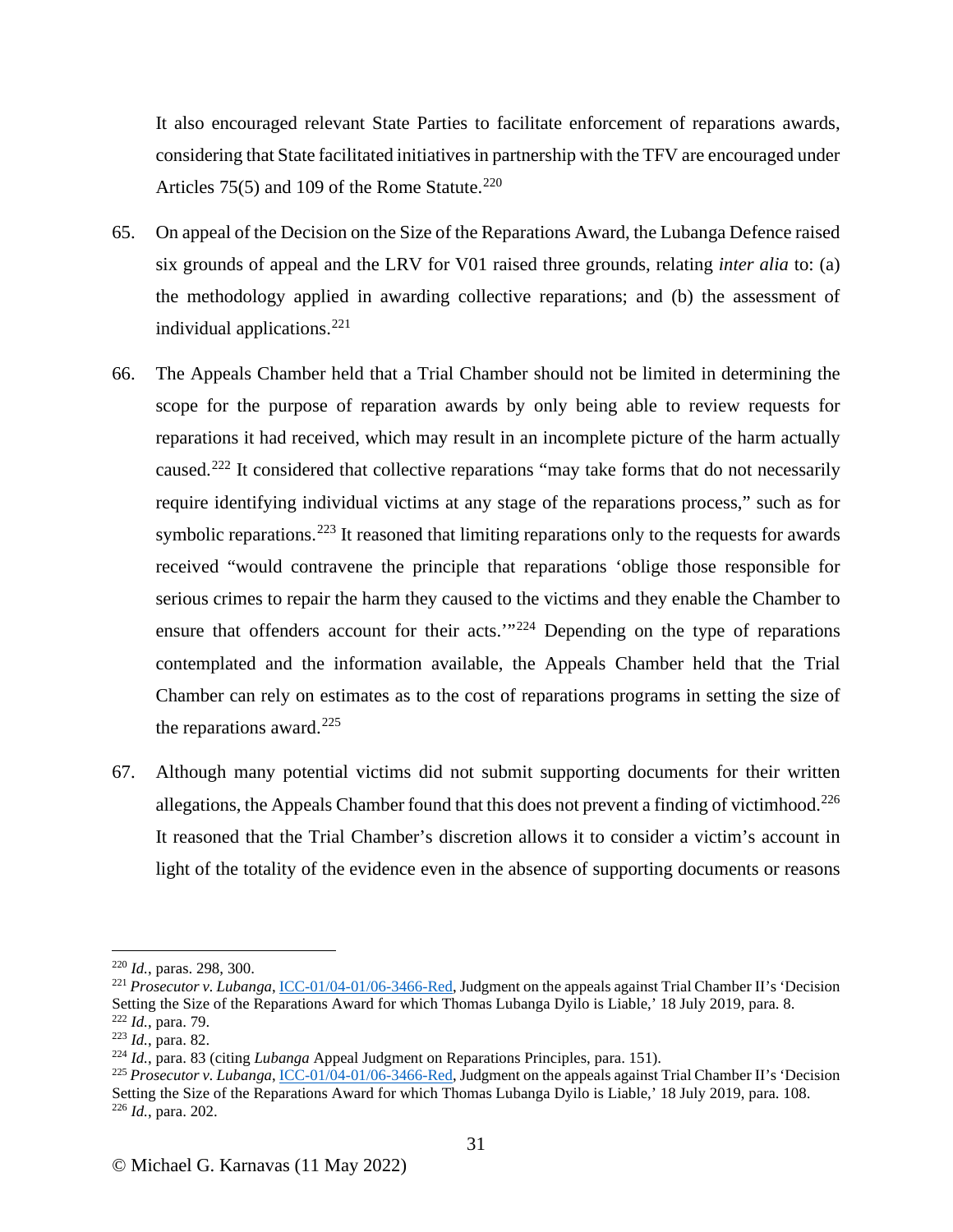It also encouraged relevant State Parties to facilitate enforcement of reparations awards, considering that State facilitated initiatives in partnership with the TFV are encouraged under Articles 75(5) and 109 of the Rome Statute.[220]

65. On appeal of the Decision on the Size of the Reparations Award, the Lubanga Defence raised six grounds of appeal and the LRV for V01 raised three grounds, relating *inter alia* to: (a) the methodology applied in awarding collective reparations; and (b) the assessment of individual applications.[221]

66. The Appeals Chamber held that a Trial Chamber should not be limited in determining the scope for the purpose of reparation awards by only being able to review requests for reparations it had received, which may result in an incomplete picture of the harm actually caused.[222] It considered that collective reparations "may take forms that do not necessarily require identifying individual victims at any stage of the reparations process," such as for symbolic reparations.[223] It reasoned that limiting reparations only to the requests for awards received "would contravene the principle that reparations 'oblige those responsible for serious crimes to repair the harm they caused to the victims and they enable the Chamber to ensure that offenders account for their acts.'"[224] Depending on the type of reparations contemplated and the information available, the Appeals Chamber held that the Trial Chamber can rely on estimates as to the cost of reparations programs in setting the size of the reparations award.[225]

67. Although many potential victims did not submit supporting documents for their written allegations, the Appeals Chamber found that this does not prevent a finding of victimhood.[226] It reasoned that the Trial Chamber's discretion allows it to consider a victim's account in light of the totality of the evidence even in the absence of supporting documents or reasons

---

[220] *Id.*, paras. 298, 300.

[221] *Prosecutor v. Lubanga*, ICC-01/04-01/06-3466-Red, Judgment on the appeals against Trial Chamber II's 'Decision Setting the Size of the Reparations Award for which Thomas Lubanga Dyilo is Liable,' 18 July 2019, para. 8.

[222] *Id.*, para. 79.

[223] *Id.*, para. 82.

[224] *Id.*, para. 83 (citing *Lubanga* Appeal Judgment on Reparations Principles, para. 151).

[225] *Prosecutor v. Lubanga*, ICC-01/04-01/06-3466-Red, Judgment on the appeals against Trial Chamber II's 'Decision Setting the Size of the Reparations Award for which Thomas Lubanga Dyilo is Liable,' 18 July 2019, para. 108.

[226] *Id.*, para. 202.

© Michael G. Karnavas (11 May 2022)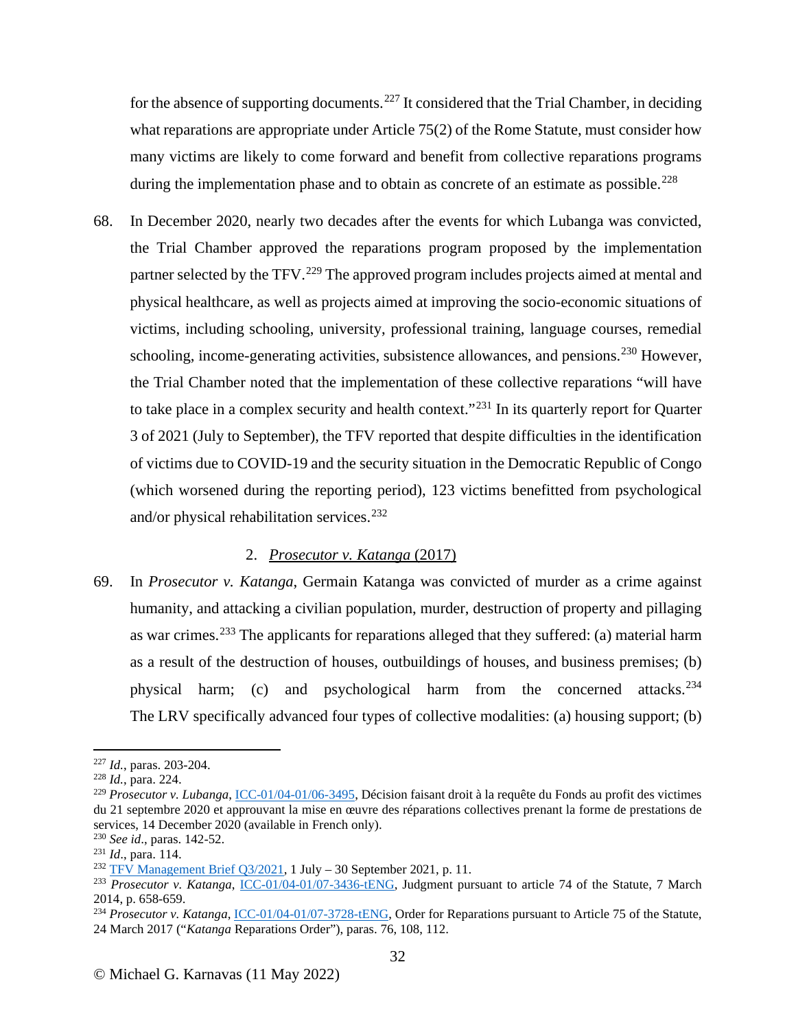for the absence of supporting documents.[227] It considered that the Trial Chamber, in deciding what reparations are appropriate under Article 75(2) of the Rome Statute, must consider how many victims are likely to come forward and benefit from collective reparations programs during the implementation phase and to obtain as concrete of an estimate as possible.[228]

68. In December 2020, nearly two decades after the events for which Lubanga was convicted, the Trial Chamber approved the reparations program proposed by the implementation partner selected by the TFV.[229] The approved program includes projects aimed at mental and physical healthcare, as well as projects aimed at improving the socio-economic situations of victims, including schooling, university, professional training, language courses, remedial schooling, income-generating activities, subsistence allowances, and pensions.[230] However, the Trial Chamber noted that the implementation of these collective reparations "will have to take place in a complex security and health context."[231] In its quarterly report for Quarter 3 of 2021 (July to September), the TFV reported that despite difficulties in the identification of victims due to COVID-19 and the security situation in the Democratic Republic of Congo (which worsened during the reporting period), 123 victims benefitted from psychological and/or physical rehabilitation services.[232]

### 2. *Prosecutor v. Katanga* (2017)

69. In *Prosecutor v. Katanga*, Germain Katanga was convicted of murder as a crime against humanity, and attacking a civilian population, murder, destruction of property and pillaging as war crimes.[233] The applicants for reparations alleged that they suffered: (a) material harm as a result of the destruction of houses, outbuildings of houses, and business premises; (b) physical harm; (c) and psychological harm from the concerned attacks.[234] The LRV specifically advanced four types of collective modalities: (a) housing support; (b)

---

[227] *Id.*, paras. 203-204.

[228] *Id.*, para. 224.

[229] *Prosecutor v. Lubanga*, ICC-01/04-01/06-3495, Décision faisant droit à la requête du Fonds au profit des victimes du 21 septembre 2020 et approuvant la mise en œuvre des réparations collectives prenant la forme de prestations de services, 14 December 2020 (available in French only).

[230] *See id*., paras. 142-52.

[231] *Id*., para. 114.

[232] TFV Management Brief Q3/2021, 1 July – 30 September 2021, p. 11.

[233] *Prosecutor v. Katanga*, ICC-01/04-01/07-3436-tENG, Judgment pursuant to article 74 of the Statute, 7 March 2014, p. 658-659.

[234] *Prosecutor v. Katanga*, ICC-01/04-01/07-3728-tENG, Order for Reparations pursuant to Article 75 of the Statute, 24 March 2017 ("*Katanga* Reparations Order"), paras. 76, 108, 112.

© Michael G. Karnavas (11 May 2022)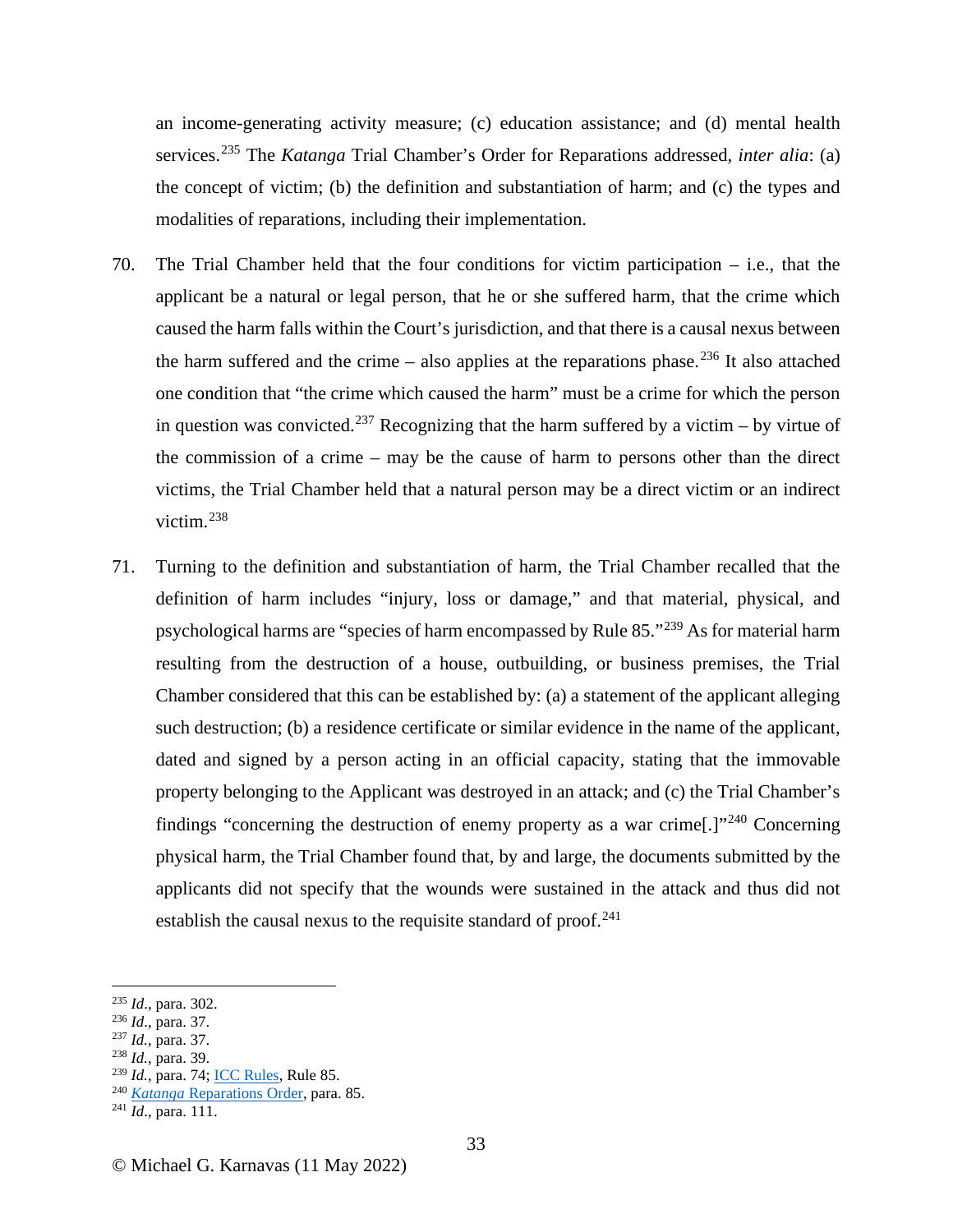an income-generating activity measure; (c) education assistance; and (d) mental health services.[235] The *Katanga* Trial Chamber's Order for Reparations addressed, *inter alia*: (a) the concept of victim; (b) the definition and substantiation of harm; and (c) the types and modalities of reparations, including their implementation.

70. The Trial Chamber held that the four conditions for victim participation – i.e., that the applicant be a natural or legal person, that he or she suffered harm, that the crime which caused the harm falls within the Court's jurisdiction, and that there is a causal nexus between the harm suffered and the crime – also applies at the reparations phase.[236] It also attached one condition that "the crime which caused the harm" must be a crime for which the person in question was convicted.[237] Recognizing that the harm suffered by a victim – by virtue of the commission of a crime – may be the cause of harm to persons other than the direct victims, the Trial Chamber held that a natural person may be a direct victim or an indirect victim.[238]

71. Turning to the definition and substantiation of harm, the Trial Chamber recalled that the definition of harm includes "injury, loss or damage," and that material, physical, and psychological harms are "species of harm encompassed by Rule 85."[239] As for material harm resulting from the destruction of a house, outbuilding, or business premises, the Trial Chamber considered that this can be established by: (a) a statement of the applicant alleging such destruction; (b) a residence certificate or similar evidence in the name of the applicant, dated and signed by a person acting in an official capacity, stating that the immovable property belonging to the Applicant was destroyed in an attack; and (c) the Trial Chamber's findings "concerning the destruction of enemy property as a war crime[.]"[240] Concerning physical harm, the Trial Chamber found that, by and large, the documents submitted by the applicants did not specify that the wounds were sustained in the attack and thus did not establish the causal nexus to the requisite standard of proof.[241]

---

[235] *Id*., para. 302.
[236] *Id*., para. 37.
[237] *Id*., para. 37.
[238] *Id.*, para. 39.
[239] *Id.*, para. 74; ICC Rules, Rule 85.
[240] *Katanga* Reparations Order, para. 85.
[241] *Id*., para. 111.

© Michael G. Karnavas (11 May 2022)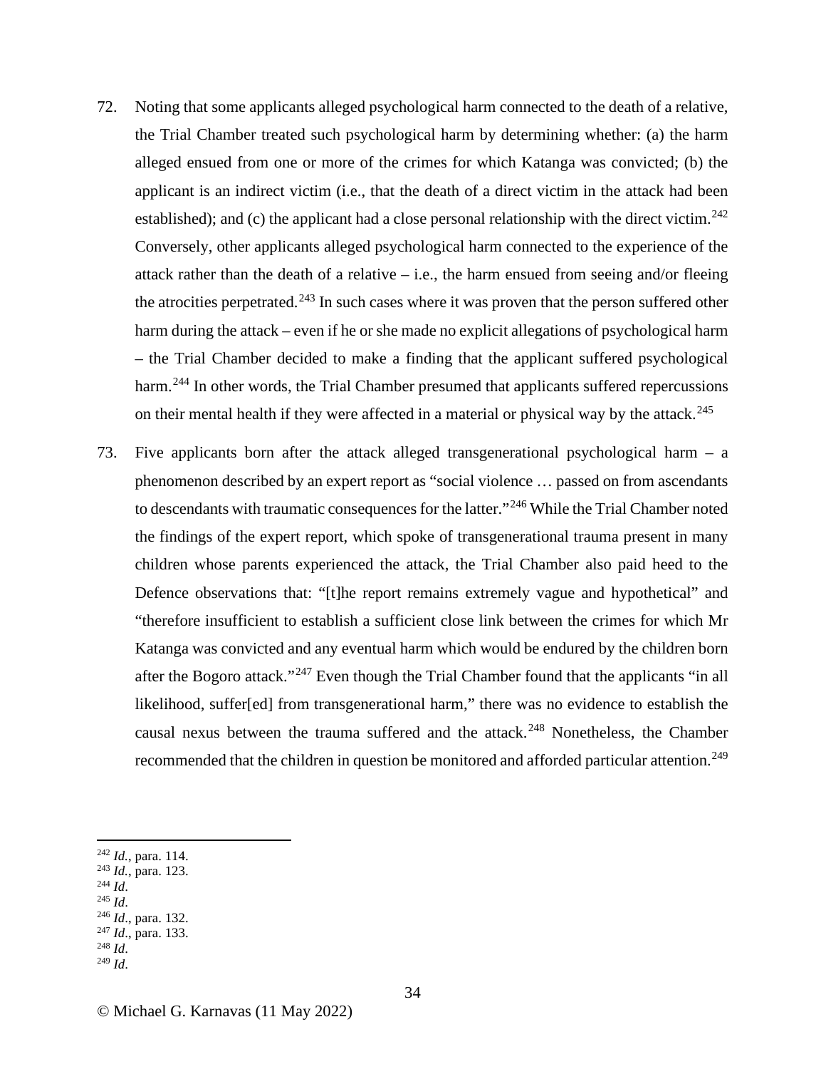72. Noting that some applicants alleged psychological harm connected to the death of a relative, the Trial Chamber treated such psychological harm by determining whether: (a) the harm alleged ensued from one or more of the crimes for which Katanga was convicted; (b) the applicant is an indirect victim (i.e., that the death of a direct victim in the attack had been established); and (c) the applicant had a close personal relationship with the direct victim.[242] Conversely, other applicants alleged psychological harm connected to the experience of the attack rather than the death of a relative – i.e., the harm ensued from seeing and/or fleeing the atrocities perpetrated.[243] In such cases where it was proven that the person suffered other harm during the attack – even if he or she made no explicit allegations of psychological harm – the Trial Chamber decided to make a finding that the applicant suffered psychological harm.[244] In other words, the Trial Chamber presumed that applicants suffered repercussions on their mental health if they were affected in a material or physical way by the attack.[245]

73. Five applicants born after the attack alleged transgenerational psychological harm – a phenomenon described by an expert report as "social violence … passed on from ascendants to descendants with traumatic consequences for the latter."[246] While the Trial Chamber noted the findings of the expert report, which spoke of transgenerational trauma present in many children whose parents experienced the attack, the Trial Chamber also paid heed to the Defence observations that: "[t]he report remains extremely vague and hypothetical" and "therefore insufficient to establish a sufficient close link between the crimes for which Mr Katanga was convicted and any eventual harm which would be endured by the children born after the Bogoro attack."[247] Even though the Trial Chamber found that the applicants "in all likelihood, suffer[ed] from transgenerational harm," there was no evidence to establish the causal nexus between the trauma suffered and the attack.[248] Nonetheless, the Chamber recommended that the children in question be monitored and afforded particular attention.[249]

---

[242] *Id.*, para. 114.
[243] *Id.*, para. 123.
[244] *Id*.
[245] *Id*.
[246] *Id*., para. 132.
[247] *Id*., para. 133.
[248] *Id*.
[249] *Id*.

© Michael G. Karnavas (11 May 2022)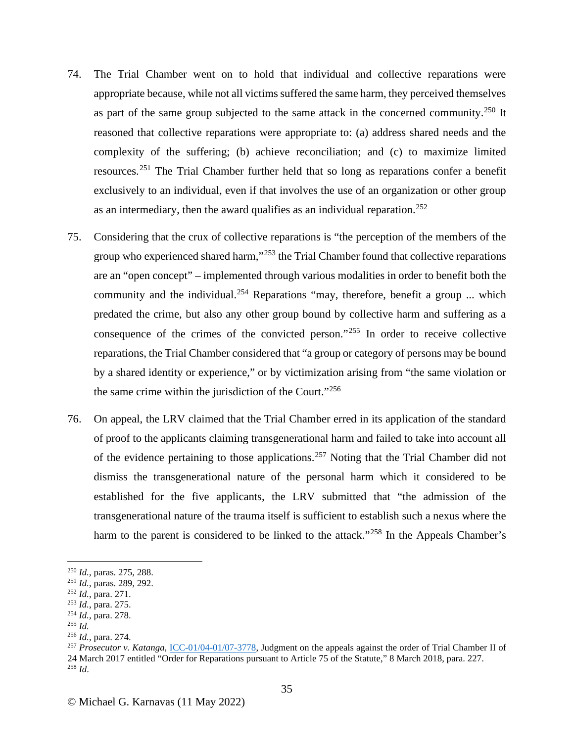74. The Trial Chamber went on to hold that individual and collective reparations were appropriate because, while not all victims suffered the same harm, they perceived themselves as part of the same group subjected to the same attack in the concerned community.[250] It reasoned that collective reparations were appropriate to: (a) address shared needs and the complexity of the suffering; (b) achieve reconciliation; and (c) to maximize limited resources.[251] The Trial Chamber further held that so long as reparations confer a benefit exclusively to an individual, even if that involves the use of an organization or other group as an intermediary, then the award qualifies as an individual reparation.[252]

75. Considering that the crux of collective reparations is "the perception of the members of the group who experienced shared harm,"[253] the Trial Chamber found that collective reparations are an "open concept" – implemented through various modalities in order to benefit both the community and the individual.[254] Reparations "may, therefore, benefit a group ... which predated the crime, but also any other group bound by collective harm and suffering as a consequence of the crimes of the convicted person."[255] In order to receive collective reparations, the Trial Chamber considered that "a group or category of persons may be bound by a shared identity or experience," or by victimization arising from "the same violation or the same crime within the jurisdiction of the Court."[256]

76. On appeal, the LRV claimed that the Trial Chamber erred in its application of the standard of proof to the applicants claiming transgenerational harm and failed to take into account all of the evidence pertaining to those applications.[257] Noting that the Trial Chamber did not dismiss the transgenerational nature of the personal harm which it considered to be established for the five applicants, the LRV submitted that "the admission of the transgenerational nature of the trauma itself is sufficient to establish such a nexus where the harm to the parent is considered to be linked to the attack."[258] In the Appeals Chamber's

---

[250] *Id.*, paras. 275, 288.
[251] *Id.*, paras. 289, 292.
[252] *Id.*, para. 271.
[253] *Id.*, para. 275.
[254] *Id.*, para. 278.
[255] *Id.*
[256] *Id.*, para. 274.
[257] *Prosecutor v. Katanga*, ICC-01/04-01/07-3778, Judgment on the appeals against the order of Trial Chamber II of 24 March 2017 entitled "Order for Reparations pursuant to Article 75 of the Statute," 8 March 2018, para. 227.
[258] *Id*.

© Michael G. Karnavas (11 May 2022)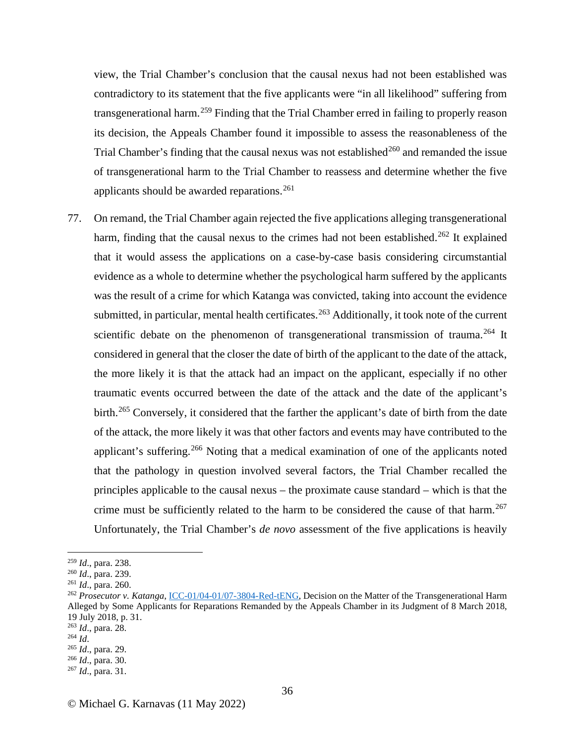view, the Trial Chamber's conclusion that the causal nexus had not been established was contradictory to its statement that the five applicants were "in all likelihood" suffering from transgenerational harm.[259] Finding that the Trial Chamber erred in failing to properly reason its decision, the Appeals Chamber found it impossible to assess the reasonableness of the Trial Chamber's finding that the causal nexus was not established[260] and remanded the issue of transgenerational harm to the Trial Chamber to reassess and determine whether the five applicants should be awarded reparations.[261]

77. On remand, the Trial Chamber again rejected the five applications alleging transgenerational harm, finding that the causal nexus to the crimes had not been established.[262] It explained that it would assess the applications on a case-by-case basis considering circumstantial evidence as a whole to determine whether the psychological harm suffered by the applicants was the result of a crime for which Katanga was convicted, taking into account the evidence submitted, in particular, mental health certificates.[263] Additionally, it took note of the current scientific debate on the phenomenon of transgenerational transmission of trauma.[264] It considered in general that the closer the date of birth of the applicant to the date of the attack, the more likely it is that the attack had an impact on the applicant, especially if no other traumatic events occurred between the date of the attack and the date of the applicant's birth.[265] Conversely, it considered that the farther the applicant's date of birth from the date of the attack, the more likely it was that other factors and events may have contributed to the applicant's suffering.[266] Noting that a medical examination of one of the applicants noted that the pathology in question involved several factors, the Trial Chamber recalled the principles applicable to the causal nexus – the proximate cause standard – which is that the crime must be sufficiently related to the harm to be considered the cause of that harm.[267] Unfortunately, the Trial Chamber's *de novo* assessment of the five applications is heavily

---

[259] *Id*., para. 238.

[260] *Id*., para. 239.

[261] *Id*., para. 260.

[262] *Prosecutor v. Katanga*, ICC-01/04-01/07-3804-Red-tENG, Decision on the Matter of the Transgenerational Harm Alleged by Some Applicants for Reparations Remanded by the Appeals Chamber in its Judgment of 8 March 2018, 19 July 2018, p. 31.

[263] *Id*., para. 28.

[264] *Id*.

[265] *Id*., para. 29.

[266] *Id*., para. 30.

[267] *Id*., para. 31.

© Michael G. Karnavas (11 May 2022)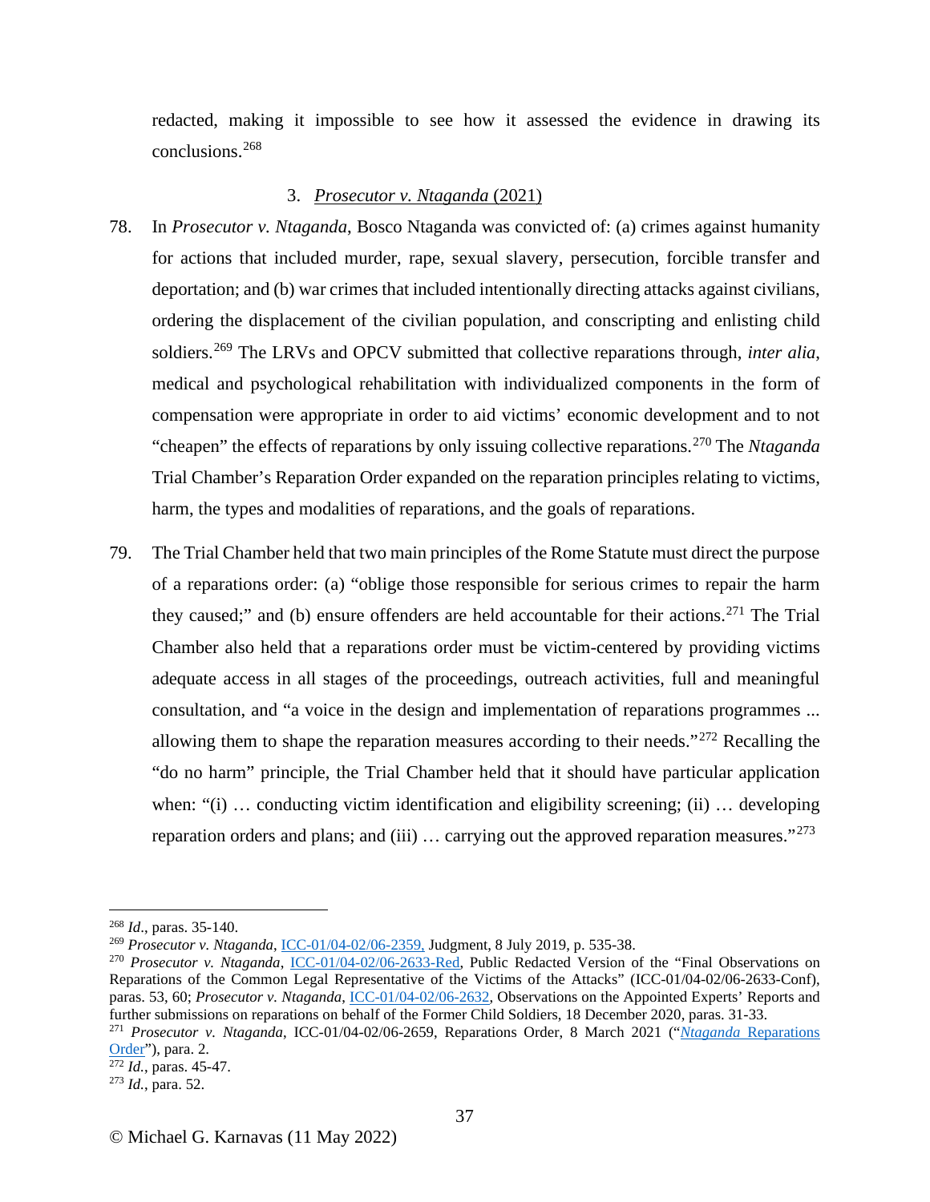redacted, making it impossible to see how it assessed the evidence in drawing its conclusions.[268]

### 3. *Prosecutor v. Ntaganda* (2021)

78. In *Prosecutor v. Ntaganda*, Bosco Ntaganda was convicted of: (a) crimes against humanity for actions that included murder, rape, sexual slavery, persecution, forcible transfer and deportation; and (b) war crimes that included intentionally directing attacks against civilians, ordering the displacement of the civilian population, and conscripting and enlisting child soldiers.[269] The LRVs and OPCV submitted that collective reparations through, *inter alia*, medical and psychological rehabilitation with individualized components in the form of compensation were appropriate in order to aid victims' economic development and to not "cheapen" the effects of reparations by only issuing collective reparations.[270] The *Ntaganda* Trial Chamber's Reparation Order expanded on the reparation principles relating to victims, harm, the types and modalities of reparations, and the goals of reparations.

79. The Trial Chamber held that two main principles of the Rome Statute must direct the purpose of a reparations order: (a) "oblige those responsible for serious crimes to repair the harm they caused;" and (b) ensure offenders are held accountable for their actions.[271] The Trial Chamber also held that a reparations order must be victim-centered by providing victims adequate access in all stages of the proceedings, outreach activities, full and meaningful consultation, and "a voice in the design and implementation of reparations programmes ... allowing them to shape the reparation measures according to their needs."[272] Recalling the "do no harm" principle, the Trial Chamber held that it should have particular application when: "(i) … conducting victim identification and eligibility screening; (ii) … developing reparation orders and plans; and (iii) … carrying out the approved reparation measures."[273]

---

[268] *Id.*, paras. 35-140.

[269] *Prosecutor v. Ntaganda*, ICC-01/04-02/06-2359, Judgment, 8 July 2019, p. 535-38.

[270] *Prosecutor v. Ntaganda*, ICC-01/04-02/06-2633-Red, Public Redacted Version of the "Final Observations on Reparations of the Common Legal Representative of the Victims of the Attacks" (ICC-01/04-02/06-2633-Conf), paras. 53, 60; *Prosecutor v. Ntaganda*, ICC-01/04-02/06-2632, Observations on the Appointed Experts' Reports and further submissions on reparations on behalf of the Former Child Soldiers, 18 December 2020, paras. 31-33.

[271] *Prosecutor v. Ntaganda*, ICC-01/04-02/06-2659, Reparations Order, 8 March 2021 ("*Ntaganda* Reparations Order"), para. 2.

[272] *Id.*, paras. 45-47.

[273] *Id.*, para. 52.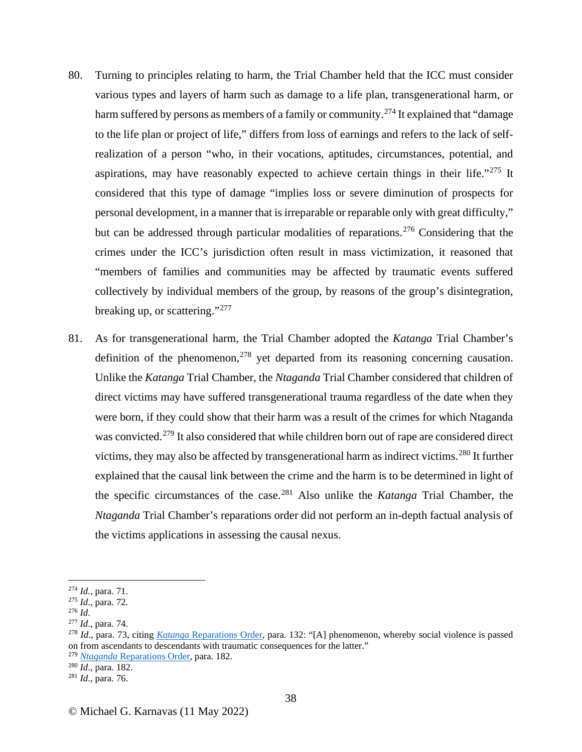80. Turning to principles relating to harm, the Trial Chamber held that the ICC must consider various types and layers of harm such as damage to a life plan, transgenerational harm, or harm suffered by persons as members of a family or community.[274] It explained that "damage to the life plan or project of life," differs from loss of earnings and refers to the lack of self-realization of a person "who, in their vocations, aptitudes, circumstances, potential, and aspirations, may have reasonably expected to achieve certain things in their life."[275] It considered that this type of damage "implies loss or severe diminution of prospects for personal development, in a manner that is irreparable or reparable only with great difficulty," but can be addressed through particular modalities of reparations.[276] Considering that the crimes under the ICC's jurisdiction often result in mass victimization, it reasoned that "members of families and communities may be affected by traumatic events suffered collectively by individual members of the group, by reasons of the group's disintegration, breaking up, or scattering."[277]

81. As for transgenerational harm, the Trial Chamber adopted the *Katanga* Trial Chamber's definition of the phenomenon,[278] yet departed from its reasoning concerning causation. Unlike the *Katanga* Trial Chamber, the *Ntaganda* Trial Chamber considered that children of direct victims may have suffered transgenerational trauma regardless of the date when they were born, if they could show that their harm was a result of the crimes for which Ntaganda was convicted.[279] It also considered that while children born out of rape are considered direct victims, they may also be affected by transgenerational harm as indirect victims.[280] It further explained that the causal link between the crime and the harm is to be determined in light of the specific circumstances of the case.[281] Also unlike the *Katanga* Trial Chamber, the *Ntaganda* Trial Chamber's reparations order did not perform an in-depth factual analysis of the victims applications in assessing the causal nexus.

---

[274] *Id.*, para. 71.

[275] *Id.*, para. 72.

[276] *Id*.

[277] *Id.*, para. 74.

[278] *Id.*, para. 73, citing *Katanga* Reparations Order, para. 132: "[A] phenomenon, whereby social violence is passed on from ascendants to descendants with traumatic consequences for the latter."

[279] *Ntaganda* Reparations Order, para. 182.

[280] *Id.*, para. 182.

[281] *Id.*, para. 76.

© Michael G. Karnavas (11 May 2022)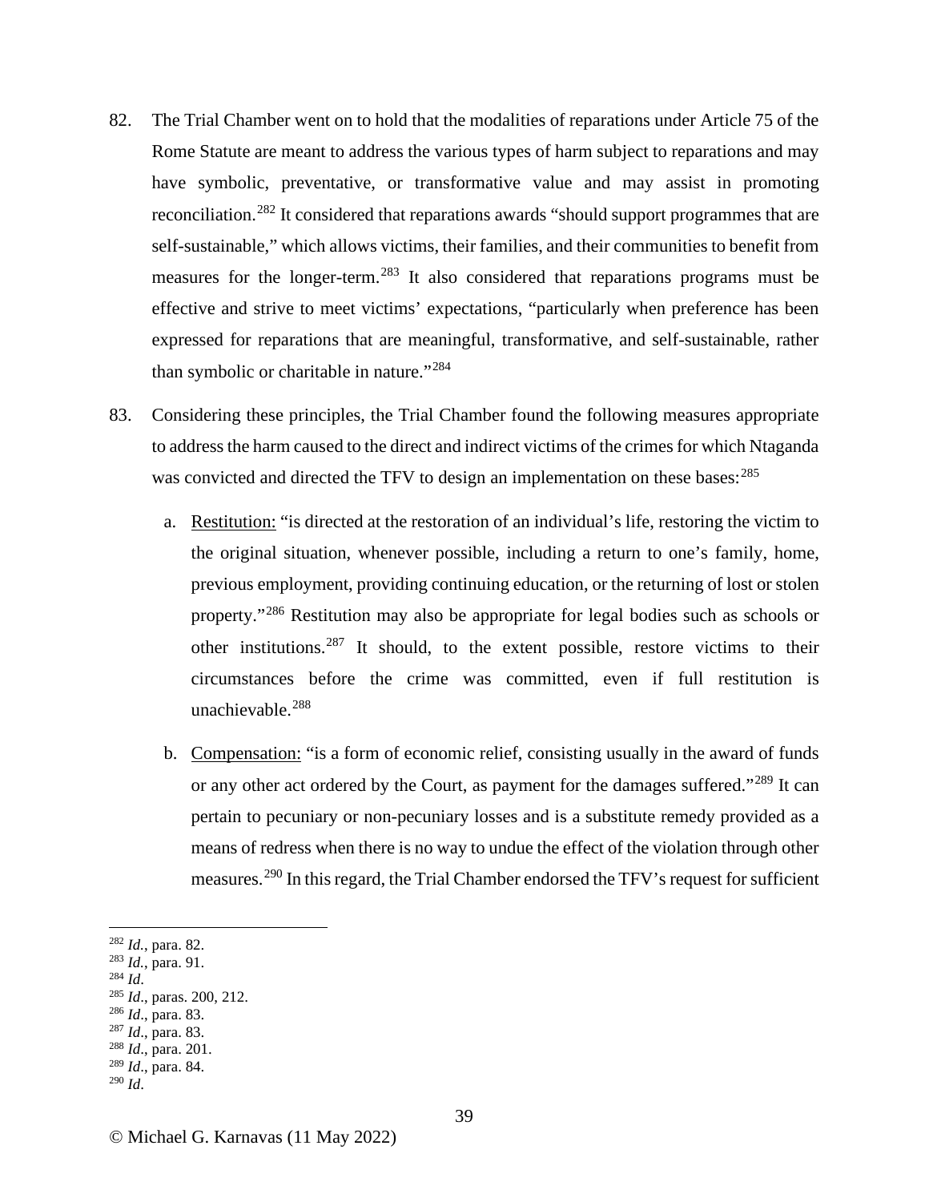82. The Trial Chamber went on to hold that the modalities of reparations under Article 75 of the Rome Statute are meant to address the various types of harm subject to reparations and may have symbolic, preventative, or transformative value and may assist in promoting reconciliation.[282] It considered that reparations awards "should support programmes that are self-sustainable," which allows victims, their families, and their communities to benefit from measures for the longer-term.[283] It also considered that reparations programs must be effective and strive to meet victims' expectations, "particularly when preference has been expressed for reparations that are meaningful, transformative, and self-sustainable, rather than symbolic or charitable in nature."[284]

83. Considering these principles, the Trial Chamber found the following measures appropriate to address the harm caused to the direct and indirect victims of the crimes for which Ntaganda was convicted and directed the TFV to design an implementation on these bases:[285]

   a. <u>Restitution:</u> "is directed at the restoration of an individual's life, restoring the victim to the original situation, whenever possible, including a return to one's family, home, previous employment, providing continuing education, or the returning of lost or stolen property."[286] Restitution may also be appropriate for legal bodies such as schools or other institutions.[287] It should, to the extent possible, restore victims to their circumstances before the crime was committed, even if full restitution is unachievable.[288]

   b. <u>Compensation:</u> "is a form of economic relief, consisting usually in the award of funds or any other act ordered by the Court, as payment for the damages suffered."[289] It can pertain to pecuniary or non-pecuniary losses and is a substitute remedy provided as a means of redress when there is no way to undue the effect of the violation through other measures.[290] In this regard, the Trial Chamber endorsed the TFV's request for sufficient

---

[282] *Id.*, para. 82.
[283] *Id.*, para. 91.
[284] *Id*.
[285] *Id*., paras. 200, 212.
[286] *Id*., para. 83.
[287] *Id*., para. 83.
[288] *Id*., para. 201.
[289] *Id*., para. 84.
[290] *Id*.

© Michael G. Karnavas (11 May 2022)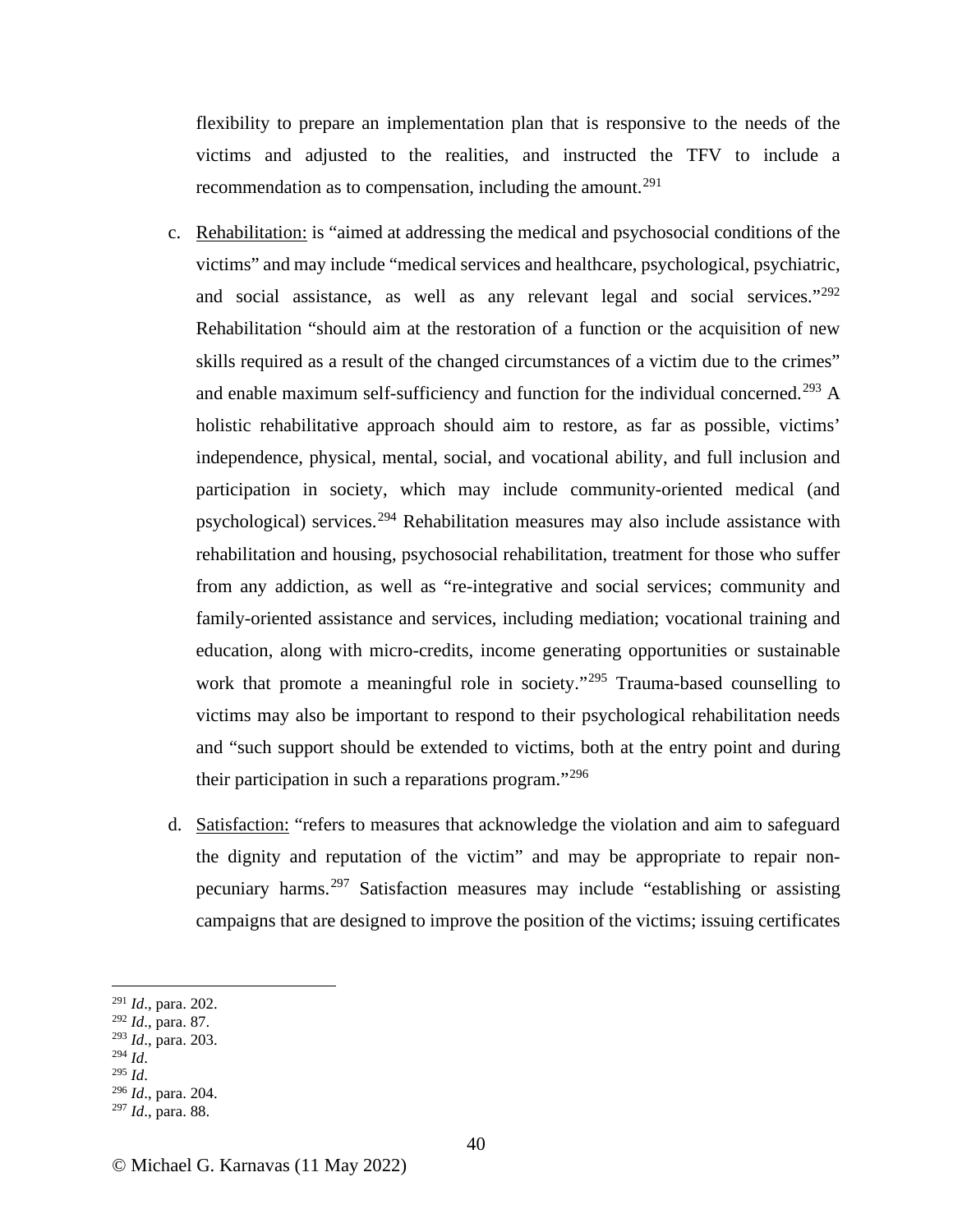flexibility to prepare an implementation plan that is responsive to the needs of the victims and adjusted to the realities, and instructed the TFV to include a recommendation as to compensation, including the amount.[291]

c. Rehabilitation: is "aimed at addressing the medical and psychosocial conditions of the victims" and may include "medical services and healthcare, psychological, psychiatric, and social assistance, as well as any relevant legal and social services."[292] Rehabilitation "should aim at the restoration of a function or the acquisition of new skills required as a result of the changed circumstances of a victim due to the crimes" and enable maximum self-sufficiency and function for the individual concerned.[293] A holistic rehabilitative approach should aim to restore, as far as possible, victims' independence, physical, mental, social, and vocational ability, and full inclusion and participation in society, which may include community-oriented medical (and psychological) services.[294] Rehabilitation measures may also include assistance with rehabilitation and housing, psychosocial rehabilitation, treatment for those who suffer from any addiction, as well as "re-integrative and social services; community and family-oriented assistance and services, including mediation; vocational training and education, along with micro-credits, income generating opportunities or sustainable work that promote a meaningful role in society."[295] Trauma-based counselling to victims may also be important to respond to their psychological rehabilitation needs and "such support should be extended to victims, both at the entry point and during their participation in such a reparations program."[296]

d. Satisfaction: "refers to measures that acknowledge the violation and aim to safeguard the dignity and reputation of the victim" and may be appropriate to repair non-pecuniary harms.[297] Satisfaction measures may include "establishing or assisting campaigns that are designed to improve the position of the victims; issuing certificates

---

[291] *Id*., para. 202.
[292] *Id*., para. 87.
[293] *Id*., para. 203.
[294] *Id*.
[295] *Id*.
[296] *Id*., para. 204.
[297] *Id*., para. 88.

© Michael G. Karnavas (11 May 2022)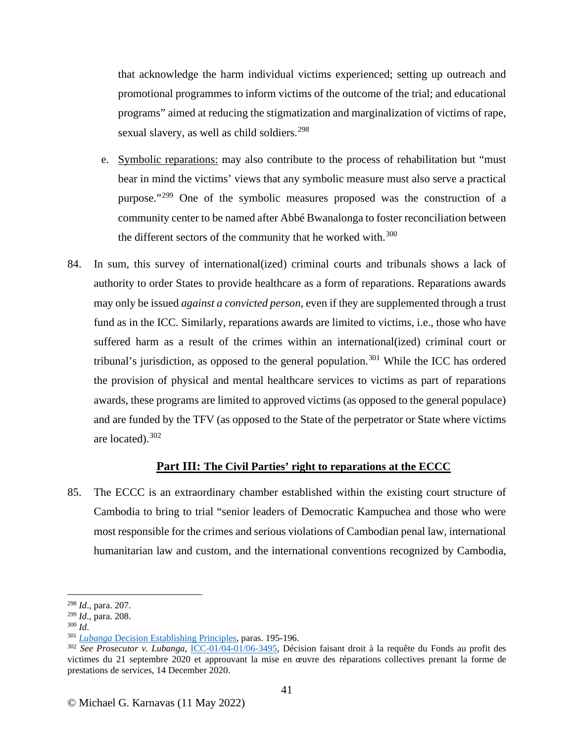that acknowledge the harm individual victims experienced; setting up outreach and promotional programmes to inform victims of the outcome of the trial; and educational programs" aimed at reducing the stigmatization and marginalization of victims of rape, sexual slavery, as well as child soldiers.[298]

e. Symbolic reparations: may also contribute to the process of rehabilitation but "must bear in mind the victims' views that any symbolic measure must also serve a practical purpose."[299] One of the symbolic measures proposed was the construction of a community center to be named after Abbé Bwanalonga to foster reconciliation between the different sectors of the community that he worked with.[300]

84. In sum, this survey of international(ized) criminal courts and tribunals shows a lack of authority to order States to provide healthcare as a form of reparations. Reparations awards may only be issued *against a convicted person*, even if they are supplemented through a trust fund as in the ICC. Similarly, reparations awards are limited to victims, i.e., those who have suffered harm as a result of the crimes within an international(ized) criminal court or tribunal's jurisdiction, as opposed to the general population.[301] While the ICC has ordered the provision of physical and mental healthcare services to victims as part of reparations awards, these programs are limited to approved victims (as opposed to the general populace) and are funded by the TFV (as opposed to the State of the perpetrator or State where victims are located).[302]

## Part III: The Civil Parties' right to reparations at the ECCC

85. The ECCC is an extraordinary chamber established within the existing court structure of Cambodia to bring to trial "senior leaders of Democratic Kampuchea and those who were most responsible for the crimes and serious violations of Cambodian penal law, international humanitarian law and custom, and the international conventions recognized by Cambodia,

---

[298] *Id*., para. 207.

[299] *Id*., para. 208.

[300] *Id*.

[301] *Lubanga* Decision Establishing Principles, paras. 195-196.

[302] *See Prosecutor v. Lubanga*, ICC-01/04-01/06-3495, Décision faisant droit à la requête du Fonds au profit des victimes du 21 septembre 2020 et approuvant la mise en œuvre des réparations collectives prenant la forme de prestations de services, 14 December 2020.

© Michael G. Karnavas (11 May 2022)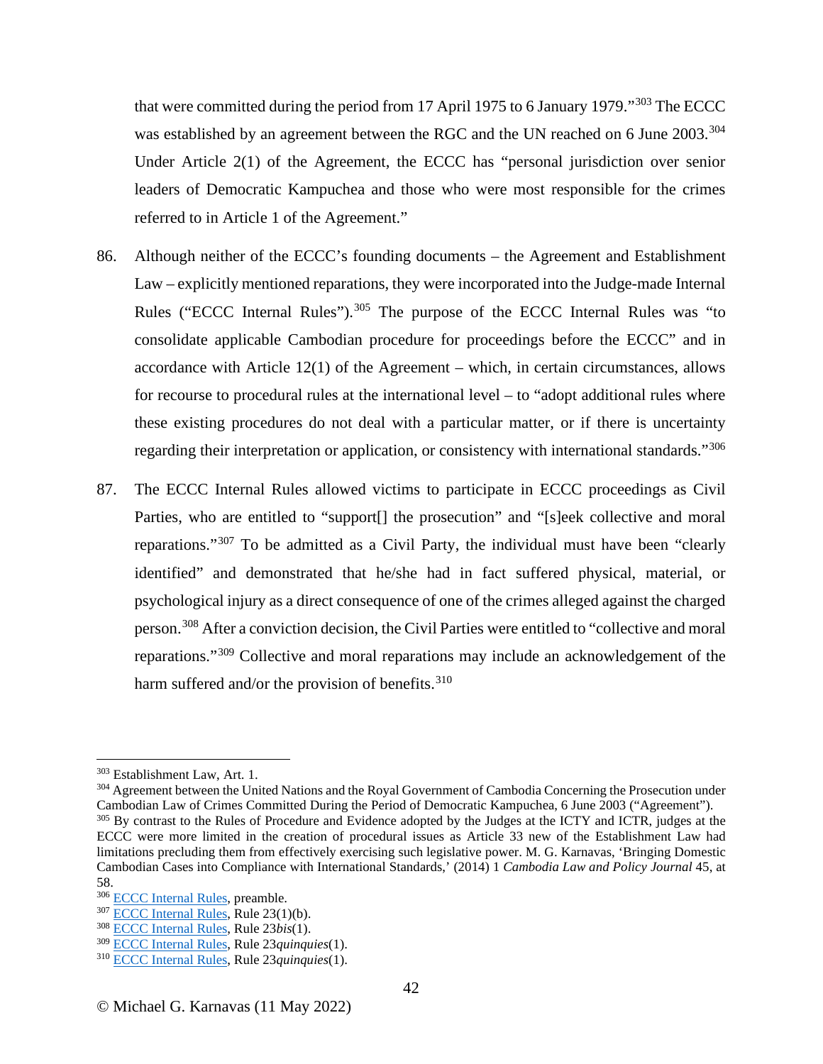that were committed during the period from 17 April 1975 to 6 January 1979."[303] The ECCC was established by an agreement between the RGC and the UN reached on 6 June 2003.[304] Under Article 2(1) of the Agreement, the ECCC has "personal jurisdiction over senior leaders of Democratic Kampuchea and those who were most responsible for the crimes referred to in Article 1 of the Agreement."

86. Although neither of the ECCC's founding documents – the Agreement and Establishment Law – explicitly mentioned reparations, they were incorporated into the Judge-made Internal Rules ("ECCC Internal Rules").[305] The purpose of the ECCC Internal Rules was "to consolidate applicable Cambodian procedure for proceedings before the ECCC" and in accordance with Article 12(1) of the Agreement – which, in certain circumstances, allows for recourse to procedural rules at the international level – to "adopt additional rules where these existing procedures do not deal with a particular matter, or if there is uncertainty regarding their interpretation or application, or consistency with international standards."[306]

87. The ECCC Internal Rules allowed victims to participate in ECCC proceedings as Civil Parties, who are entitled to "support[] the prosecution" and "[s]eek collective and moral reparations."[307] To be admitted as a Civil Party, the individual must have been "clearly identified" and demonstrated that he/she had in fact suffered physical, material, or psychological injury as a direct consequence of one of the crimes alleged against the charged person.[308] After a conviction decision, the Civil Parties were entitled to "collective and moral reparations."[309] Collective and moral reparations may include an acknowledgement of the harm suffered and/or the provision of benefits.[310]

---

[303] Establishment Law, Art. 1.

[304] Agreement between the United Nations and the Royal Government of Cambodia Concerning the Prosecution under Cambodian Law of Crimes Committed During the Period of Democratic Kampuchea, 6 June 2003 ("Agreement").

[305] By contrast to the Rules of Procedure and Evidence adopted by the Judges at the ICTY and ICTR, judges at the ECCC were more limited in the creation of procedural issues as Article 33 new of the Establishment Law had limitations precluding them from effectively exercising such legislative power. M. G. Karnavas, 'Bringing Domestic Cambodian Cases into Compliance with International Standards,' (2014) 1 *Cambodia Law and Policy Journal* 45, at 58.

[306] ECCC Internal Rules, preamble.

[307] ECCC Internal Rules, Rule 23(1)(b).

[308] ECCC Internal Rules, Rule 23*bis*(1).

[309] ECCC Internal Rules, Rule 23*quinquies*(1).

[310] ECCC Internal Rules, Rule 23*quinquies*(1).

© Michael G. Karnavas (11 May 2022)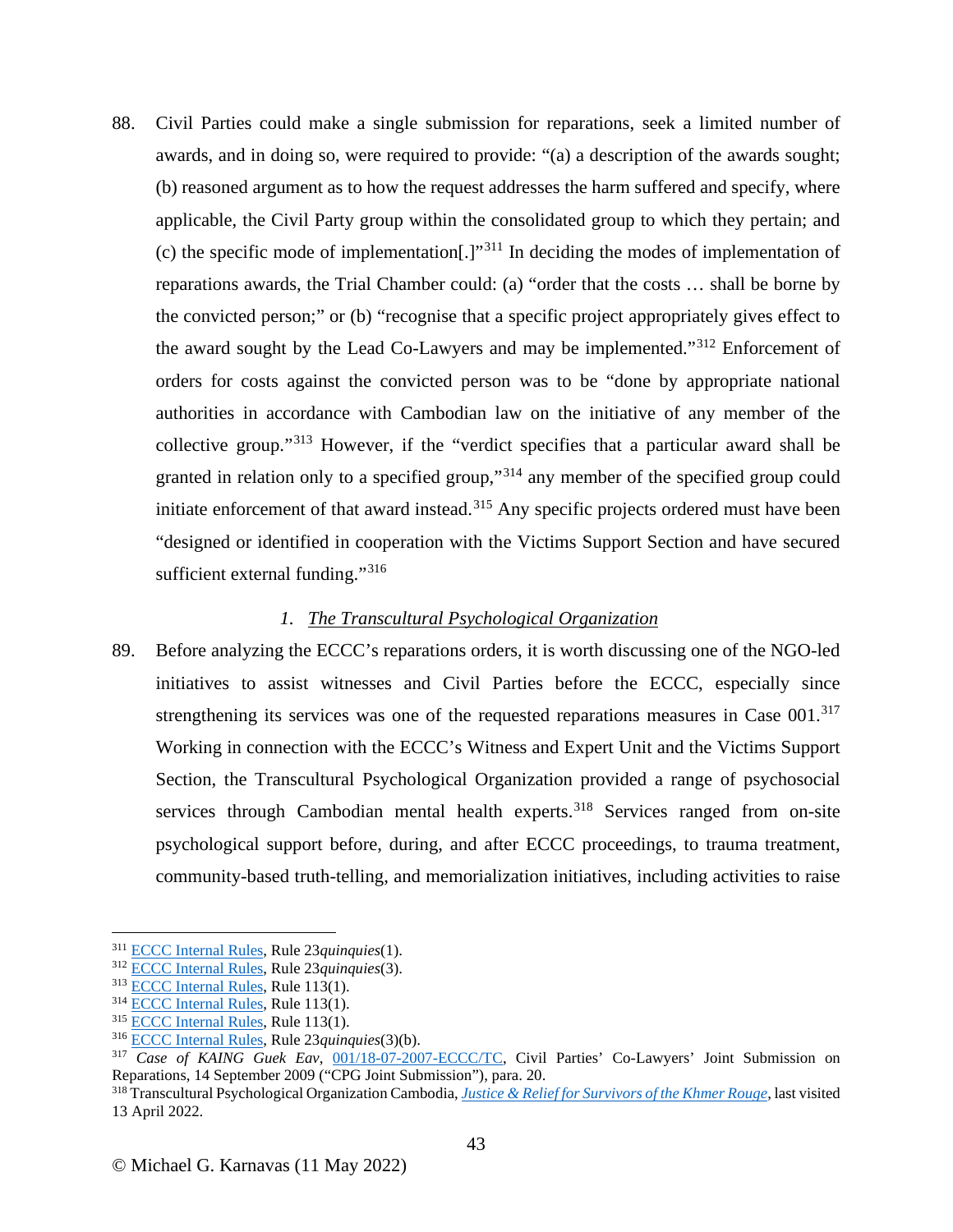88. Civil Parties could make a single submission for reparations, seek a limited number of awards, and in doing so, were required to provide: "(a) a description of the awards sought; (b) reasoned argument as to how the request addresses the harm suffered and specify, where applicable, the Civil Party group within the consolidated group to which they pertain; and (c) the specific mode of implementation[.]"[311] In deciding the modes of implementation of reparations awards, the Trial Chamber could: (a) "order that the costs … shall be borne by the convicted person;" or (b) "recognise that a specific project appropriately gives effect to the award sought by the Lead Co-Lawyers and may be implemented."[312] Enforcement of orders for costs against the convicted person was to be "done by appropriate national authorities in accordance with Cambodian law on the initiative of any member of the collective group."[313] However, if the "verdict specifies that a particular award shall be granted in relation only to a specified group,"[314] any member of the specified group could initiate enforcement of that award instead.[315] Any specific projects ordered must have been "designed or identified in cooperation with the Victims Support Section and have secured sufficient external funding."[316]

### 1. *The Transcultural Psychological Organization*

89. Before analyzing the ECCC's reparations orders, it is worth discussing one of the NGO-led initiatives to assist witnesses and Civil Parties before the ECCC, especially since strengthening its services was one of the requested reparations measures in Case 001.[317] Working in connection with the ECCC's Witness and Expert Unit and the Victims Support Section, the Transcultural Psychological Organization provided a range of psychosocial services through Cambodian mental health experts.[318] Services ranged from on-site psychological support before, during, and after ECCC proceedings, to trauma treatment, community-based truth-telling, and memorialization initiatives, including activities to raise

---

[311] ECCC Internal Rules, Rule 23*quinquies*(1).
[312] ECCC Internal Rules, Rule 23*quinquies*(3).
[313] ECCC Internal Rules, Rule 113(1).
[314] ECCC Internal Rules, Rule 113(1).
[315] ECCC Internal Rules, Rule 113(1).
[316] ECCC Internal Rules, Rule 23*quinquies*(3)(b).
[317] *Case of KAING Guek Eav*, 001/18-07-2007-ECCC/TC, Civil Parties' Co-Lawyers' Joint Submission on Reparations, 14 September 2009 ("CPG Joint Submission"), para. 20.
[318] Transcultural Psychological Organization Cambodia, *Justice & Relief for Survivors of the Khmer Rouge*, last visited 13 April 2022.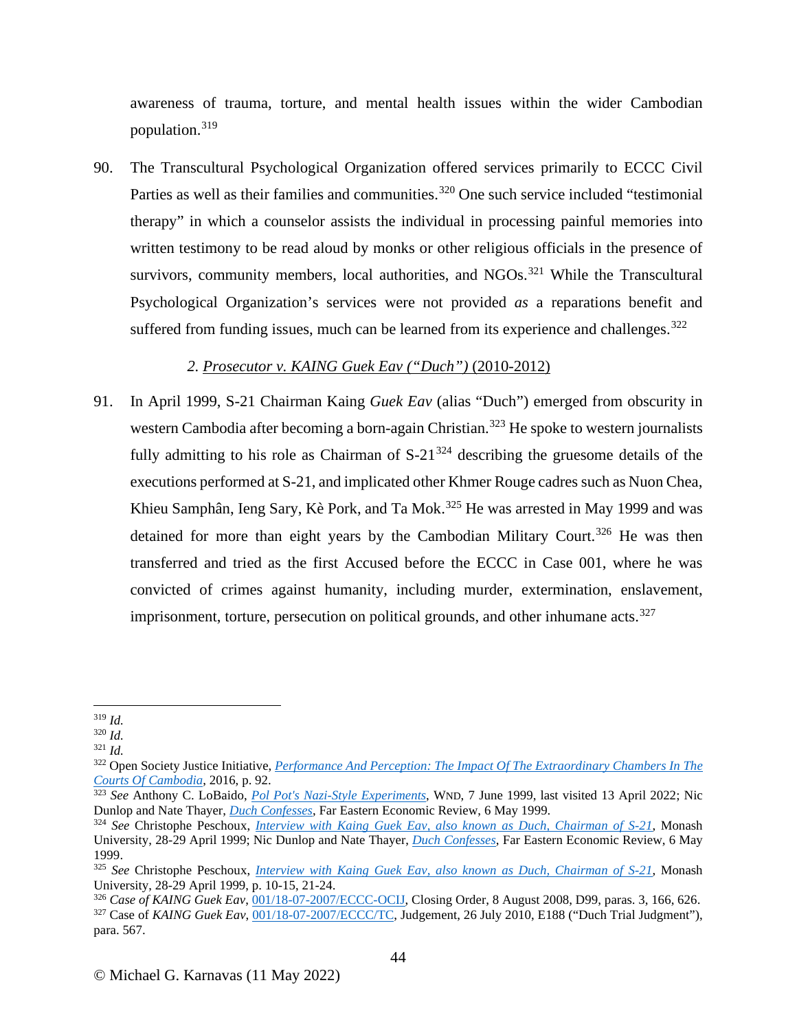awareness of trauma, torture, and mental health issues within the wider Cambodian population.[319]

90. The Transcultural Psychological Organization offered services primarily to ECCC Civil Parties as well as their families and communities.[320] One such service included "testimonial therapy" in which a counselor assists the individual in processing painful memories into written testimony to be read aloud by monks or other religious officials in the presence of survivors, community members, local authorities, and NGOs.[321] While the Transcultural Psychological Organization's services were not provided *as* a reparations benefit and suffered from funding issues, much can be learned from its experience and challenges.[322]

### *2. Prosecutor v. KAING Guek Eav ("Duch")* (2010-2012)

91. In April 1999, S-21 Chairman Kaing *Guek Eav* (alias "Duch") emerged from obscurity in western Cambodia after becoming a born-again Christian.[323] He spoke to western journalists fully admitting to his role as Chairman of S-21[324] describing the gruesome details of the executions performed at S-21, and implicated other Khmer Rouge cadres such as Nuon Chea, Khieu Samphân, Ieng Sary, Kè Pork, and Ta Mok.[325] He was arrested in May 1999 and was detained for more than eight years by the Cambodian Military Court.[326] He was then transferred and tried as the first Accused before the ECCC in Case 001, where he was convicted of crimes against humanity, including murder, extermination, enslavement, imprisonment, torture, persecution on political grounds, and other inhumane acts.[327]

---

[319] *Id.*

[320] *Id.*

[321] *Id.*

[322] Open Society Justice Initiative, *Performance And Perception: The Impact Of The Extraordinary Chambers In The Courts Of Cambodia*, 2016, p. 92.

[323] *See* Anthony C. LoBaido, *Pol Pot's Nazi-Style Experiments*, WND, 7 June 1999, last visited 13 April 2022; Nic Dunlop and Nate Thayer, *Duch Confesses*, Far Eastern Economic Review, 6 May 1999.

[324] *See* Christophe Peschoux, *Interview with Kaing Guek Eav, also known as Duch, Chairman of S-21*, Monash University, 28-29 April 1999; Nic Dunlop and Nate Thayer, *Duch Confesses*, Far Eastern Economic Review, 6 May 1999.

[325] *See* Christophe Peschoux, *Interview with Kaing Guek Eav, also known as Duch, Chairman of S-21*, Monash University, 28-29 April 1999, p. 10-15, 21-24.

[326] *Case of KAING Guek Eav*, 001/18-07-2007/ECCC-OCIJ, Closing Order, 8 August 2008, D99, paras. 3, 166, 626.

[327] Case of *KAING Guek Eav*, 001/18-07-2007/ECCC/TC, Judgement, 26 July 2010, E188 ("Duch Trial Judgment"), para. 567.

© Michael G. Karnavas (11 May 2022)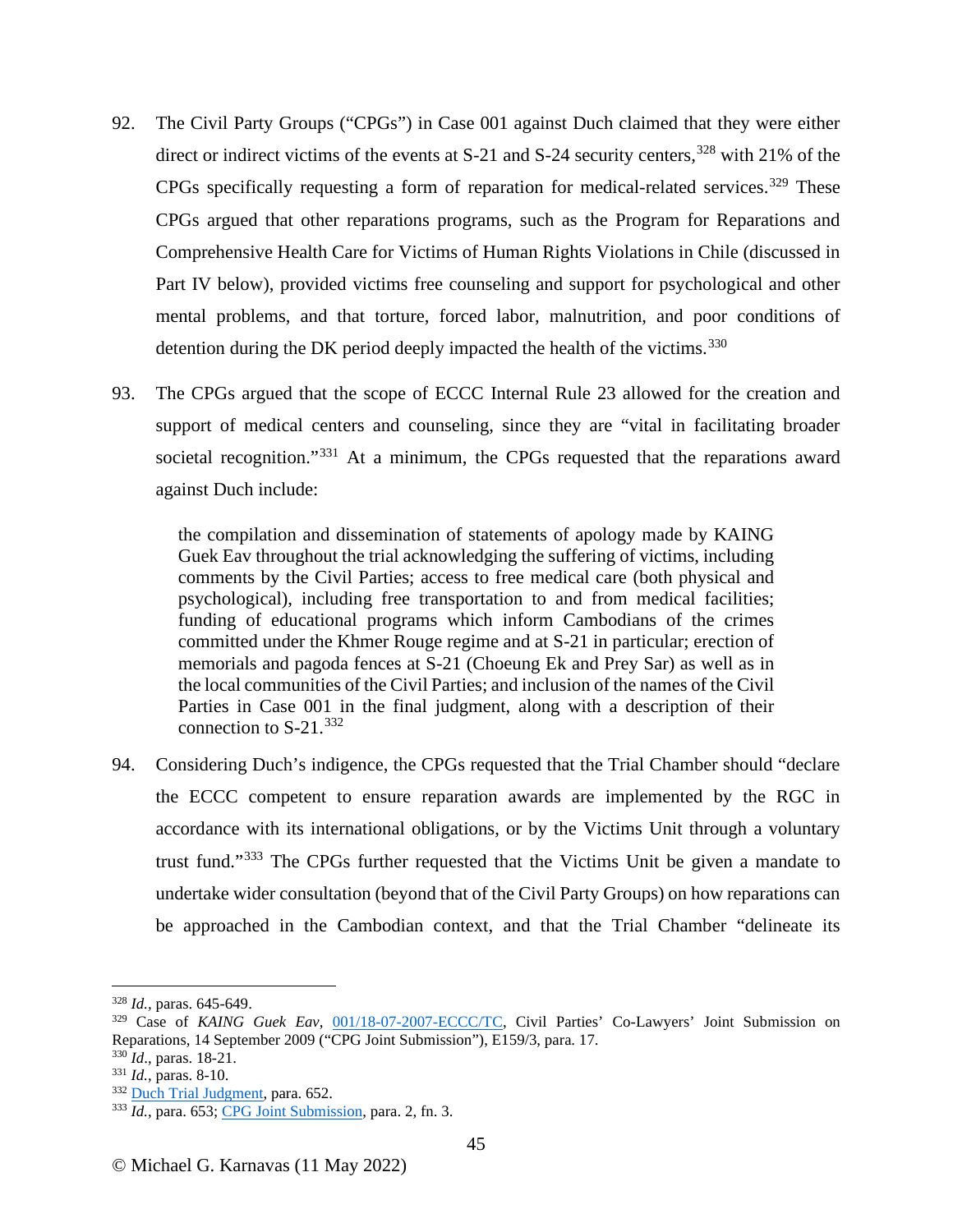92. The Civil Party Groups ("CPGs") in Case 001 against Duch claimed that they were either direct or indirect victims of the events at S-21 and S-24 security centers,[328] with 21% of the CPGs specifically requesting a form of reparation for medical-related services.[329] These CPGs argued that other reparations programs, such as the Program for Reparations and Comprehensive Health Care for Victims of Human Rights Violations in Chile (discussed in Part IV below), provided victims free counseling and support for psychological and other mental problems, and that torture, forced labor, malnutrition, and poor conditions of detention during the DK period deeply impacted the health of the victims.[330]

93. The CPGs argued that the scope of ECCC Internal Rule 23 allowed for the creation and support of medical centers and counseling, since they are "vital in facilitating broader societal recognition."[331] At a minimum, the CPGs requested that the reparations award against Duch include:

> the compilation and dissemination of statements of apology made by KAING Guek Eav throughout the trial acknowledging the suffering of victims, including comments by the Civil Parties; access to free medical care (both physical and psychological), including free transportation to and from medical facilities; funding of educational programs which inform Cambodians of the crimes committed under the Khmer Rouge regime and at S-21 in particular; erection of memorials and pagoda fences at S-21 (Choeung Ek and Prey Sar) as well as in the local communities of the Civil Parties; and inclusion of the names of the Civil Parties in Case 001 in the final judgment, along with a description of their connection to S-21.[332]

94. Considering Duch's indigence, the CPGs requested that the Trial Chamber should "declare the ECCC competent to ensure reparation awards are implemented by the RGC in accordance with its international obligations, or by the Victims Unit through a voluntary trust fund."[333] The CPGs further requested that the Victims Unit be given a mandate to undertake wider consultation (beyond that of the Civil Party Groups) on how reparations can be approached in the Cambodian context, and that the Trial Chamber "delineate its

---

[328] *Id.*, paras. 645-649.

[329] Case of *KAING Guek Eav*, 001/18-07-2007-ECCC/TC, Civil Parties' Co-Lawyers' Joint Submission on Reparations, 14 September 2009 ("CPG Joint Submission"), E159/3, para. 17.

[330] *Id*., paras. 18-21.

[331] *Id.*, paras. 8-10.

[332] Duch Trial Judgment, para. 652.

[333] *Id.*, para. 653; CPG Joint Submission, para. 2, fn. 3.

© Michael G. Karnavas (11 May 2022)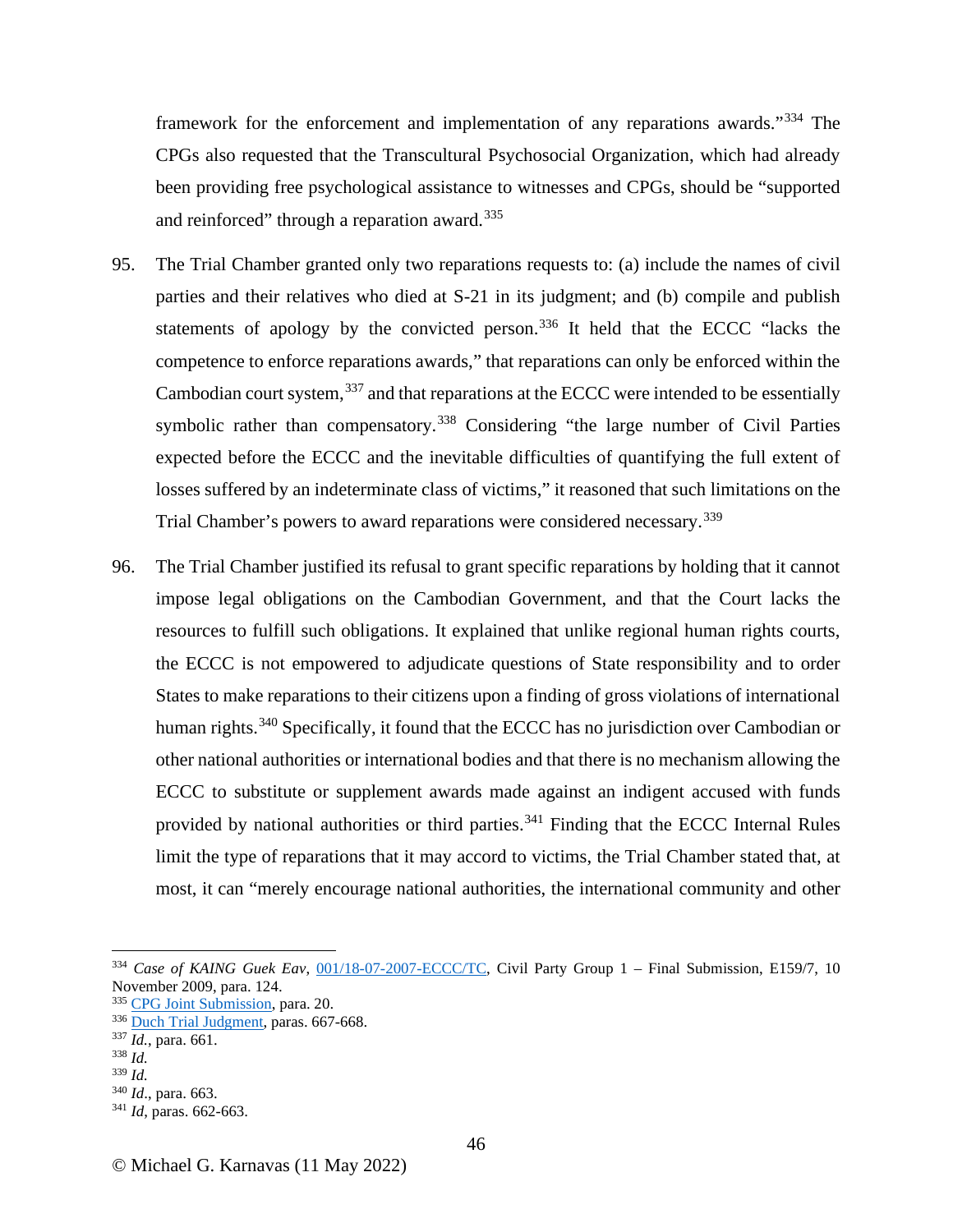framework for the enforcement and implementation of any reparations awards."[334] The CPGs also requested that the Transcultural Psychosocial Organization, which had already been providing free psychological assistance to witnesses and CPGs, should be "supported and reinforced" through a reparation award.[335]

95. The Trial Chamber granted only two reparations requests to: (a) include the names of civil parties and their relatives who died at S-21 in its judgment; and (b) compile and publish statements of apology by the convicted person.[336] It held that the ECCC "lacks the competence to enforce reparations awards," that reparations can only be enforced within the Cambodian court system,[337] and that reparations at the ECCC were intended to be essentially symbolic rather than compensatory.[338] Considering "the large number of Civil Parties expected before the ECCC and the inevitable difficulties of quantifying the full extent of losses suffered by an indeterminate class of victims," it reasoned that such limitations on the Trial Chamber's powers to award reparations were considered necessary.[339]

96. The Trial Chamber justified its refusal to grant specific reparations by holding that it cannot impose legal obligations on the Cambodian Government, and that the Court lacks the resources to fulfill such obligations. It explained that unlike regional human rights courts, the ECCC is not empowered to adjudicate questions of State responsibility and to order States to make reparations to their citizens upon a finding of gross violations of international human rights.[340] Specifically, it found that the ECCC has no jurisdiction over Cambodian or other national authorities or international bodies and that there is no mechanism allowing the ECCC to substitute or supplement awards made against an indigent accused with funds provided by national authorities or third parties.[341] Finding that the ECCC Internal Rules limit the type of reparations that it may accord to victims, the Trial Chamber stated that, at most, it can "merely encourage national authorities, the international community and other

---

[334] *Case of KAING Guek Eav*, 001/18-07-2007-ECCC/TC, Civil Party Group 1 – Final Submission, E159/7, 10 November 2009, para. 124.

[335] CPG Joint Submission, para. 20.

[336] Duch Trial Judgment, paras. 667-668.

[337] *Id.*, para. 661.

[338] *Id.*

[339] *Id.*

[340] *Id.*, para. 663.

[341] *Id*, paras. 662-663.

© Michael G. Karnavas (11 May 2022)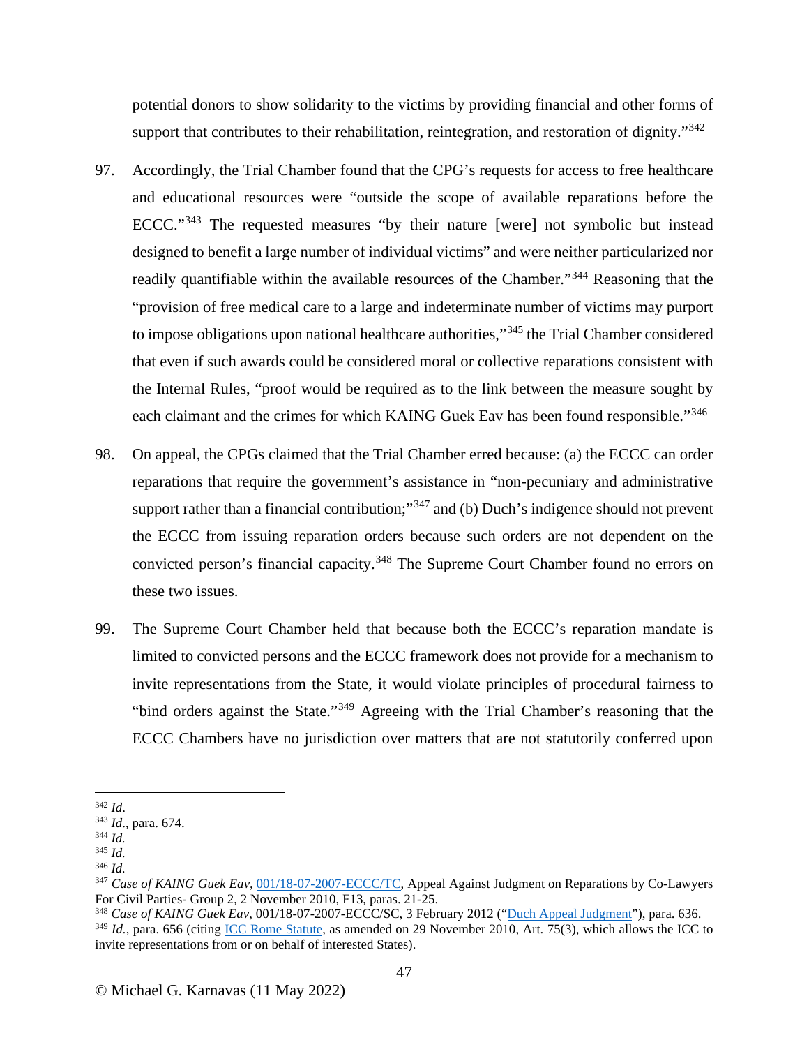potential donors to show solidarity to the victims by providing financial and other forms of support that contributes to their rehabilitation, reintegration, and restoration of dignity."[342]

97. Accordingly, the Trial Chamber found that the CPG's requests for access to free healthcare and educational resources were "outside the scope of available reparations before the ECCC."[343] The requested measures "by their nature [were] not symbolic but instead designed to benefit a large number of individual victims" and were neither particularized nor readily quantifiable within the available resources of the Chamber."[344] Reasoning that the "provision of free medical care to a large and indeterminate number of victims may purport to impose obligations upon national healthcare authorities,"[345] the Trial Chamber considered that even if such awards could be considered moral or collective reparations consistent with the Internal Rules, "proof would be required as to the link between the measure sought by each claimant and the crimes for which KAING Guek Eav has been found responsible."[346]

98. On appeal, the CPGs claimed that the Trial Chamber erred because: (a) the ECCC can order reparations that require the government's assistance in "non-pecuniary and administrative support rather than a financial contribution;"[347] and (b) Duch's indigence should not prevent the ECCC from issuing reparation orders because such orders are not dependent on the convicted person's financial capacity.[348] The Supreme Court Chamber found no errors on these two issues.

99. The Supreme Court Chamber held that because both the ECCC's reparation mandate is limited to convicted persons and the ECCC framework does not provide for a mechanism to invite representations from the State, it would violate principles of procedural fairness to "bind orders against the State."[349] Agreeing with the Trial Chamber's reasoning that the ECCC Chambers have no jurisdiction over matters that are not statutorily conferred upon

---

[342] *Id*.

[343] *Id*., para. 674.

[344] *Id.*

[345] *Id.*

[346] *Id.*

[347] *Case of KAING Guek Eav*, 001/18-07-2007-ECCC/TC, Appeal Against Judgment on Reparations by Co-Lawyers For Civil Parties- Group 2, 2 November 2010, F13, paras. 21-25.

[348] *Case of KAING Guek Eav*, 001/18-07-2007-ECCC/SC, 3 February 2012 ("Duch Appeal Judgment"), para. 636.

[349] *Id.*, para. 656 (citing ICC Rome Statute, as amended on 29 November 2010, Art. 75(3), which allows the ICC to invite representations from or on behalf of interested States).

© Michael G. Karnavas (11 May 2022)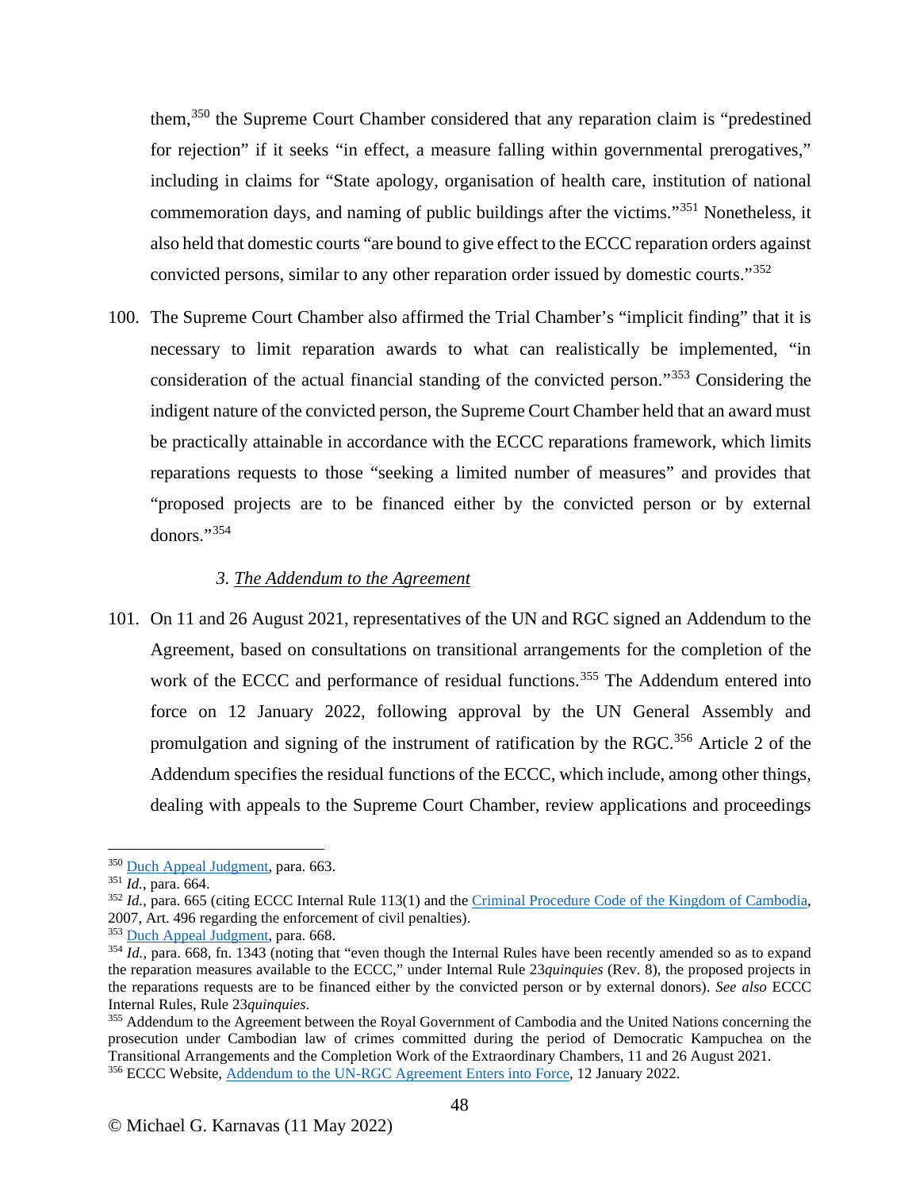them,[350] the Supreme Court Chamber considered that any reparation claim is "predestined for rejection" if it seeks "in effect, a measure falling within governmental prerogatives," including in claims for "State apology, organisation of health care, institution of national commemoration days, and naming of public buildings after the victims."[351] Nonetheless, it also held that domestic courts "are bound to give effect to the ECCC reparation orders against convicted persons, similar to any other reparation order issued by domestic courts."[352]

100. The Supreme Court Chamber also affirmed the Trial Chamber's "implicit finding" that it is necessary to limit reparation awards to what can realistically be implemented, "in consideration of the actual financial standing of the convicted person."[353] Considering the indigent nature of the convicted person, the Supreme Court Chamber held that an award must be practically attainable in accordance with the ECCC reparations framework, which limits reparations requests to those "seeking a limited number of measures" and provides that "proposed projects are to be financed either by the convicted person or by external donors."[354]

### 3. The Addendum to the Agreement

101. On 11 and 26 August 2021, representatives of the UN and RGC signed an Addendum to the Agreement, based on consultations on transitional arrangements for the completion of the work of the ECCC and performance of residual functions.[355] The Addendum entered into force on 12 January 2022, following approval by the UN General Assembly and promulgation and signing of the instrument of ratification by the RGC.[356] Article 2 of the Addendum specifies the residual functions of the ECCC, which include, among other things, dealing with appeals to the Supreme Court Chamber, review applications and proceedings

---

[350] Duch Appeal Judgment, para. 663.

[351] *Id.*, para. 664.

[352] *Id.*, para. 665 (citing ECCC Internal Rule 113(1) and the Criminal Procedure Code of the Kingdom of Cambodia, 2007, Art. 496 regarding the enforcement of civil penalties).

[353] Duch Appeal Judgment, para. 668.

[354] *Id.*, para. 668, fn. 1343 (noting that "even though the Internal Rules have been recently amended so as to expand the reparation measures available to the ECCC," under Internal Rule 23*quinquies* (Rev. 8), the proposed projects in the reparations requests are to be financed either by the convicted person or by external donors). *See also* ECCC Internal Rules, Rule 23*quinquies*.

[355] Addendum to the Agreement between the Royal Government of Cambodia and the United Nations concerning the prosecution under Cambodian law of crimes committed during the period of Democratic Kampuchea on the Transitional Arrangements and the Completion Work of the Extraordinary Chambers, 11 and 26 August 2021.

[356] ECCC Website, Addendum to the UN-RGC Agreement Enters into Force, 12 January 2022.

© Michael G. Karnavas (11 May 2022)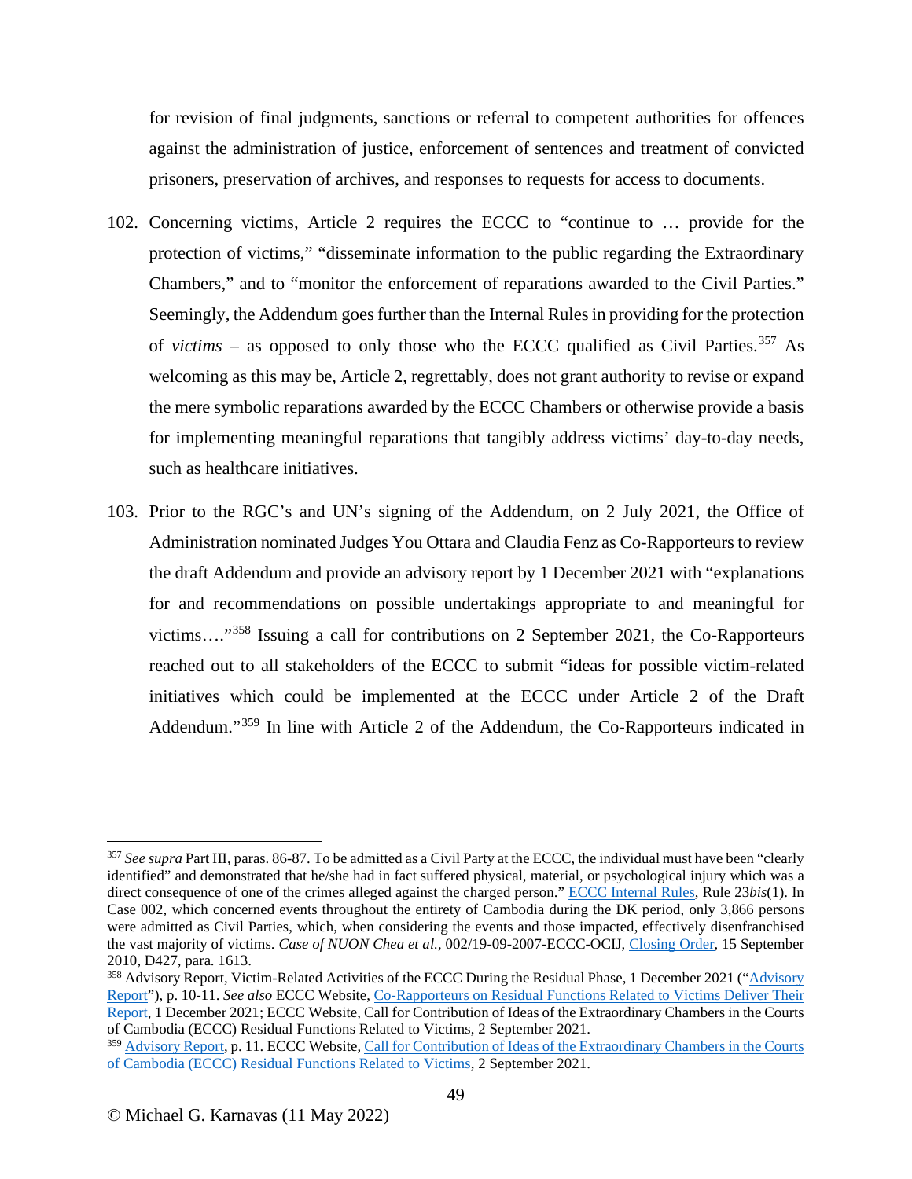for revision of final judgments, sanctions or referral to competent authorities for offences against the administration of justice, enforcement of sentences and treatment of convicted prisoners, preservation of archives, and responses to requests for access to documents.

102. Concerning victims, Article 2 requires the ECCC to "continue to … provide for the protection of victims," "disseminate information to the public regarding the Extraordinary Chambers," and to "monitor the enforcement of reparations awarded to the Civil Parties." Seemingly, the Addendum goes further than the Internal Rules in providing for the protection of *victims* – as opposed to only those who the ECCC qualified as Civil Parties.[357] As welcoming as this may be, Article 2, regrettably, does not grant authority to revise or expand the mere symbolic reparations awarded by the ECCC Chambers or otherwise provide a basis for implementing meaningful reparations that tangibly address victims' day-to-day needs, such as healthcare initiatives.

103. Prior to the RGC's and UN's signing of the Addendum, on 2 July 2021, the Office of Administration nominated Judges You Ottara and Claudia Fenz as Co-Rapporteurs to review the draft Addendum and provide an advisory report by 1 December 2021 with "explanations for and recommendations on possible undertakings appropriate to and meaningful for victims…."[358] Issuing a call for contributions on 2 September 2021, the Co-Rapporteurs reached out to all stakeholders of the ECCC to submit "ideas for possible victim-related initiatives which could be implemented at the ECCC under Article 2 of the Draft Addendum."[359] In line with Article 2 of the Addendum, the Co-Rapporteurs indicated in

---

[357] *See supra* Part III, paras. 86-87. To be admitted as a Civil Party at the ECCC, the individual must have been "clearly identified" and demonstrated that he/she had in fact suffered physical, material, or psychological injury which was a direct consequence of one of the crimes alleged against the charged person." ECCC Internal Rules, Rule 23*bis*(1). In Case 002, which concerned events throughout the entirety of Cambodia during the DK period, only 3,866 persons were admitted as Civil Parties, which, when considering the events and those impacted, effectively disenfranchised the vast majority of victims. *Case of NUON Chea et al.*, 002/19-09-2007-ECCC-OCIJ, Closing Order, 15 September 2010, D427, para. 1613.

[358] Advisory Report, Victim-Related Activities of the ECCC During the Residual Phase, 1 December 2021 ("Advisory Report"), p. 10-11. *See also* ECCC Website, Co-Rapporteurs on Residual Functions Related to Victims Deliver Their Report, 1 December 2021; ECCC Website, Call for Contribution of Ideas of the Extraordinary Chambers in the Courts of Cambodia (ECCC) Residual Functions Related to Victims, 2 September 2021.

[359] Advisory Report, p. 11. ECCC Website, Call for Contribution of Ideas of the Extraordinary Chambers in the Courts of Cambodia (ECCC) Residual Functions Related to Victims, 2 September 2021.

© Michael G. Karnavas (11 May 2022)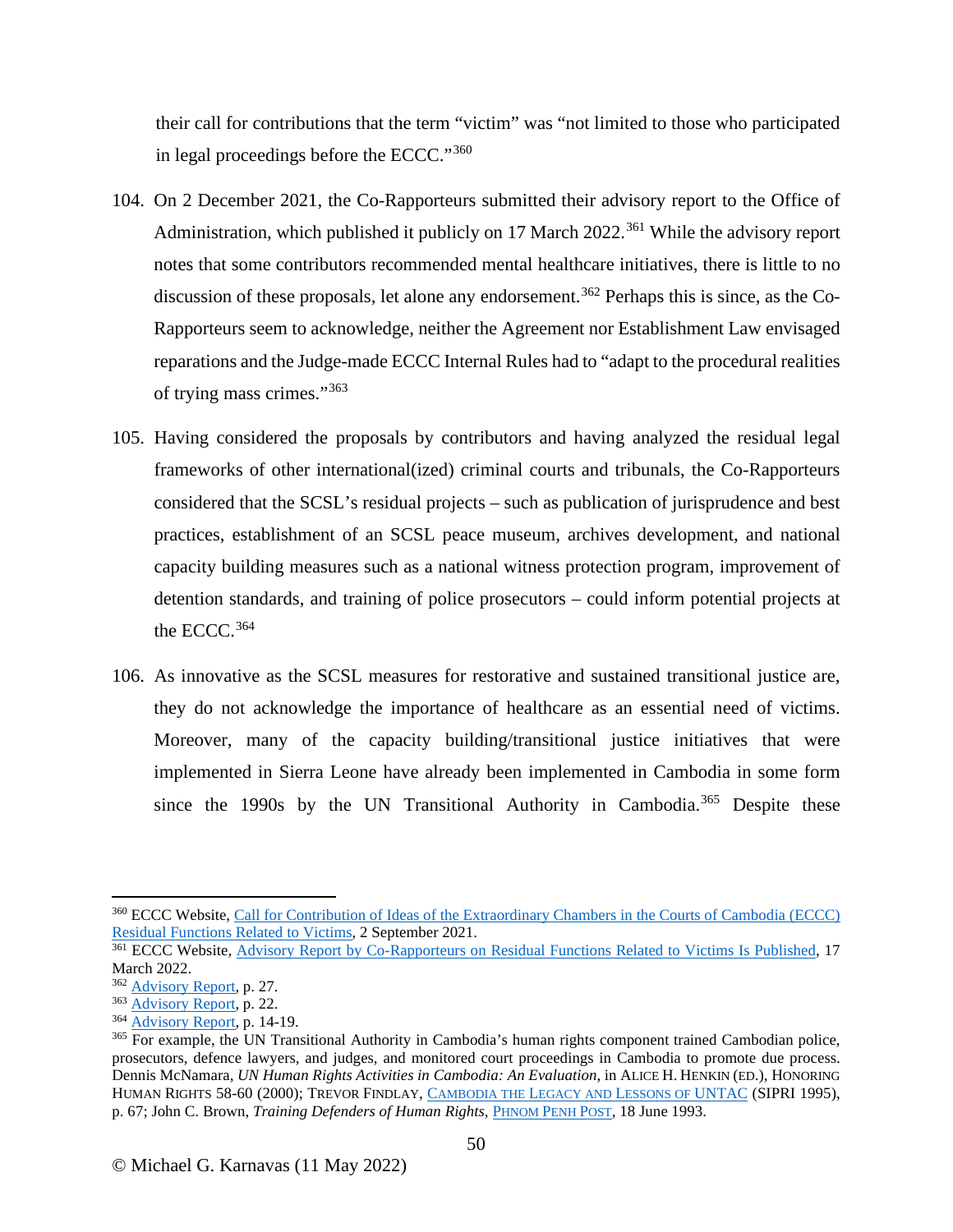their call for contributions that the term "victim" was "not limited to those who participated in legal proceedings before the ECCC."[360]

104. On 2 December 2021, the Co-Rapporteurs submitted their advisory report to the Office of Administration, which published it publicly on 17 March 2022.[361] While the advisory report notes that some contributors recommended mental healthcare initiatives, there is little to no discussion of these proposals, let alone any endorsement.[362] Perhaps this is since, as the Co-Rapporteurs seem to acknowledge, neither the Agreement nor Establishment Law envisaged reparations and the Judge-made ECCC Internal Rules had to "adapt to the procedural realities of trying mass crimes."[363]

105. Having considered the proposals by contributors and having analyzed the residual legal frameworks of other international(ized) criminal courts and tribunals, the Co-Rapporteurs considered that the SCSL's residual projects – such as publication of jurisprudence and best practices, establishment of an SCSL peace museum, archives development, and national capacity building measures such as a national witness protection program, improvement of detention standards, and training of police prosecutors – could inform potential projects at the ECCC.[364]

106. As innovative as the SCSL measures for restorative and sustained transitional justice are, they do not acknowledge the importance of healthcare as an essential need of victims. Moreover, many of the capacity building/transitional justice initiatives that were implemented in Sierra Leone have already been implemented in Cambodia in some form since the 1990s by the UN Transitional Authority in Cambodia.[365] Despite these

---

[360] ECCC Website, [Call for Contribution of Ideas of the Extraordinary Chambers in the Courts of Cambodia (ECCC) Residual Functions Related to Victims](), 2 September 2021.

[361] ECCC Website, [Advisory Report by Co-Rapporteurs on Residual Functions Related to Victims Is Published](), 17 March 2022.

[362] [Advisory Report](), p. 27.

[363] [Advisory Report](), p. 22.

[364] [Advisory Report](), p. 14-19.

[365] For example, the UN Transitional Authority in Cambodia's human rights component trained Cambodian police, prosecutors, defence lawyers, and judges, and monitored court proceedings in Cambodia to promote due process. Dennis McNamara, *UN Human Rights Activities in Cambodia: An Evaluation*, in ALICE H. HENKIN (ED.), HONORING HUMAN RIGHTS 58-60 (2000); TREVOR FINDLAY, [CAMBODIA THE LEGACY AND LESSONS OF UNTAC]() (SIPRI 1995), p. 67; John C. Brown, *Training Defenders of Human Rights*, [PHNOM PENH POST](), 18 June 1993.

© Michael G. Karnavas (11 May 2022)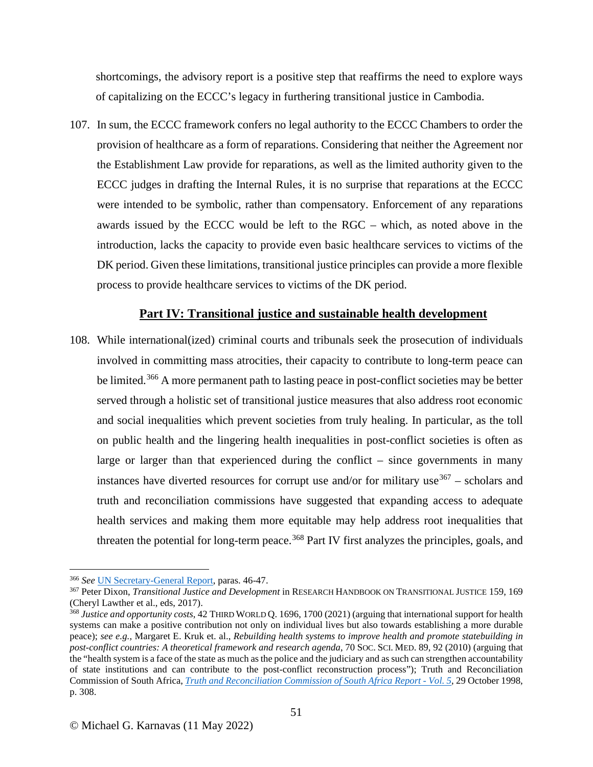shortcomings, the advisory report is a positive step that reaffirms the need to explore ways of capitalizing on the ECCC's legacy in furthering transitional justice in Cambodia.

107. In sum, the ECCC framework confers no legal authority to the ECCC Chambers to order the provision of healthcare as a form of reparations. Considering that neither the Agreement nor the Establishment Law provide for reparations, as well as the limited authority given to the ECCC judges in drafting the Internal Rules, it is no surprise that reparations at the ECCC were intended to be symbolic, rather than compensatory. Enforcement of any reparations awards issued by the ECCC would be left to the RGC – which, as noted above in the introduction, lacks the capacity to provide even basic healthcare services to victims of the DK period. Given these limitations, transitional justice principles can provide a more flexible process to provide healthcare services to victims of the DK period.

## **Part IV: Transitional justice and sustainable health development**

108. While international(ized) criminal courts and tribunals seek the prosecution of individuals involved in committing mass atrocities, their capacity to contribute to long-term peace can be limited.[366] A more permanent path to lasting peace in post-conflict societies may be better served through a holistic set of transitional justice measures that also address root economic and social inequalities which prevent societies from truly healing. In particular, as the toll on public health and the lingering health inequalities in post-conflict societies is often as large or larger than that experienced during the conflict – since governments in many instances have diverted resources for corrupt use and/or for military use[367] – scholars and truth and reconciliation commissions have suggested that expanding access to adequate health services and making them more equitable may help address root inequalities that threaten the potential for long-term peace.[368] Part IV first analyzes the principles, goals, and

---

[366] *See* UN Secretary-General Report, paras. 46-47.

[367] Peter Dixon, *Transitional Justice and Development* in RESEARCH HANDBOOK ON TRANSITIONAL JUSTICE 159, 169 (Cheryl Lawther et al., eds, 2017).

[368] *Justice and opportunity costs*, 42 THIRD WORLD Q. 1696, 1700 (2021) (arguing that international support for health systems can make a positive contribution not only on individual lives but also towards establishing a more durable peace); *see e.g.,* Margaret E. Kruk et. al., *Rebuilding health systems to improve health and promote statebuilding in post-conflict countries: A theoretical framework and research agenda*, 70 SOC. SCI. MED. 89, 92 (2010) (arguing that the "health system is a face of the state as much as the police and the judiciary and as such can strengthen accountability of state institutions and can contribute to the post-conflict reconstruction process"); Truth and Reconciliation Commission of South Africa, *Truth and Reconciliation Commission of South Africa Report - Vol. 5*, 29 October 1998, p. 308.

© Michael G. Karnavas (11 May 2022)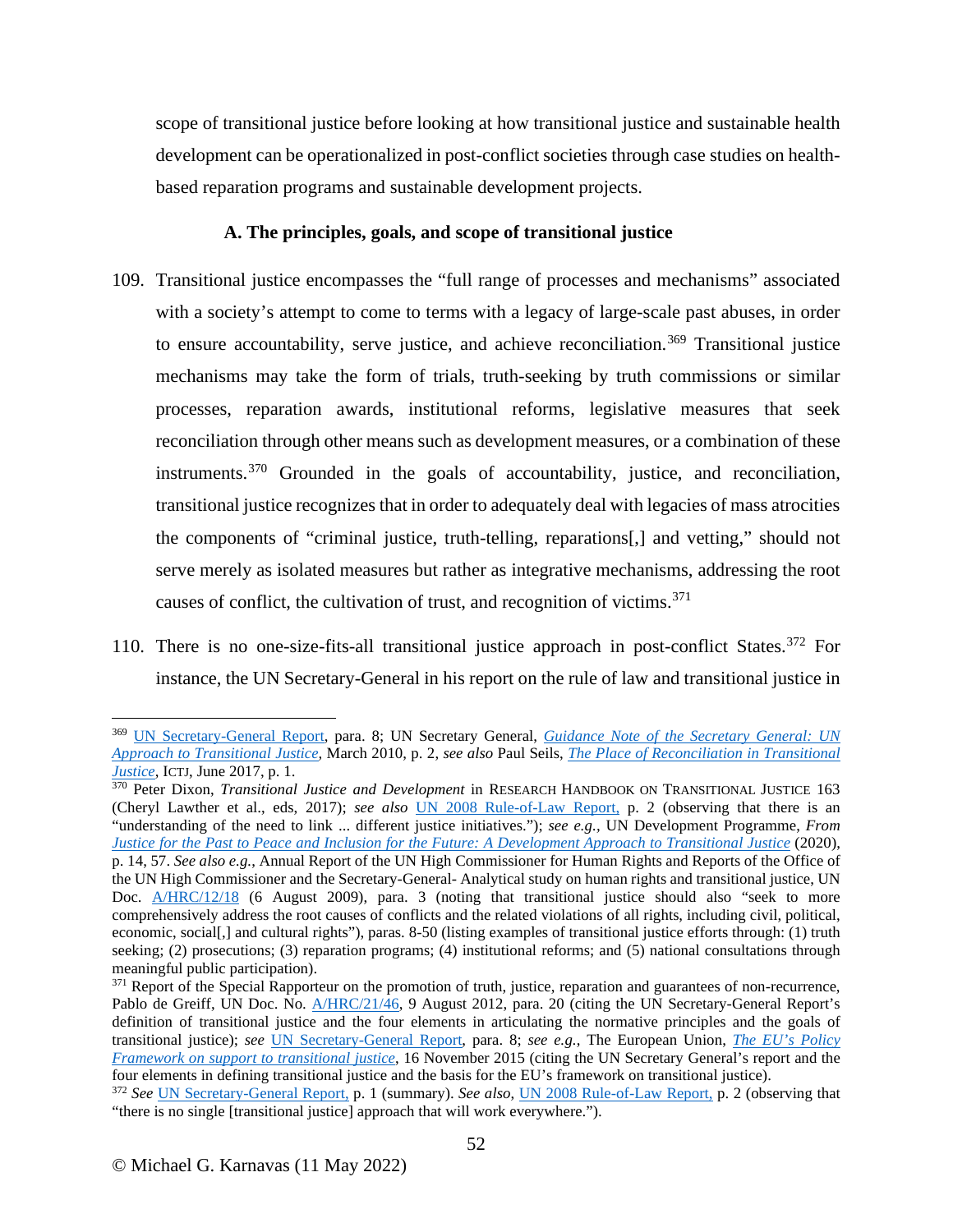scope of transitional justice before looking at how transitional justice and sustainable health development can be operationalized in post-conflict societies through case studies on health-based reparation programs and sustainable development projects.

### A. The principles, goals, and scope of transitional justice

109. Transitional justice encompasses the "full range of processes and mechanisms" associated with a society's attempt to come to terms with a legacy of large-scale past abuses, in order to ensure accountability, serve justice, and achieve reconciliation.[369] Transitional justice mechanisms may take the form of trials, truth-seeking by truth commissions or similar processes, reparation awards, institutional reforms, legislative measures that seek reconciliation through other means such as development measures, or a combination of these instruments.[370] Grounded in the goals of accountability, justice, and reconciliation, transitional justice recognizes that in order to adequately deal with legacies of mass atrocities the components of "criminal justice, truth-telling, reparations[,] and vetting," should not serve merely as isolated measures but rather as integrative mechanisms, addressing the root causes of conflict, the cultivation of trust, and recognition of victims.[371]

110. There is no one-size-fits-all transitional justice approach in post-conflict States.[372] For instance, the UN Secretary-General in his report on the rule of law and transitional justice in

---

[369] UN Secretary-General Report, para. 8; UN Secretary General, *Guidance Note of the Secretary General: UN Approach to Transitional Justice*, March 2010, p. 2, *see also* Paul Seils, *The Place of Reconciliation in Transitional Justice*, ICTJ, June 2017, p. 1.

[370] Peter Dixon, *Transitional Justice and Development* in RESEARCH HANDBOOK ON TRANSITIONAL JUSTICE 163 (Cheryl Lawther et al., eds, 2017); *see also* UN 2008 Rule-of-Law Report, p. 2 (observing that there is an "understanding of the need to link ... different justice initiatives."); *see e.g.,* UN Development Programme, *From Justice for the Past to Peace and Inclusion for the Future: A Development Approach to Transitional Justice* (2020), p. 14, 57. *See also e.g.,* Annual Report of the UN High Commissioner for Human Rights and Reports of the Office of the UN High Commissioner and the Secretary-General- Analytical study on human rights and transitional justice, UN Doc. A/HRC/12/18 (6 August 2009), para. 3 (noting that transitional justice should also "seek to more comprehensively address the root causes of conflicts and the related violations of all rights, including civil, political, economic, social[,] and cultural rights"), paras. 8-50 (listing examples of transitional justice efforts through: (1) truth seeking; (2) prosecutions; (3) reparation programs; (4) institutional reforms; and (5) national consultations through meaningful public participation).

[371] Report of the Special Rapporteur on the promotion of truth, justice, reparation and guarantees of non-recurrence, Pablo de Greiff, UN Doc. No. A/HRC/21/46, 9 August 2012, para. 20 (citing the UN Secretary-General Report's definition of transitional justice and the four elements in articulating the normative principles and the goals of transitional justice); *see* UN Secretary-General Report, para. 8; *see e.g.,* The European Union, *The EU's Policy Framework on support to transitional justice*, 16 November 2015 (citing the UN Secretary General's report and the four elements in defining transitional justice and the basis for the EU's framework on transitional justice).

[372] *See* UN Secretary-General Report, p. 1 (summary). *See also*, UN 2008 Rule-of-Law Report, p. 2 (observing that "there is no single [transitional justice] approach that will work everywhere.").

© Michael G. Karnavas (11 May 2022)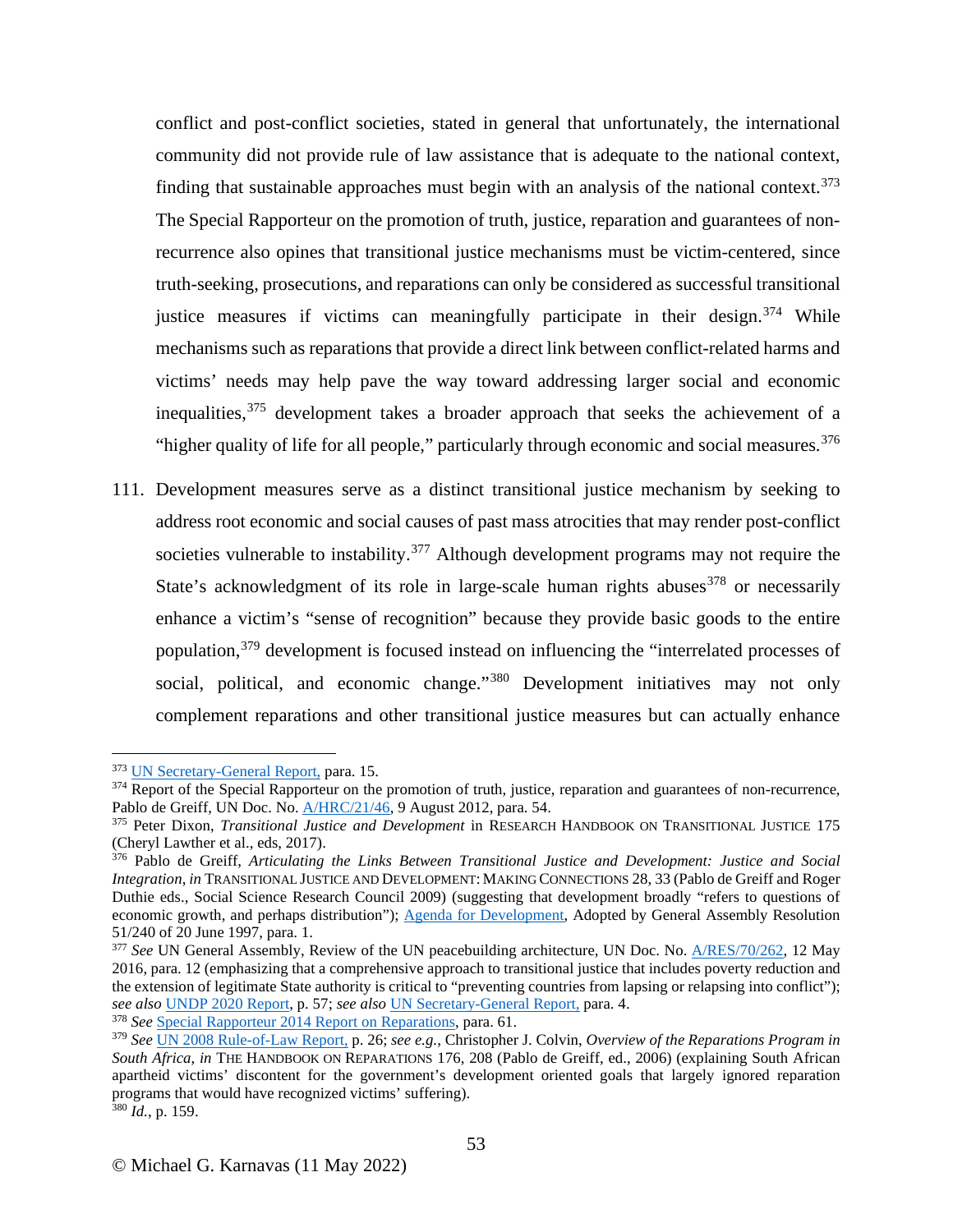conflict and post-conflict societies, stated in general that unfortunately, the international community did not provide rule of law assistance that is adequate to the national context, finding that sustainable approaches must begin with an analysis of the national context.[373] The Special Rapporteur on the promotion of truth, justice, reparation and guarantees of non-recurrence also opines that transitional justice mechanisms must be victim-centered, since truth-seeking, prosecutions, and reparations can only be considered as successful transitional justice measures if victims can meaningfully participate in their design.[374] While mechanisms such as reparations that provide a direct link between conflict-related harms and victims' needs may help pave the way toward addressing larger social and economic inequalities,[375] development takes a broader approach that seeks the achievement of a "higher quality of life for all people," particularly through economic and social measures.[376]

111. Development measures serve as a distinct transitional justice mechanism by seeking to address root economic and social causes of past mass atrocities that may render post-conflict societies vulnerable to instability.[377] Although development programs may not require the State's acknowledgment of its role in large-scale human rights abuses[378] or necessarily enhance a victim's "sense of recognition" because they provide basic goods to the entire population,[379] development is focused instead on influencing the "interrelated processes of social, political, and economic change."[380] Development initiatives may not only complement reparations and other transitional justice measures but can actually enhance

---

[373] UN Secretary-General Report, para. 15.

[374] Report of the Special Rapporteur on the promotion of truth, justice, reparation and guarantees of non-recurrence, Pablo de Greiff, UN Doc. No. A/HRC/21/46, 9 August 2012, para. 54.

[375] Peter Dixon, *Transitional Justice and Development* in RESEARCH HANDBOOK ON TRANSITIONAL JUSTICE 175 (Cheryl Lawther et al., eds, 2017).

[376] Pablo de Greiff, *Articulating the Links Between Transitional Justice and Development: Justice and Social Integration*, *in* TRANSITIONAL JUSTICE AND DEVELOPMENT: MAKING CONNECTIONS 28, 33 (Pablo de Greiff and Roger Duthie eds., Social Science Research Council 2009) (suggesting that development broadly "refers to questions of economic growth, and perhaps distribution"); Agenda for Development, Adopted by General Assembly Resolution 51/240 of 20 June 1997, para. 1.

[377] *See* UN General Assembly, Review of the UN peacebuilding architecture, UN Doc. No. A/RES/70/262, 12 May 2016, para. 12 (emphasizing that a comprehensive approach to transitional justice that includes poverty reduction and the extension of legitimate State authority is critical to "preventing countries from lapsing or relapsing into conflict"); *see also* UNDP 2020 Report, p. 57; *see also* UN Secretary-General Report, para. 4.

[378] *See* Special Rapporteur 2014 Report on Reparations, para. 61.

[379] *See* UN 2008 Rule-of-Law Report, p. 26; *see e.g.,* Christopher J. Colvin, *Overview of the Reparations Program in South Africa*, *in* THE HANDBOOK ON REPARATIONS 176, 208 (Pablo de Greiff, ed., 2006) (explaining South African apartheid victims' discontent for the government's development oriented goals that largely ignored reparation programs that would have recognized victims' suffering).

[380] *Id.*, p. 159.

© Michael G. Karnavas (11 May 2022)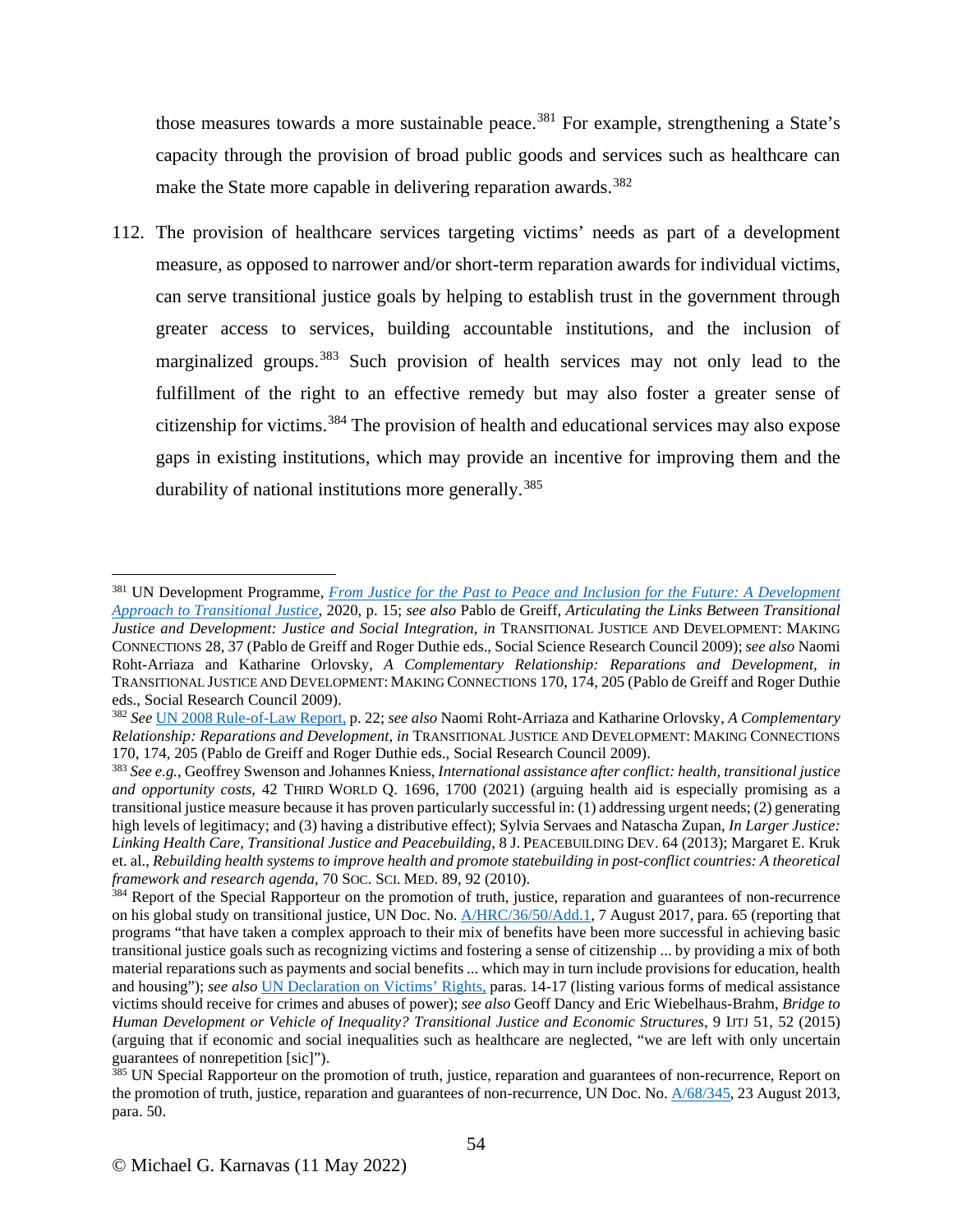those measures towards a more sustainable peace.[381] For example, strengthening a State's capacity through the provision of broad public goods and services such as healthcare can make the State more capable in delivering reparation awards.[382]

112. The provision of healthcare services targeting victims' needs as part of a development measure, as opposed to narrower and/or short-term reparation awards for individual victims, can serve transitional justice goals by helping to establish trust in the government through greater access to services, building accountable institutions, and the inclusion of marginalized groups.[383] Such provision of health services may not only lead to the fulfillment of the right to an effective remedy but may also foster a greater sense of citizenship for victims.[384] The provision of health and educational services may also expose gaps in existing institutions, which may provide an incentive for improving them and the durability of national institutions more generally.[385]

---

[381] UN Development Programme, *From Justice for the Past to Peace and Inclusion for the Future: A Development Approach to Transitional Justice*, 2020, p. 15; *see also* Pablo de Greiff, *Articulating the Links Between Transitional Justice and Development: Justice and Social Integration*, *in* TRANSITIONAL JUSTICE AND DEVELOPMENT: MAKING CONNECTIONS 28, 37 (Pablo de Greiff and Roger Duthie eds., Social Science Research Council 2009); *see also* Naomi Roht-Arriaza and Katharine Orlovsky, *A Complementary Relationship: Reparations and Development*, *in* TRANSITIONAL JUSTICE AND DEVELOPMENT: MAKING CONNECTIONS 170, 174, 205 (Pablo de Greiff and Roger Duthie eds., Social Research Council 2009).

[382] *See* UN 2008 Rule-of-Law Report, p. 22; *see also* Naomi Roht-Arriaza and Katharine Orlovsky, *A Complementary Relationship: Reparations and Development*, *in* TRANSITIONAL JUSTICE AND DEVELOPMENT: MAKING CONNECTIONS 170, 174, 205 (Pablo de Greiff and Roger Duthie eds., Social Research Council 2009).

[383] *See e.g.,* Geoffrey Swenson and Johannes Kniess, *International assistance after conflict: health, transitional justice and opportunity costs*, 42 THIRD WORLD Q. 1696, 1700 (2021) (arguing health aid is especially promising as a transitional justice measure because it has proven particularly successful in: (1) addressing urgent needs; (2) generating high levels of legitimacy; and (3) having a distributive effect); Sylvia Servaes and Natascha Zupan, *In Larger Justice: Linking Health Care, Transitional Justice and Peacebuilding*, 8 J. PEACEBUILDING DEV. 64 (2013); Margaret E. Kruk et. al., *Rebuilding health systems to improve health and promote statebuilding in post-conflict countries: A theoretical framework and research agenda*, 70 SOC. SCI. MED. 89, 92 (2010).

[384] Report of the Special Rapporteur on the promotion of truth, justice, reparation and guarantees of non-recurrence on his global study on transitional justice, UN Doc. No. A/HRC/36/50/Add.1, 7 August 2017, para. 65 (reporting that programs "that have taken a complex approach to their mix of benefits have been more successful in achieving basic transitional justice goals such as recognizing victims and fostering a sense of citizenship ... by providing a mix of both material reparations such as payments and social benefits ... which may in turn include provisions for education, health and housing"); *see also* UN Declaration on Victims' Rights, paras. 14-17 (listing various forms of medical assistance victims should receive for crimes and abuses of power); *see also* Geoff Dancy and Eric Wiebelhaus-Brahm, *Bridge to Human Development or Vehicle of Inequality? Transitional Justice and Economic Structures*, 9 IJTJ 51, 52 (2015) (arguing that if economic and social inequalities such as healthcare are neglected, "we are left with only uncertain guarantees of nonrepetition [sic]").

[385] UN Special Rapporteur on the promotion of truth, justice, reparation and guarantees of non-recurrence, Report on the promotion of truth, justice, reparation and guarantees of non-recurrence, UN Doc. No. A/68/345, 23 August 2013, para. 50.

© Michael G. Karnavas (11 May 2022)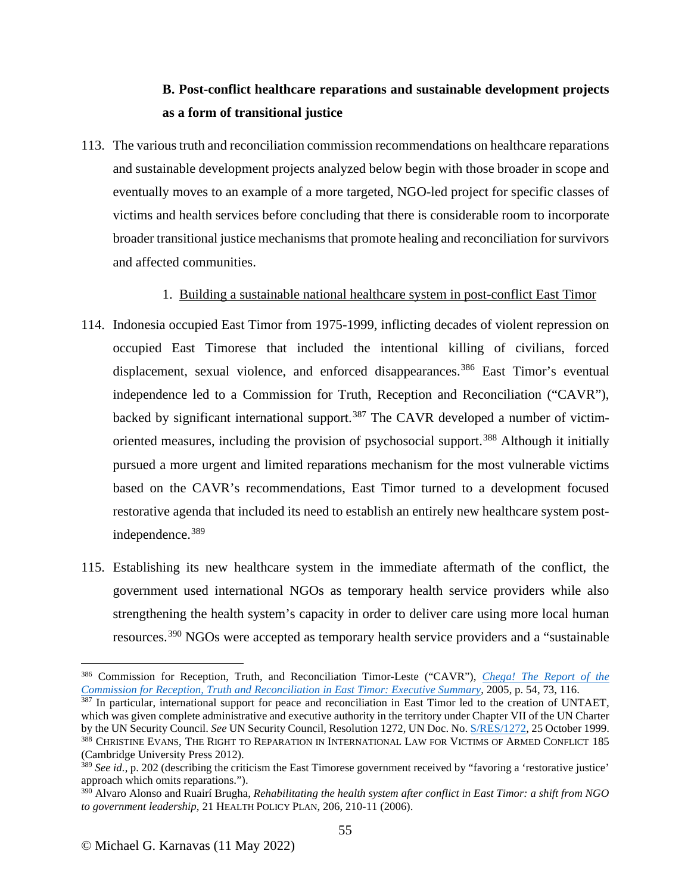### B. Post-conflict healthcare reparations and sustainable development projects as a form of transitional justice

113. The various truth and reconciliation commission recommendations on healthcare reparations and sustainable development projects analyzed below begin with those broader in scope and eventually moves to an example of a more targeted, NGO-led project for specific classes of victims and health services before concluding that there is considerable room to incorporate broader transitional justice mechanisms that promote healing and reconciliation for survivors and affected communities.

#### 1. Building a sustainable national healthcare system in post-conflict East Timor

114. Indonesia occupied East Timor from 1975-1999, inflicting decades of violent repression on occupied East Timorese that included the intentional killing of civilians, forced displacement, sexual violence, and enforced disappearances.[386] East Timor's eventual independence led to a Commission for Truth, Reception and Reconciliation ("CAVR"), backed by significant international support.[387] The CAVR developed a number of victim-oriented measures, including the provision of psychosocial support.[388] Although it initially pursued a more urgent and limited reparations mechanism for the most vulnerable victims based on the CAVR's recommendations, East Timor turned to a development focused restorative agenda that included its need to establish an entirely new healthcare system post-independence.[389]

115. Establishing its new healthcare system in the immediate aftermath of the conflict, the government used international NGOs as temporary health service providers while also strengthening the health system's capacity in order to deliver care using more local human resources.[390] NGOs were accepted as temporary health service providers and a "sustainable

---

[386] Commission for Reception, Truth, and Reconciliation Timor-Leste ("CAVR"), *Chega! The Report of the Commission for Reception, Truth and Reconciliation in East Timor: Executive Summary*, 2005, p. 54, 73, 116.

[387] In particular, international support for peace and reconciliation in East Timor led to the creation of UNTAET, which was given complete administrative and executive authority in the territory under Chapter VII of the UN Charter by the UN Security Council. *See* UN Security Council, Resolution 1272, UN Doc. No. S/RES/1272, 25 October 1999.

[388] Christine Evans, The Right to Reparation in International Law for Victims of Armed Conflict 185 (Cambridge University Press 2012).

[389] *See id.*, p. 202 (describing the criticism the East Timorese government received by "favoring a 'restorative justice' approach which omits reparations.").

[390] Alvaro Alonso and Ruairí Brugha, *Rehabilitating the health system after conflict in East Timor: a shift from NGO to government leadership*, 21 Health Policy Plan, 206, 210-11 (2006).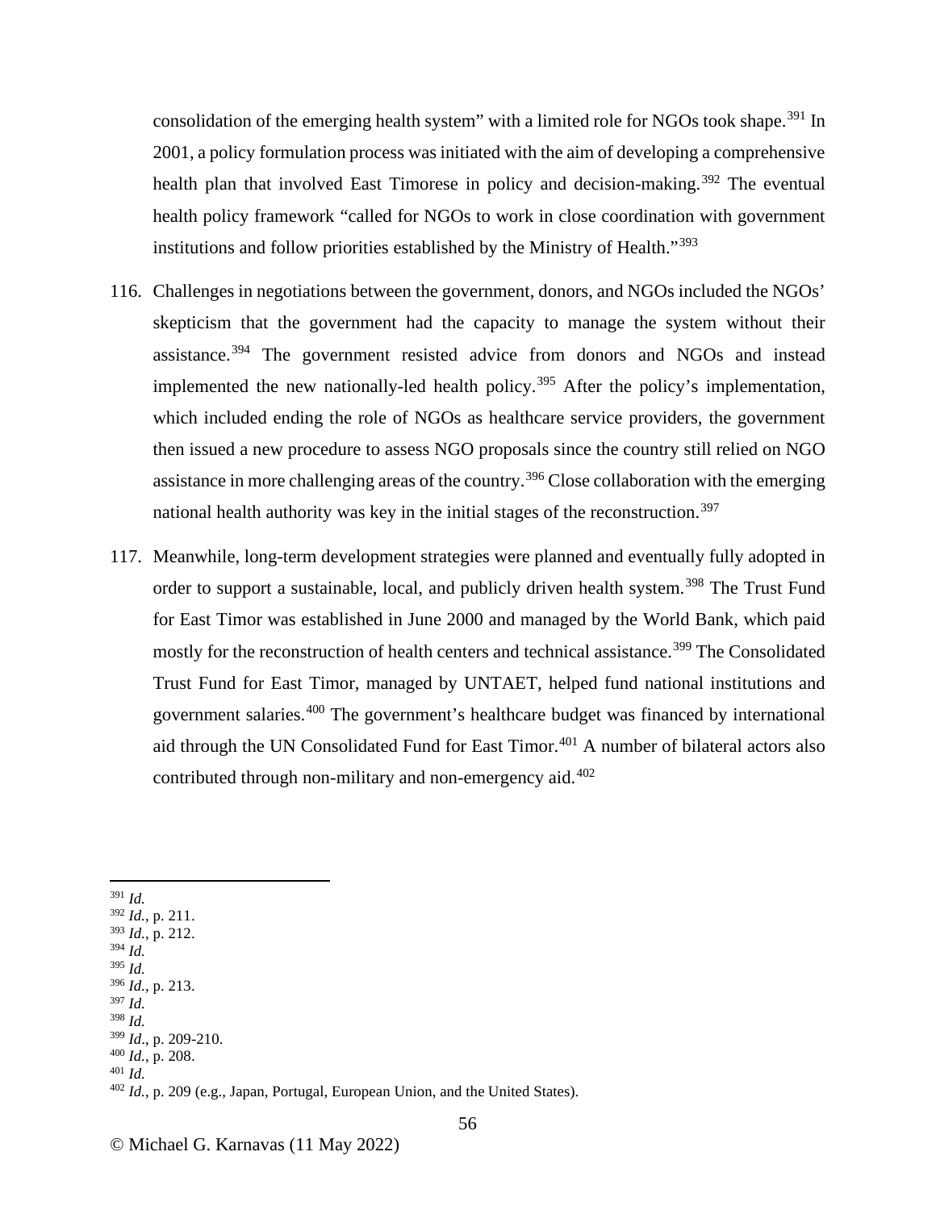consolidation of the emerging health system" with a limited role for NGOs took shape.[391] In 2001, a policy formulation process was initiated with the aim of developing a comprehensive health plan that involved East Timorese in policy and decision-making.[392] The eventual health policy framework "called for NGOs to work in close coordination with government institutions and follow priorities established by the Ministry of Health."[393]

116. Challenges in negotiations between the government, donors, and NGOs included the NGOs' skepticism that the government had the capacity to manage the system without their assistance.[394] The government resisted advice from donors and NGOs and instead implemented the new nationally-led health policy.[395] After the policy's implementation, which included ending the role of NGOs as healthcare service providers, the government then issued a new procedure to assess NGO proposals since the country still relied on NGO assistance in more challenging areas of the country.[396] Close collaboration with the emerging national health authority was key in the initial stages of the reconstruction.[397]

117. Meanwhile, long-term development strategies were planned and eventually fully adopted in order to support a sustainable, local, and publicly driven health system.[398] The Trust Fund for East Timor was established in June 2000 and managed by the World Bank, which paid mostly for the reconstruction of health centers and technical assistance.[399] The Consolidated Trust Fund for East Timor, managed by UNTAET, helped fund national institutions and government salaries.[400] The government's healthcare budget was financed by international aid through the UN Consolidated Fund for East Timor.[401] A number of bilateral actors also contributed through non-military and non-emergency aid.[402]

---

[391] *Id.*
[392] *Id.*, p. 211.
[393] *Id.*, p. 212.
[394] *Id.*
[395] *Id.*
[396] *Id.*, p. 213.
[397] *Id.*
[398] *Id.*
[399] *Id*., p. 209-210.
[400] *Id.*, p. 208.
[401] *Id.*
[402] *Id.*, p. 209 (e.g., Japan, Portugal, European Union, and the United States).

© Michael G. Karnavas (11 May 2022)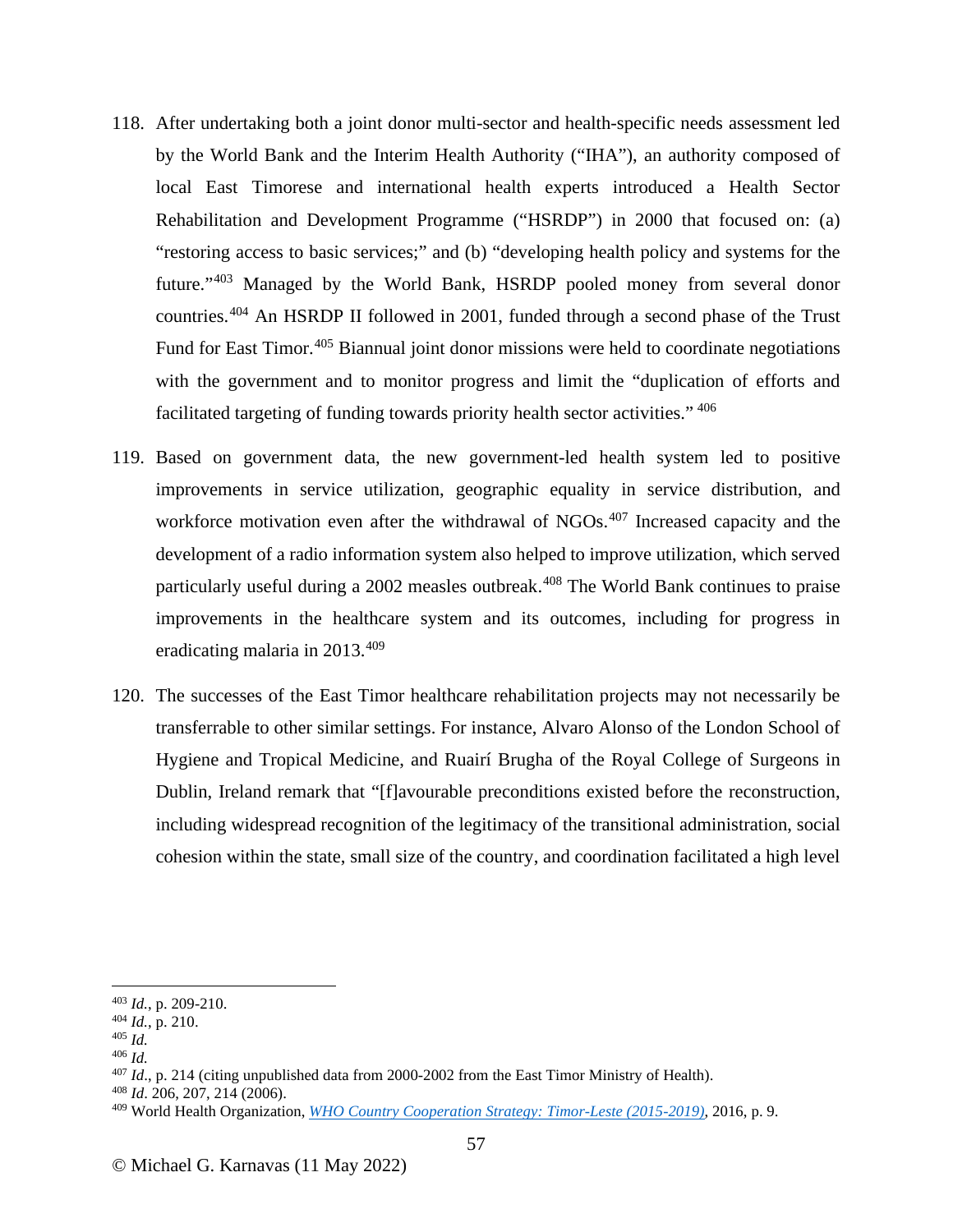118. After undertaking both a joint donor multi-sector and health-specific needs assessment led by the World Bank and the Interim Health Authority ("IHA"), an authority composed of local East Timorese and international health experts introduced a Health Sector Rehabilitation and Development Programme ("HSRDP") in 2000 that focused on: (a) "restoring access to basic services;" and (b) "developing health policy and systems for the future."[403] Managed by the World Bank, HSRDP pooled money from several donor countries.[404] An HSRDP II followed in 2001, funded through a second phase of the Trust Fund for East Timor.[405] Biannual joint donor missions were held to coordinate negotiations with the government and to monitor progress and limit the "duplication of efforts and facilitated targeting of funding towards priority health sector activities." [406]

119. Based on government data, the new government-led health system led to positive improvements in service utilization, geographic equality in service distribution, and workforce motivation even after the withdrawal of NGOs.[407] Increased capacity and the development of a radio information system also helped to improve utilization, which served particularly useful during a 2002 measles outbreak.[408] The World Bank continues to praise improvements in the healthcare system and its outcomes, including for progress in eradicating malaria in 2013.[409]

120. The successes of the East Timor healthcare rehabilitation projects may not necessarily be transferrable to other similar settings. For instance, Alvaro Alonso of the London School of Hygiene and Tropical Medicine, and Ruairí Brugha of the Royal College of Surgeons in Dublin, Ireland remark that "[f]avourable preconditions existed before the reconstruction, including widespread recognition of the legitimacy of the transitional administration, social cohesion within the state, small size of the country, and coordination facilitated a high level

---

[403] *Id.*, p. 209-210.
[404] *Id.*, p. 210.
[405] *Id.*
[406] *Id.*
[407] *Id.*, p. 214 (citing unpublished data from 2000-2002 from the East Timor Ministry of Health).
[408] *Id*. 206, 207, 214 (2006).
[409] World Health Organization, *WHO Country Cooperation Strategy: Timor-Leste (2015-2019)*, 2016, p. 9.

© Michael G. Karnavas (11 May 2022)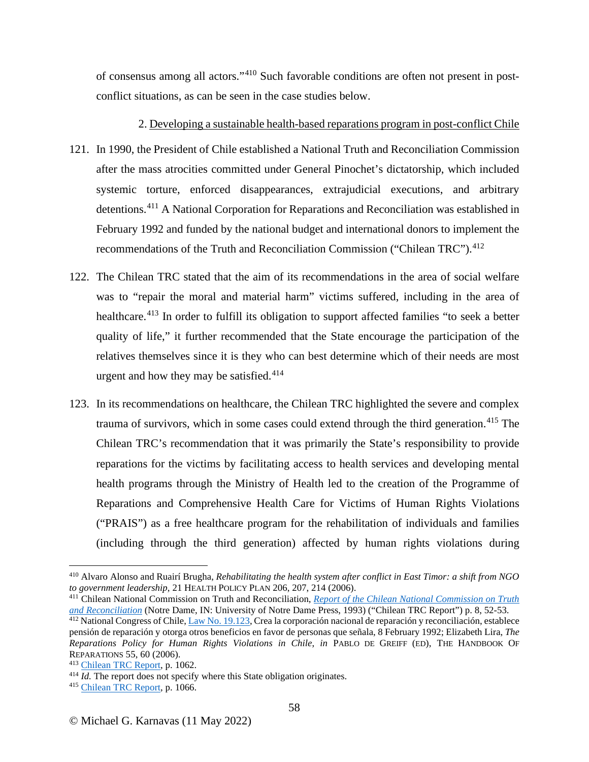of consensus among all actors."[410] Such favorable conditions are often not present in post-conflict situations, as can be seen in the case studies below.

2. Developing a sustainable health-based reparations program in post-conflict Chile

121. In 1990, the President of Chile established a National Truth and Reconciliation Commission after the mass atrocities committed under General Pinochet's dictatorship, which included systemic torture, enforced disappearances, extrajudicial executions, and arbitrary detentions.[411] A National Corporation for Reparations and Reconciliation was established in February 1992 and funded by the national budget and international donors to implement the recommendations of the Truth and Reconciliation Commission ("Chilean TRC").[412]

122. The Chilean TRC stated that the aim of its recommendations in the area of social welfare was to "repair the moral and material harm" victims suffered, including in the area of healthcare.[413] In order to fulfill its obligation to support affected families "to seek a better quality of life," it further recommended that the State encourage the participation of the relatives themselves since it is they who can best determine which of their needs are most urgent and how they may be satisfied.[414]

123. In its recommendations on healthcare, the Chilean TRC highlighted the severe and complex trauma of survivors, which in some cases could extend through the third generation.[415] The Chilean TRC's recommendation that it was primarily the State's responsibility to provide reparations for the victims by facilitating access to health services and developing mental health programs through the Ministry of Health led to the creation of the Programme of Reparations and Comprehensive Health Care for Victims of Human Rights Violations ("PRAIS") as a free healthcare program for the rehabilitation of individuals and families (including through the third generation) affected by human rights violations during

---

[410] Alvaro Alonso and Ruairí Brugha, *Rehabilitating the health system after conflict in East Timor: a shift from NGO to government leadership*, 21 HEALTH POLICY PLAN 206, 207, 214 (2006).

[411] Chilean National Commission on Truth and Reconciliation, *Report of the Chilean National Commission on Truth and Reconciliation* (Notre Dame, IN: University of Notre Dame Press, 1993) ("Chilean TRC Report") p. 8, 52-53.

[412] National Congress of Chile, Law No. 19.123, Crea la corporación nacional de reparación y reconciliación, establece pensión de reparación y otorga otros beneficios en favor de personas que señala, 8 February 1992; Elizabeth Lira, *The Reparations Policy for Human Rights Violations in Chile*, *in* PABLO DE GREIFF (ED), THE HANDBOOK OF REPARATIONS 55, 60 (2006).

[413] Chilean TRC Report, p. 1062.

[414] *Id.* The report does not specify where this State obligation originates.

[415] Chilean TRC Report, p. 1066.

© Michael G. Karnavas (11 May 2022)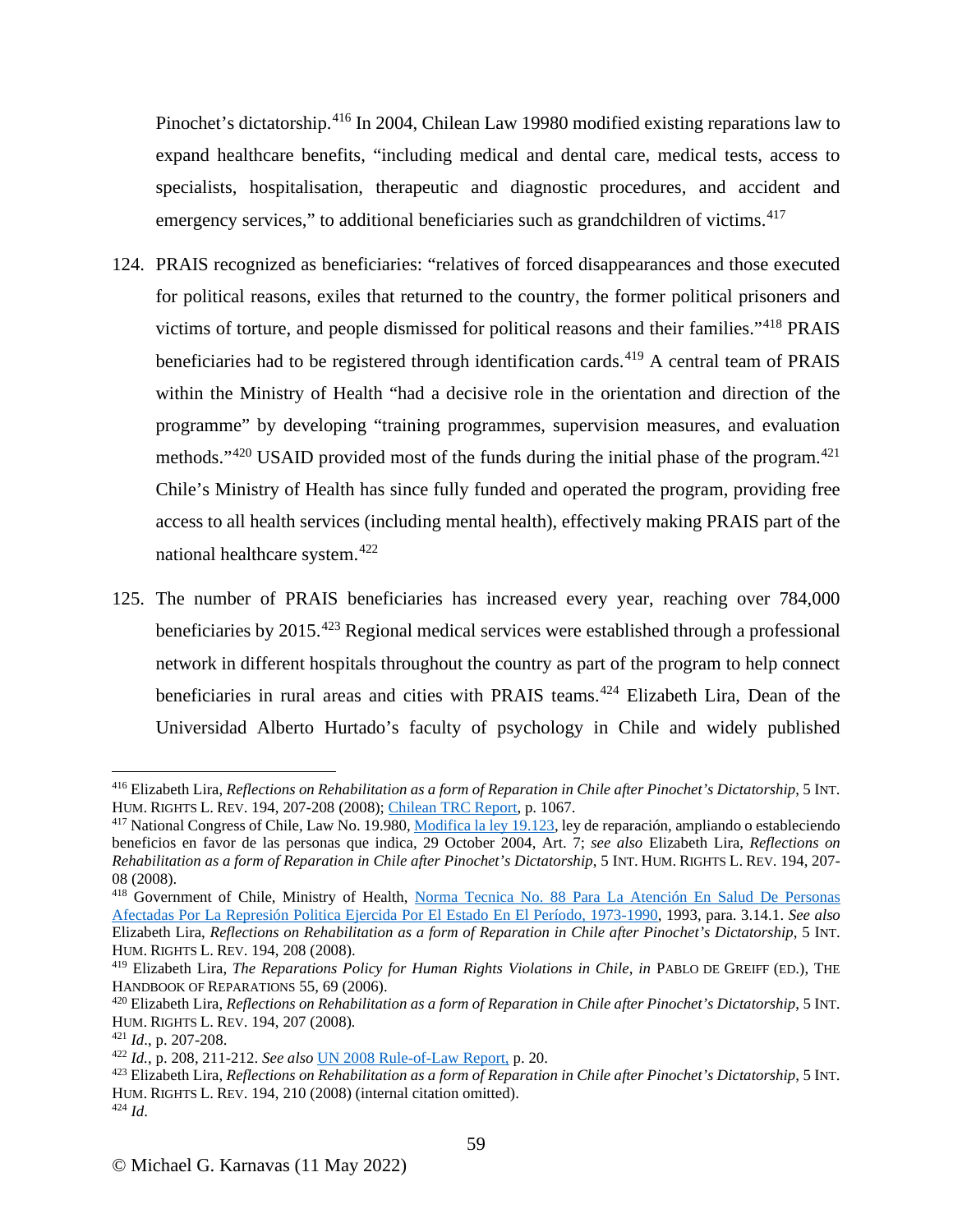Pinochet's dictatorship.[416] In 2004, Chilean Law 19980 modified existing reparations law to expand healthcare benefits, "including medical and dental care, medical tests, access to specialists, hospitalisation, therapeutic and diagnostic procedures, and accident and emergency services," to additional beneficiaries such as grandchildren of victims.[417]

124. PRAIS recognized as beneficiaries: "relatives of forced disappearances and those executed for political reasons, exiles that returned to the country, the former political prisoners and victims of torture, and people dismissed for political reasons and their families."[418] PRAIS beneficiaries had to be registered through identification cards.[419] A central team of PRAIS within the Ministry of Health "had a decisive role in the orientation and direction of the programme" by developing "training programmes, supervision measures, and evaluation methods."[420] USAID provided most of the funds during the initial phase of the program.[421] Chile's Ministry of Health has since fully funded and operated the program, providing free access to all health services (including mental health), effectively making PRAIS part of the national healthcare system.[422]

125. The number of PRAIS beneficiaries has increased every year, reaching over 784,000 beneficiaries by 2015.[423] Regional medical services were established through a professional network in different hospitals throughout the country as part of the program to help connect beneficiaries in rural areas and cities with PRAIS teams.[424] Elizabeth Lira, Dean of the Universidad Alberto Hurtado's faculty of psychology in Chile and widely published

---

[416] Elizabeth Lira, *Reflections on Rehabilitation as a form of Reparation in Chile after Pinochet's Dictatorship*, 5 INT. HUM. RIGHTS L. REV. 194, 207-208 (2008); Chilean TRC Report, p. 1067.

[417] National Congress of Chile, Law No. 19.980, Modifica la ley 19.123, ley de reparación, ampliando o estableciendo beneficios en favor de las personas que indica, 29 October 2004, Art. 7; *see also* Elizabeth Lira, *Reflections on Rehabilitation as a form of Reparation in Chile after Pinochet's Dictatorship*, 5 INT. HUM. RIGHTS L. REV. 194, 207-08 (2008).

[418] Government of Chile, Ministry of Health, Norma Tecnica No. 88 Para La Atención En Salud De Personas Afectadas Por La Represión Politica Ejercida Por El Estado En El Período, 1973-1990, 1993, para. 3.14.1. *See also* Elizabeth Lira, *Reflections on Rehabilitation as a form of Reparation in Chile after Pinochet's Dictatorship*, 5 INT. HUM. RIGHTS L. REV. 194, 208 (2008).

[419] Elizabeth Lira, *The Reparations Policy for Human Rights Violations in Chile*, *in* PABLO DE GREIFF (ED.), THE HANDBOOK OF REPARATIONS 55, 69 (2006).

[420] Elizabeth Lira, *Reflections on Rehabilitation as a form of Reparation in Chile after Pinochet's Dictatorship*, 5 INT. HUM. RIGHTS L. REV. 194, 207 (2008).

[421] *Id*., p. 207-208.

[422] *Id.*, p. 208, 211-212. *See also* UN 2008 Rule-of-Law Report, p. 20.

[423] Elizabeth Lira, *Reflections on Rehabilitation as a form of Reparation in Chile after Pinochet's Dictatorship*, 5 INT. HUM. RIGHTS L. REV. 194, 210 (2008) (internal citation omitted).

[424] *Id*.

© Michael G. Karnavas (11 May 2022)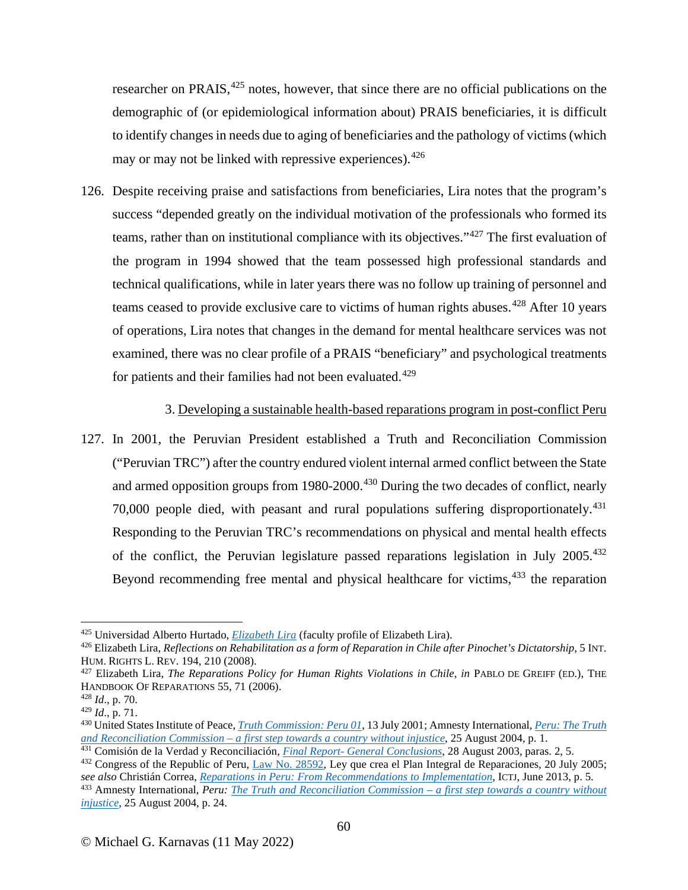researcher on PRAIS,[425] notes, however, that since there are no official publications on the demographic of (or epidemiological information about) PRAIS beneficiaries, it is difficult to identify changes in needs due to aging of beneficiaries and the pathology of victims (which may or may not be linked with repressive experiences).[426]

126. Despite receiving praise and satisfactions from beneficiaries, Lira notes that the program's success "depended greatly on the individual motivation of the professionals who formed its teams, rather than on institutional compliance with its objectives."[427] The first evaluation of the program in 1994 showed that the team possessed high professional standards and technical qualifications, while in later years there was no follow up training of personnel and teams ceased to provide exclusive care to victims of human rights abuses.[428] After 10 years of operations, Lira notes that changes in the demand for mental healthcare services was not examined, there was no clear profile of a PRAIS "beneficiary" and psychological treatments for patients and their families had not been evaluated.[429]

### 3. Developing a sustainable health-based reparations program in post-conflict Peru

127. In 2001, the Peruvian President established a Truth and Reconciliation Commission ("Peruvian TRC") after the country endured violent internal armed conflict between the State and armed opposition groups from 1980-2000.[430] During the two decades of conflict, nearly 70,000 people died, with peasant and rural populations suffering disproportionately.[431] Responding to the Peruvian TRC's recommendations on physical and mental health effects of the conflict, the Peruvian legislature passed reparations legislation in July 2005.[432] Beyond recommending free mental and physical healthcare for victims,[433] the reparation

---

[425] Universidad Alberto Hurtado, *Elizabeth Lira* (faculty profile of Elizabeth Lira).

[426] Elizabeth Lira, *Reflections on Rehabilitation as a form of Reparation in Chile after Pinochet's Dictatorship*, 5 INT. HUM. RIGHTS L. REV. 194, 210 (2008).

[427] Elizabeth Lira, *The Reparations Policy for Human Rights Violations in Chile*, *in* PABLO DE GREIFF (ED.), THE HANDBOOK OF REPARATIONS 55, 71 (2006).

[428] *Id.*, p. 70.

[429] *Id.*, p. 71.

[430] United States Institute of Peace, *Truth Commission: Peru 01*, 13 July 2001; Amnesty International, *Peru: The Truth and Reconciliation Commission – a first step towards a country without injustice*, 25 August 2004, p. 1.

[431] Comisión de la Verdad y Reconciliación, *Final Report- General Conclusions*, 28 August 2003, paras. 2, 5.

[432] Congress of the Republic of Peru, Law No. 28592, Ley que crea el Plan Integral de Reparaciones, 20 July 2005; *see also* Christián Correa, *Reparations in Peru: From Recommendations to Implementation*, ICTJ, June 2013, p. 5.

[433] Amnesty International, *Peru: The Truth and Reconciliation Commission – a first step towards a country without injustice*, 25 August 2004, p. 24.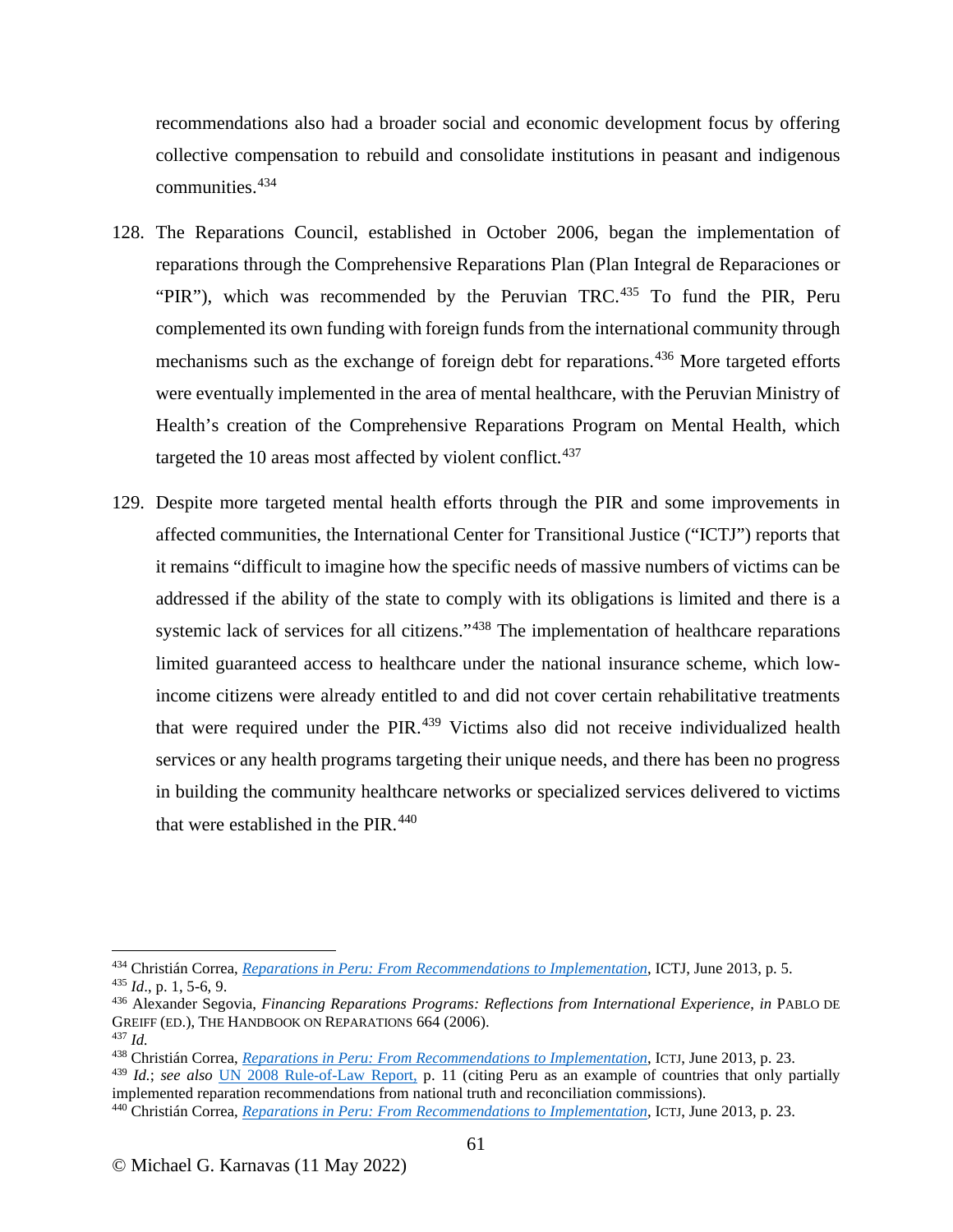recommendations also had a broader social and economic development focus by offering collective compensation to rebuild and consolidate institutions in peasant and indigenous communities.[434]

128. The Reparations Council, established in October 2006, began the implementation of reparations through the Comprehensive Reparations Plan (Plan Integral de Reparaciones or "PIR"), which was recommended by the Peruvian TRC.[435] To fund the PIR, Peru complemented its own funding with foreign funds from the international community through mechanisms such as the exchange of foreign debt for reparations.[436] More targeted efforts were eventually implemented in the area of mental healthcare, with the Peruvian Ministry of Health's creation of the Comprehensive Reparations Program on Mental Health, which targeted the 10 areas most affected by violent conflict.[437]

129. Despite more targeted mental health efforts through the PIR and some improvements in affected communities, the International Center for Transitional Justice ("ICTJ") reports that it remains "difficult to imagine how the specific needs of massive numbers of victims can be addressed if the ability of the state to comply with its obligations is limited and there is a systemic lack of services for all citizens."[438] The implementation of healthcare reparations limited guaranteed access to healthcare under the national insurance scheme, which low-income citizens were already entitled to and did not cover certain rehabilitative treatments that were required under the PIR.[439] Victims also did not receive individualized health services or any health programs targeting their unique needs, and there has been no progress in building the community healthcare networks or specialized services delivered to victims that were established in the PIR.[440]

---

[434] Christián Correa, *Reparations in Peru: From Recommendations to Implementation*, ICTJ, June 2013, p. 5.

[435] *Id.*, p. 1, 5-6, 9.

[436] Alexander Segovia, *Financing Reparations Programs: Reflections from International Experience*, *in* PABLO DE GREIFF (ED.), THE HANDBOOK ON REPARATIONS 664 (2006).

[437] *Id.*

[438] Christián Correa, *Reparations in Peru: From Recommendations to Implementation*, ICTJ, June 2013, p. 23.

[439] *Id.*; *see also* UN 2008 Rule-of-Law Report, p. 11 (citing Peru as an example of countries that only partially implemented reparation recommendations from national truth and reconciliation commissions).

[440] Christián Correa, *Reparations in Peru: From Recommendations to Implementation*, ICTJ, June 2013, p. 23.

© Michael G. Karnavas (11 May 2022)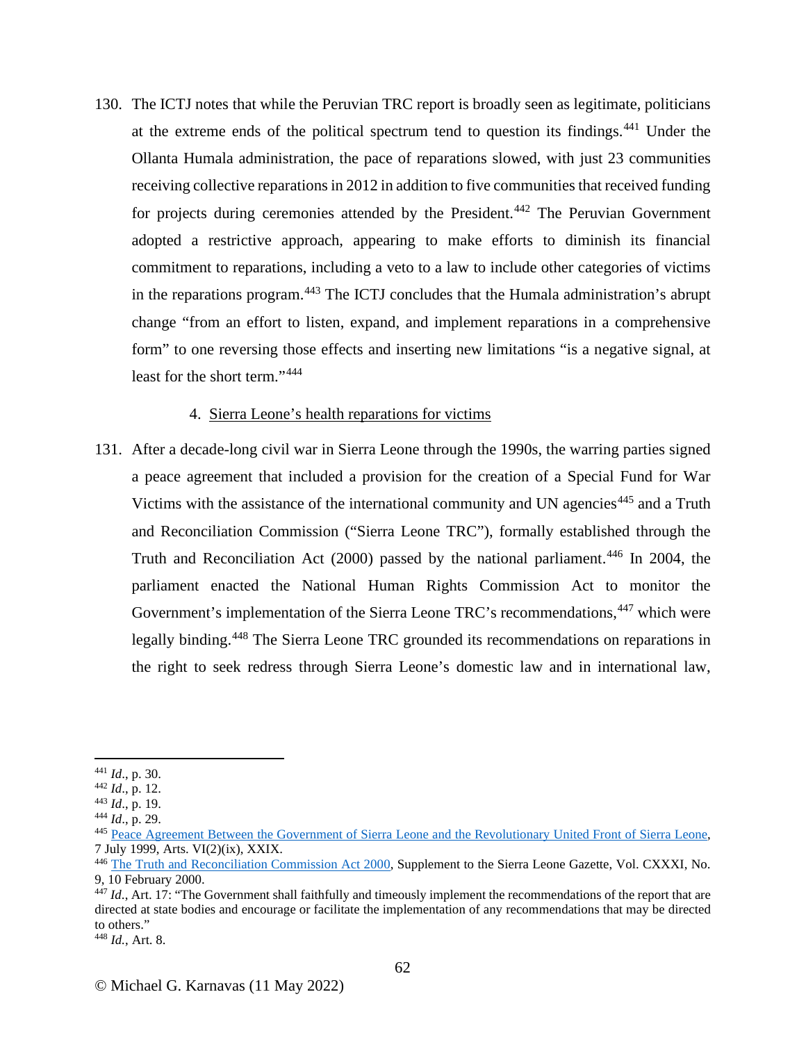130. The ICTJ notes that while the Peruvian TRC report is broadly seen as legitimate, politicians at the extreme ends of the political spectrum tend to question its findings.[441] Under the Ollanta Humala administration, the pace of reparations slowed, with just 23 communities receiving collective reparations in 2012 in addition to five communities that received funding for projects during ceremonies attended by the President.[442] The Peruvian Government adopted a restrictive approach, appearing to make efforts to diminish its financial commitment to reparations, including a veto to a law to include other categories of victims in the reparations program.[443] The ICTJ concludes that the Humala administration's abrupt change "from an effort to listen, expand, and implement reparations in a comprehensive form" to one reversing those effects and inserting new limitations "is a negative signal, at least for the short term."[444]

4. Sierra Leone's health reparations for victims

131. After a decade-long civil war in Sierra Leone through the 1990s, the warring parties signed a peace agreement that included a provision for the creation of a Special Fund for War Victims with the assistance of the international community and UN agencies[445] and a Truth and Reconciliation Commission ("Sierra Leone TRC"), formally established through the Truth and Reconciliation Act (2000) passed by the national parliament.[446] In 2004, the parliament enacted the National Human Rights Commission Act to monitor the Government's implementation of the Sierra Leone TRC's recommendations,[447] which were legally binding.[448] The Sierra Leone TRC grounded its recommendations on reparations in the right to seek redress through Sierra Leone's domestic law and in international law,

---

[441] *Id*., p. 30.
[442] *Id*., p. 12.
[443] *Id*., p. 19.
[444] *Id*., p. 29.
[445] Peace Agreement Between the Government of Sierra Leone and the Revolutionary United Front of Sierra Leone, 7 July 1999, Arts. VI(2)(ix), XXIX.
[446] The Truth and Reconciliation Commission Act 2000, Supplement to the Sierra Leone Gazette, Vol. CXXXI, No. 9, 10 February 2000.
[447] *Id*., Art. 17: "The Government shall faithfully and timeously implement the recommendations of the report that are directed at state bodies and encourage or facilitate the implementation of any recommendations that may be directed to others."
[448] *Id.*, Art. 8.

© Michael G. Karnavas (11 May 2022)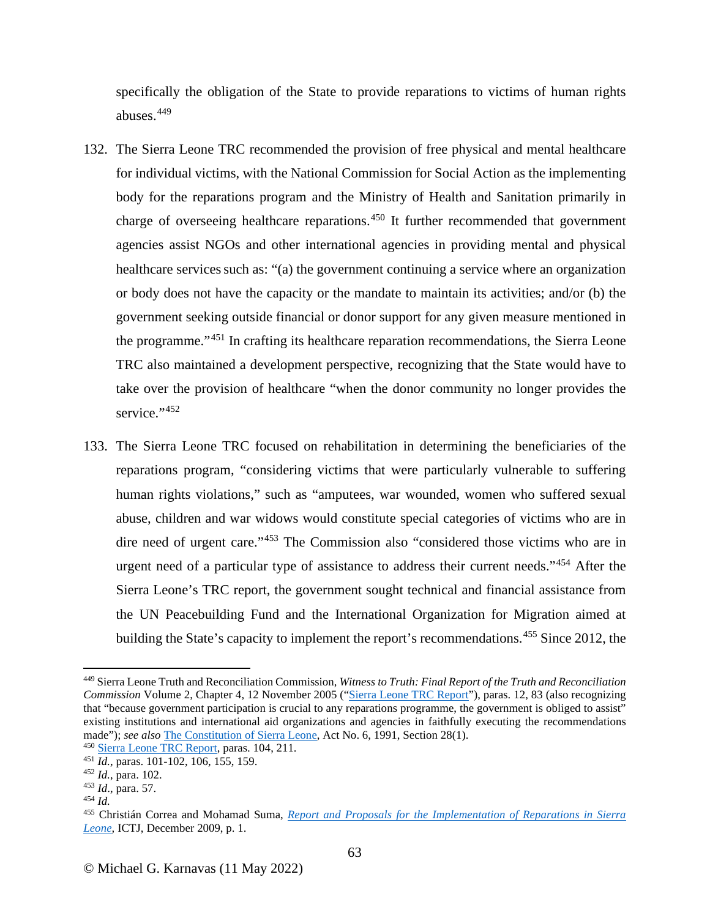specifically the obligation of the State to provide reparations to victims of human rights abuses.[449]

132. The Sierra Leone TRC recommended the provision of free physical and mental healthcare for individual victims, with the National Commission for Social Action as the implementing body for the reparations program and the Ministry of Health and Sanitation primarily in charge of overseeing healthcare reparations.[450] It further recommended that government agencies assist NGOs and other international agencies in providing mental and physical healthcare services such as: "(a) the government continuing a service where an organization or body does not have the capacity or the mandate to maintain its activities; and/or (b) the government seeking outside financial or donor support for any given measure mentioned in the programme."[451] In crafting its healthcare reparation recommendations, the Sierra Leone TRC also maintained a development perspective, recognizing that the State would have to take over the provision of healthcare "when the donor community no longer provides the service."[452]

133. The Sierra Leone TRC focused on rehabilitation in determining the beneficiaries of the reparations program, "considering victims that were particularly vulnerable to suffering human rights violations," such as "amputees, war wounded, women who suffered sexual abuse, children and war widows would constitute special categories of victims who are in dire need of urgent care."[453] The Commission also "considered those victims who are in urgent need of a particular type of assistance to address their current needs."[454] After the Sierra Leone's TRC report, the government sought technical and financial assistance from the UN Peacebuilding Fund and the International Organization for Migration aimed at building the State's capacity to implement the report's recommendations.[455] Since 2012, the

---

[449] Sierra Leone Truth and Reconciliation Commission, *Witness to Truth: Final Report of the Truth and Reconciliation Commission* Volume 2, Chapter 4, 12 November 2005 ("Sierra Leone TRC Report"), paras. 12, 83 (also recognizing that "because government participation is crucial to any reparations programme, the government is obliged to assist" existing institutions and international aid organizations and agencies in faithfully executing the recommendations made"); *see also* The Constitution of Sierra Leone, Act No. 6, 1991, Section 28(1).

[450] Sierra Leone TRC Report, paras. 104, 211.

[451] *Id.*, paras. 101-102, 106, 155, 159.

[452] *Id.*, para. 102.

[453] *Id*., para. 57.

[454] *Id.*

[455] Christián Correa and Mohamad Suma, *Report and Proposals for the Implementation of Reparations in Sierra Leone*, ICTJ, December 2009, p. 1.

© Michael G. Karnavas (11 May 2022)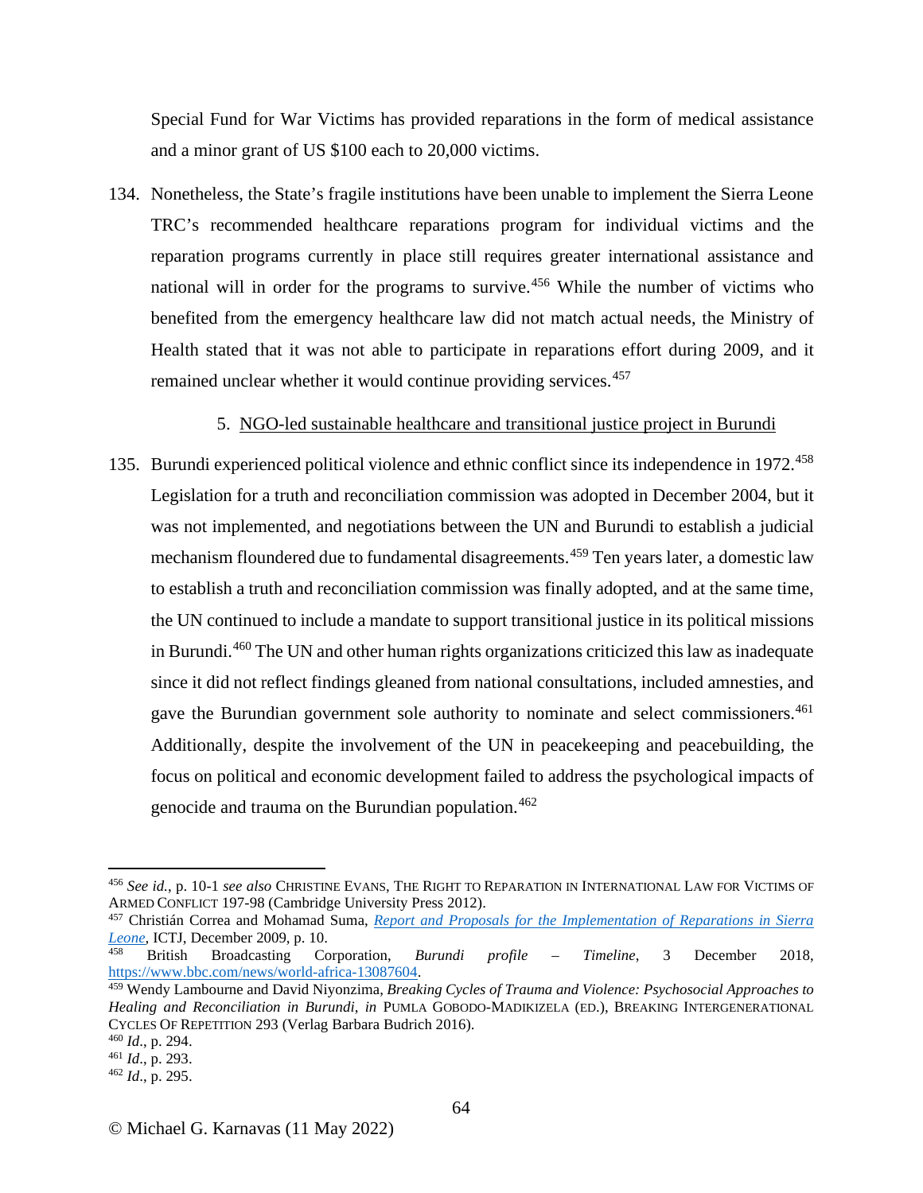Special Fund for War Victims has provided reparations in the form of medical assistance and a minor grant of US $100 each to 20,000 victims.

134. Nonetheless, the State's fragile institutions have been unable to implement the Sierra Leone TRC's recommended healthcare reparations program for individual victims and the reparation programs currently in place still requires greater international assistance and national will in order for the programs to survive.[456] While the number of victims who benefited from the emergency healthcare law did not match actual needs, the Ministry of Health stated that it was not able to participate in reparations effort during 2009, and it remained unclear whether it would continue providing services.[457]

5. NGO-led sustainable healthcare and transitional justice project in Burundi

135. Burundi experienced political violence and ethnic conflict since its independence in 1972.[458] Legislation for a truth and reconciliation commission was adopted in December 2004, but it was not implemented, and negotiations between the UN and Burundi to establish a judicial mechanism floundered due to fundamental disagreements.[459] Ten years later, a domestic law to establish a truth and reconciliation commission was finally adopted, and at the same time, the UN continued to include a mandate to support transitional justice in its political missions in Burundi.[460] The UN and other human rights organizations criticized this law as inadequate since it did not reflect findings gleaned from national consultations, included amnesties, and gave the Burundian government sole authority to nominate and select commissioners.[461] Additionally, despite the involvement of the UN in peacekeeping and peacebuilding, the focus on political and economic development failed to address the psychological impacts of genocide and trauma on the Burundian population.[462]

---

[456] *See id.*, p. 10-1 *see also* CHRISTINE EVANS, THE RIGHT TO REPARATION IN INTERNATIONAL LAW FOR VICTIMS OF ARMED CONFLICT 197-98 (Cambridge University Press 2012).

[457] Christián Correa and Mohamad Suma, *Report and Proposals for the Implementation of Reparations in Sierra Leone*, ICTJ, December 2009, p. 10.

[458] British Broadcasting Corporation, *Burundi profile – Timeline*, 3 December 2018, https://www.bbc.com/news/world-africa-13087604.

[459] Wendy Lambourne and David Niyonzima, *Breaking Cycles of Trauma and Violence: Psychosocial Approaches to Healing and Reconciliation in Burundi*, *in* PUMLA GOBODO-MADIKIZELA (ED.), BREAKING INTERGENERATIONAL CYCLES OF REPETITION 293 (Verlag Barbara Budrich 2016).

[460] *Id.*, p. 294.

[461] *Id.*, p. 293.

[462] *Id.*, p. 295.

© Michael G. Karnavas (11 May 2022)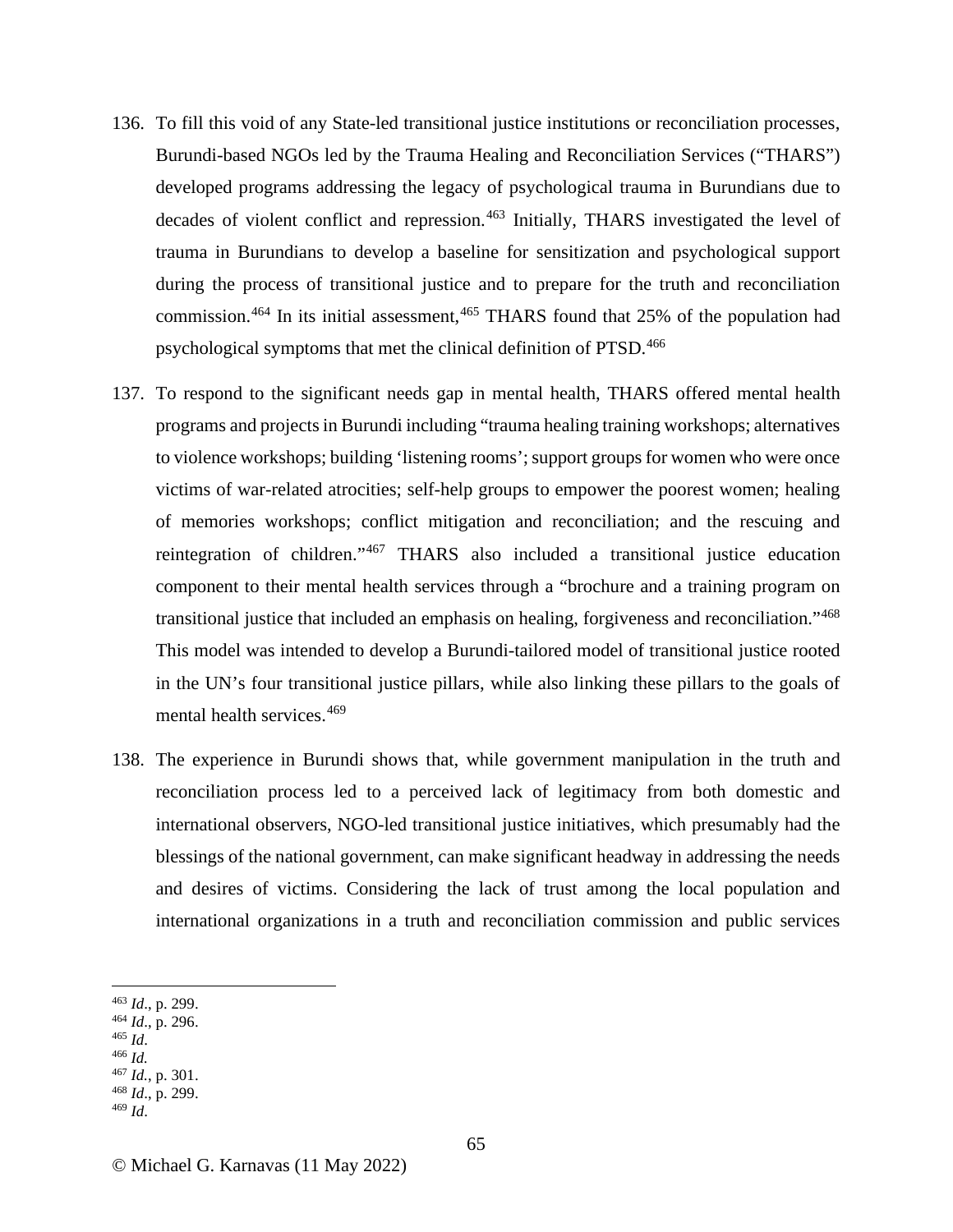136. To fill this void of any State-led transitional justice institutions or reconciliation processes, Burundi-based NGOs led by the Trauma Healing and Reconciliation Services ("THARS") developed programs addressing the legacy of psychological trauma in Burundians due to decades of violent conflict and repression.[463] Initially, THARS investigated the level of trauma in Burundians to develop a baseline for sensitization and psychological support during the process of transitional justice and to prepare for the truth and reconciliation commission.[464] In its initial assessment,[465] THARS found that 25% of the population had psychological symptoms that met the clinical definition of PTSD.[466]

137. To respond to the significant needs gap in mental health, THARS offered mental health programs and projects in Burundi including "trauma healing training workshops; alternatives to violence workshops; building 'listening rooms'; support groups for women who were once victims of war-related atrocities; self-help groups to empower the poorest women; healing of memories workshops; conflict mitigation and reconciliation; and the rescuing and reintegration of children."[467] THARS also included a transitional justice education component to their mental health services through a "brochure and a training program on transitional justice that included an emphasis on healing, forgiveness and reconciliation."[468] This model was intended to develop a Burundi-tailored model of transitional justice rooted in the UN's four transitional justice pillars, while also linking these pillars to the goals of mental health services.[469]

138. The experience in Burundi shows that, while government manipulation in the truth and reconciliation process led to a perceived lack of legitimacy from both domestic and international observers, NGO-led transitional justice initiatives, which presumably had the blessings of the national government, can make significant headway in addressing the needs and desires of victims. Considering the lack of trust among the local population and international organizations in a truth and reconciliation commission and public services

---

[463] *Id*., p. 299.
[464] *Id*., p. 296.
[465] *Id*.
[466] *Id.*
[467] *Id.*, p. 301.
[468] *Id*., p. 299.
[469] *Id*.

© Michael G. Karnavas (11 May 2022)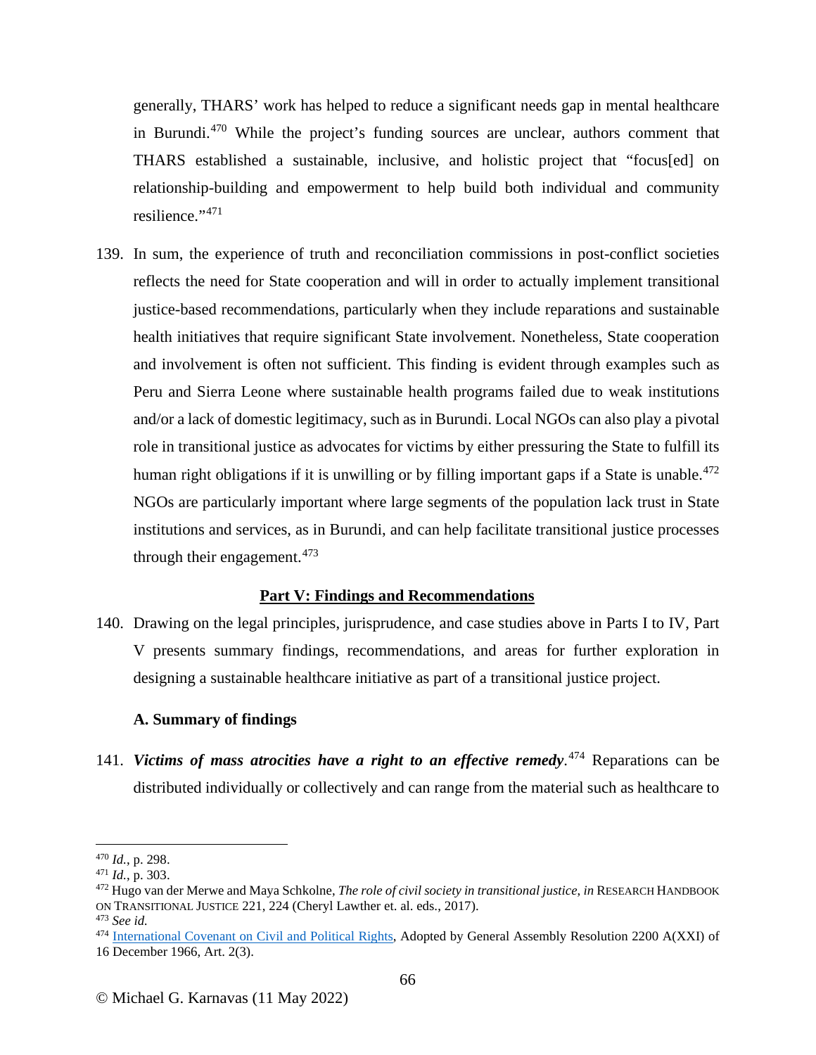generally, THARS' work has helped to reduce a significant needs gap in mental healthcare in Burundi.[470] While the project's funding sources are unclear, authors comment that THARS established a sustainable, inclusive, and holistic project that "focus[ed] on relationship-building and empowerment to help build both individual and community resilience."[471]

139. In sum, the experience of truth and reconciliation commissions in post-conflict societies reflects the need for State cooperation and will in order to actually implement transitional justice-based recommendations, particularly when they include reparations and sustainable health initiatives that require significant State involvement. Nonetheless, State cooperation and involvement is often not sufficient. This finding is evident through examples such as Peru and Sierra Leone where sustainable health programs failed due to weak institutions and/or a lack of domestic legitimacy, such as in Burundi. Local NGOs can also play a pivotal role in transitional justice as advocates for victims by either pressuring the State to fulfill its human right obligations if it is unwilling or by filling important gaps if a State is unable.[472] NGOs are particularly important where large segments of the population lack trust in State institutions and services, as in Burundi, and can help facilitate transitional justice processes through their engagement.[473]

## Part V: Findings and Recommendations

140. Drawing on the legal principles, jurisprudence, and case studies above in Parts I to IV, Part V presents summary findings, recommendations, and areas for further exploration in designing a sustainable healthcare initiative as part of a transitional justice project.

### A. Summary of findings

141. ***Victims of mass atrocities have a right to an effective remedy***.[474] Reparations can be distributed individually or collectively and can range from the material such as healthcare to

---

[470] *Id.*, p. 298.

[471] *Id.*, p. 303.

[472] Hugo van der Merwe and Maya Schkolne, *The role of civil society in transitional justice, in* RESEARCH HANDBOOK ON TRANSITIONAL JUSTICE 221, 224 (Cheryl Lawther et. al. eds., 2017).

[473] *See id.*

[474] International Covenant on Civil and Political Rights, Adopted by General Assembly Resolution 2200 A(XXI) of 16 December 1966, Art. 2(3).

© Michael G. Karnavas (11 May 2022)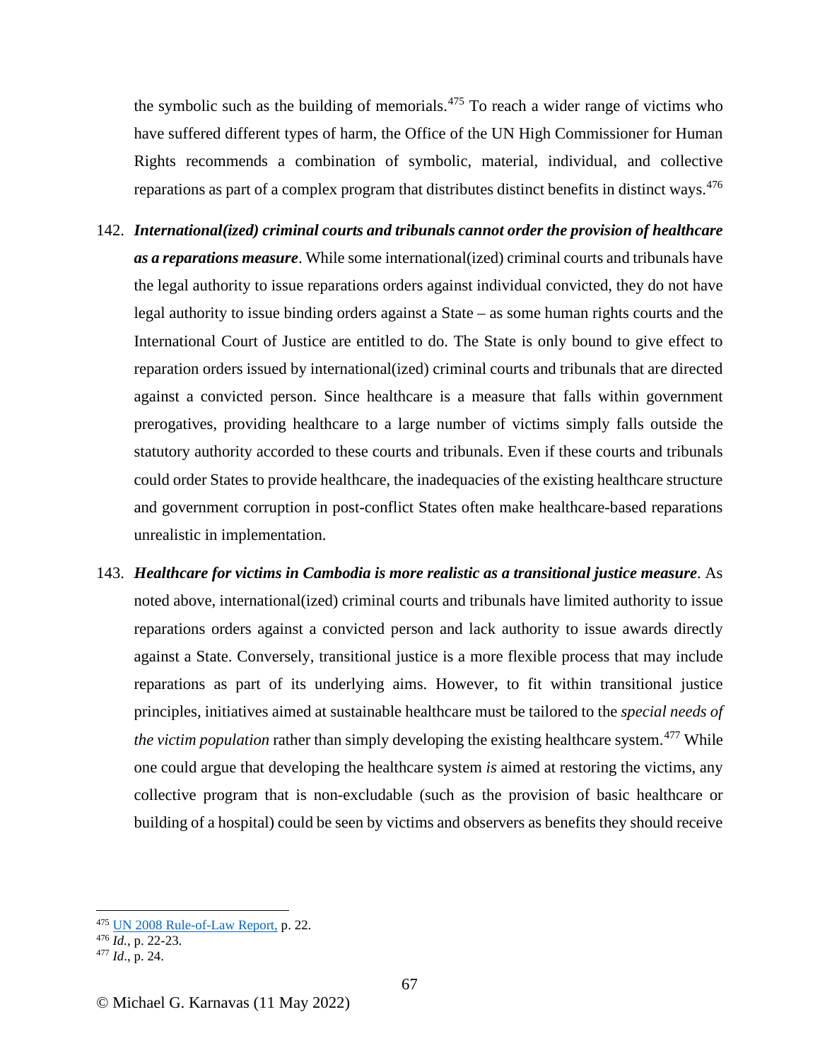the symbolic such as the building of memorials.[475] To reach a wider range of victims who have suffered different types of harm, the Office of the UN High Commissioner for Human Rights recommends a combination of symbolic, material, individual, and collective reparations as part of a complex program that distributes distinct benefits in distinct ways.[476]

142. ***International(ized) criminal courts and tribunals cannot order the provision of healthcare as a reparations measure***. While some international(ized) criminal courts and tribunals have the legal authority to issue reparations orders against individual convicted, they do not have legal authority to issue binding orders against a State – as some human rights courts and the International Court of Justice are entitled to do. The State is only bound to give effect to reparation orders issued by international(ized) criminal courts and tribunals that are directed against a convicted person. Since healthcare is a measure that falls within government prerogatives, providing healthcare to a large number of victims simply falls outside the statutory authority accorded to these courts and tribunals. Even if these courts and tribunals could order States to provide healthcare, the inadequacies of the existing healthcare structure and government corruption in post-conflict States often make healthcare-based reparations unrealistic in implementation.

143. ***Healthcare for victims in Cambodia is more realistic as a transitional justice measure***. As noted above, international(ized) criminal courts and tribunals have limited authority to issue reparations orders against a convicted person and lack authority to issue awards directly against a State. Conversely, transitional justice is a more flexible process that may include reparations as part of its underlying aims. However, to fit within transitional justice principles, initiatives aimed at sustainable healthcare must be tailored to the *special needs of the victim population* rather than simply developing the existing healthcare system.[477] While one could argue that developing the healthcare system *is* aimed at restoring the victims, any collective program that is non-excludable (such as the provision of basic healthcare or building of a hospital) could be seen by victims and observers as benefits they should receive

---

[475] UN 2008 Rule-of-Law Report, p. 22.

[476] *Id.*, p. 22-23.

[477] *Id.*, p. 24.

© Michael G. Karnavas (11 May 2022)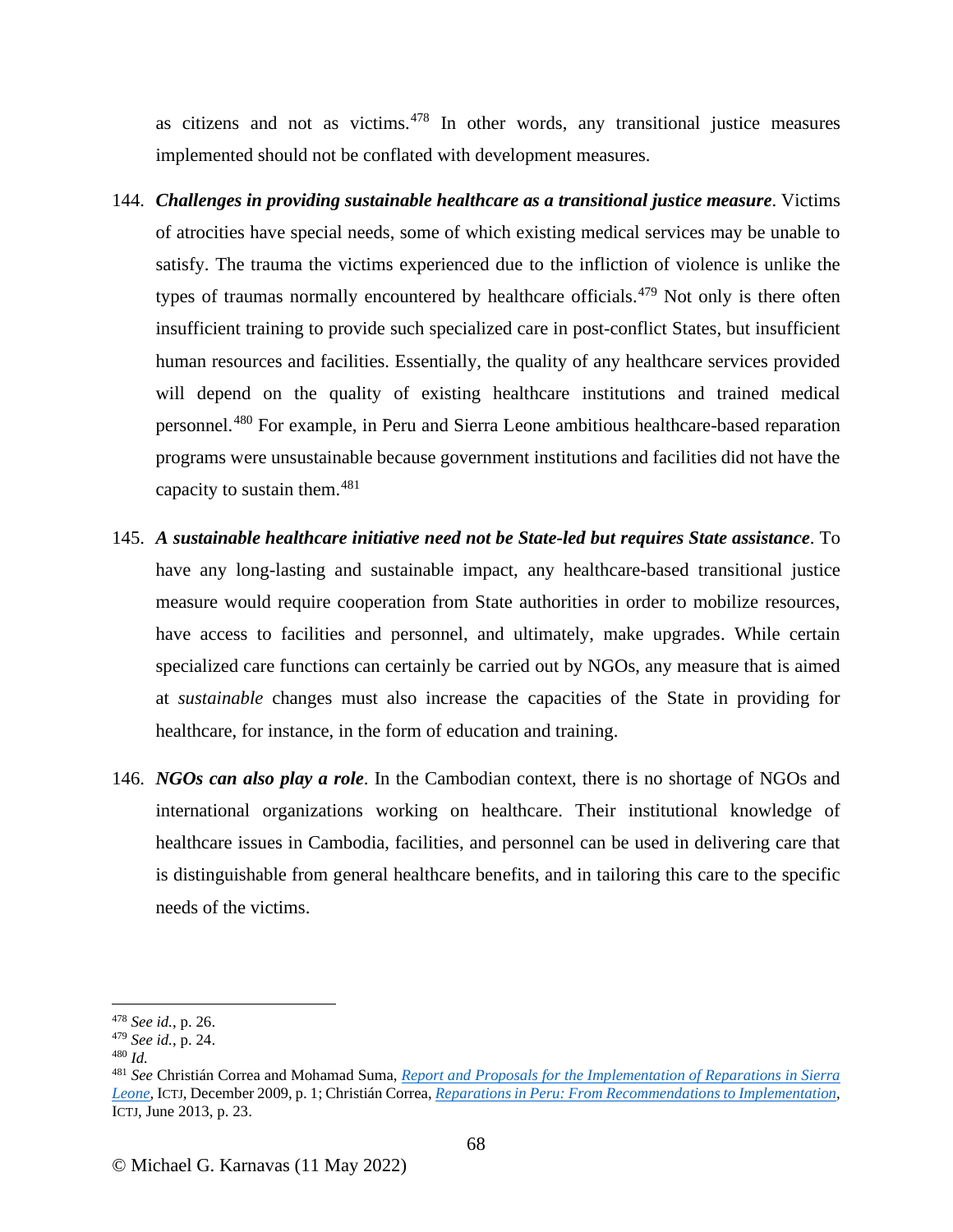as citizens and not as victims.[478] In other words, any transitional justice measures implemented should not be conflated with development measures.

144. ***Challenges in providing sustainable healthcare as a transitional justice measure***. Victims of atrocities have special needs, some of which existing medical services may be unable to satisfy. The trauma the victims experienced due to the infliction of violence is unlike the types of traumas normally encountered by healthcare officials.[479] Not only is there often insufficient training to provide such specialized care in post-conflict States, but insufficient human resources and facilities. Essentially, the quality of any healthcare services provided will depend on the quality of existing healthcare institutions and trained medical personnel.[480] For example, in Peru and Sierra Leone ambitious healthcare-based reparation programs were unsustainable because government institutions and facilities did not have the capacity to sustain them.[481]

145. ***A sustainable healthcare initiative need not be State-led but requires State assistance***. To have any long-lasting and sustainable impact, any healthcare-based transitional justice measure would require cooperation from State authorities in order to mobilize resources, have access to facilities and personnel, and ultimately, make upgrades. While certain specialized care functions can certainly be carried out by NGOs, any measure that is aimed at *sustainable* changes must also increase the capacities of the State in providing for healthcare, for instance, in the form of education and training.

146. ***NGOs can also play a role***. In the Cambodian context, there is no shortage of NGOs and international organizations working on healthcare. Their institutional knowledge of healthcare issues in Cambodia, facilities, and personnel can be used in delivering care that is distinguishable from general healthcare benefits, and in tailoring this care to the specific needs of the victims.

---

[478] *See id.*, p. 26.

[479] *See id.*, p. 24.

[480] *Id.*

[481] *See* Christián Correa and Mohamad Suma, *Report and Proposals for the Implementation of Reparations in Sierra Leone*, ICTJ, December 2009, p. 1; Christián Correa, *Reparations in Peru: From Recommendations to Implementation*, ICTJ, June 2013, p. 23.

© Michael G. Karnavas (11 May 2022)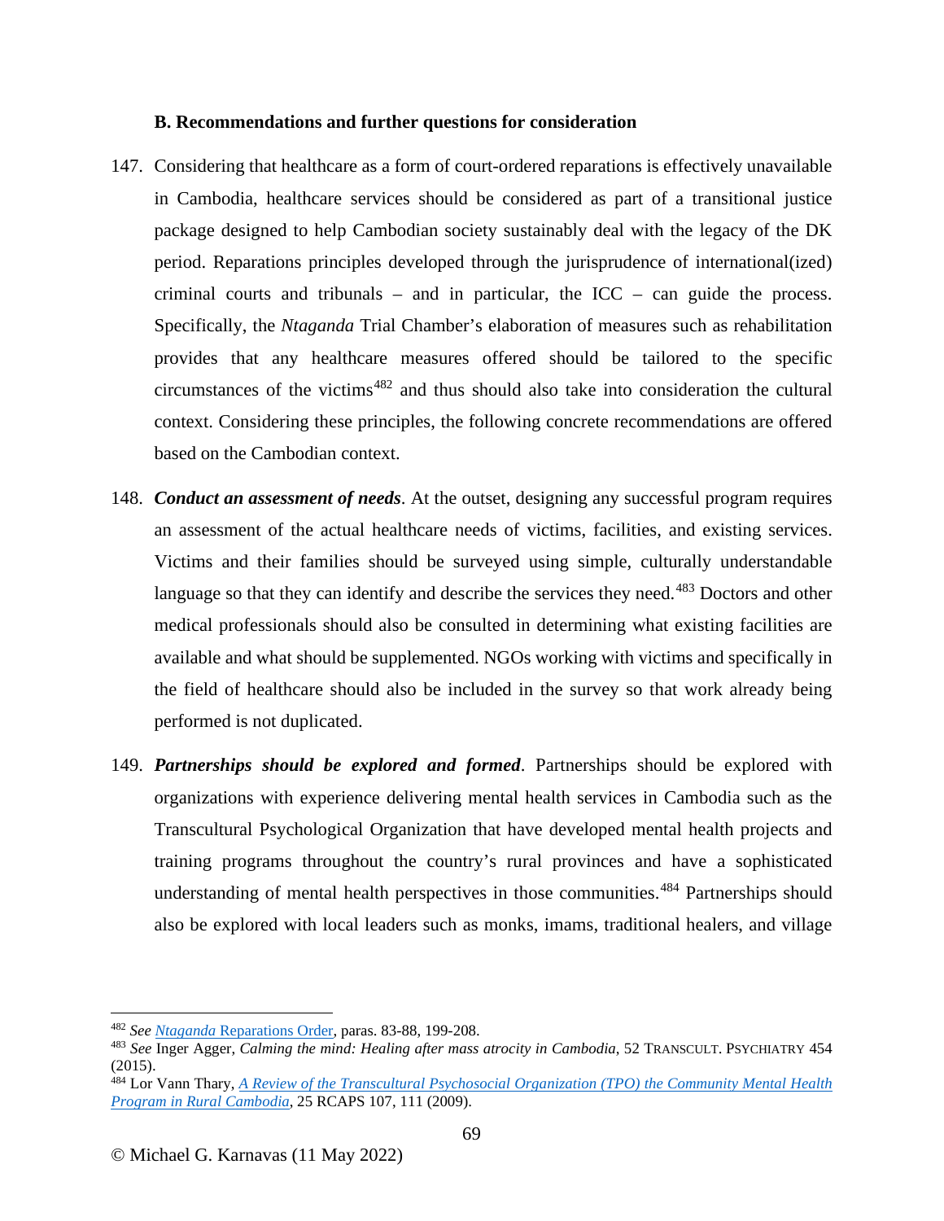### B. Recommendations and further questions for consideration

147. Considering that healthcare as a form of court-ordered reparations is effectively unavailable in Cambodia, healthcare services should be considered as part of a transitional justice package designed to help Cambodian society sustainably deal with the legacy of the DK period. Reparations principles developed through the jurisprudence of international(ized) criminal courts and tribunals – and in particular, the ICC – can guide the process. Specifically, the *Ntaganda* Trial Chamber's elaboration of measures such as rehabilitation provides that any healthcare measures offered should be tailored to the specific circumstances of the victims[482] and thus should also take into consideration the cultural context. Considering these principles, the following concrete recommendations are offered based on the Cambodian context.

148. ***Conduct an assessment of needs***. At the outset, designing any successful program requires an assessment of the actual healthcare needs of victims, facilities, and existing services. Victims and their families should be surveyed using simple, culturally understandable language so that they can identify and describe the services they need.[483] Doctors and other medical professionals should also be consulted in determining what existing facilities are available and what should be supplemented. NGOs working with victims and specifically in the field of healthcare should also be included in the survey so that work already being performed is not duplicated.

149. ***Partnerships should be explored and formed***. Partnerships should be explored with organizations with experience delivering mental health services in Cambodia such as the Transcultural Psychological Organization that have developed mental health projects and training programs throughout the country's rural provinces and have a sophisticated understanding of mental health perspectives in those communities.[484] Partnerships should also be explored with local leaders such as monks, imams, traditional healers, and village

---

[482] *See* *Ntaganda* Reparations Order, paras. 83-88, 199-208.

[483] *See* Inger Agger, *Calming the mind: Healing after mass atrocity in Cambodia*, 52 TRANSCULT. PSYCHIATRY 454 (2015).

[484] Lor Vann Thary, *A Review of the Transcultural Psychosocial Organization (TPO) the Community Mental Health Program in Rural Cambodia*, 25 RCAPS 107, 111 (2009).

© Michael G. Karnavas (11 May 2022)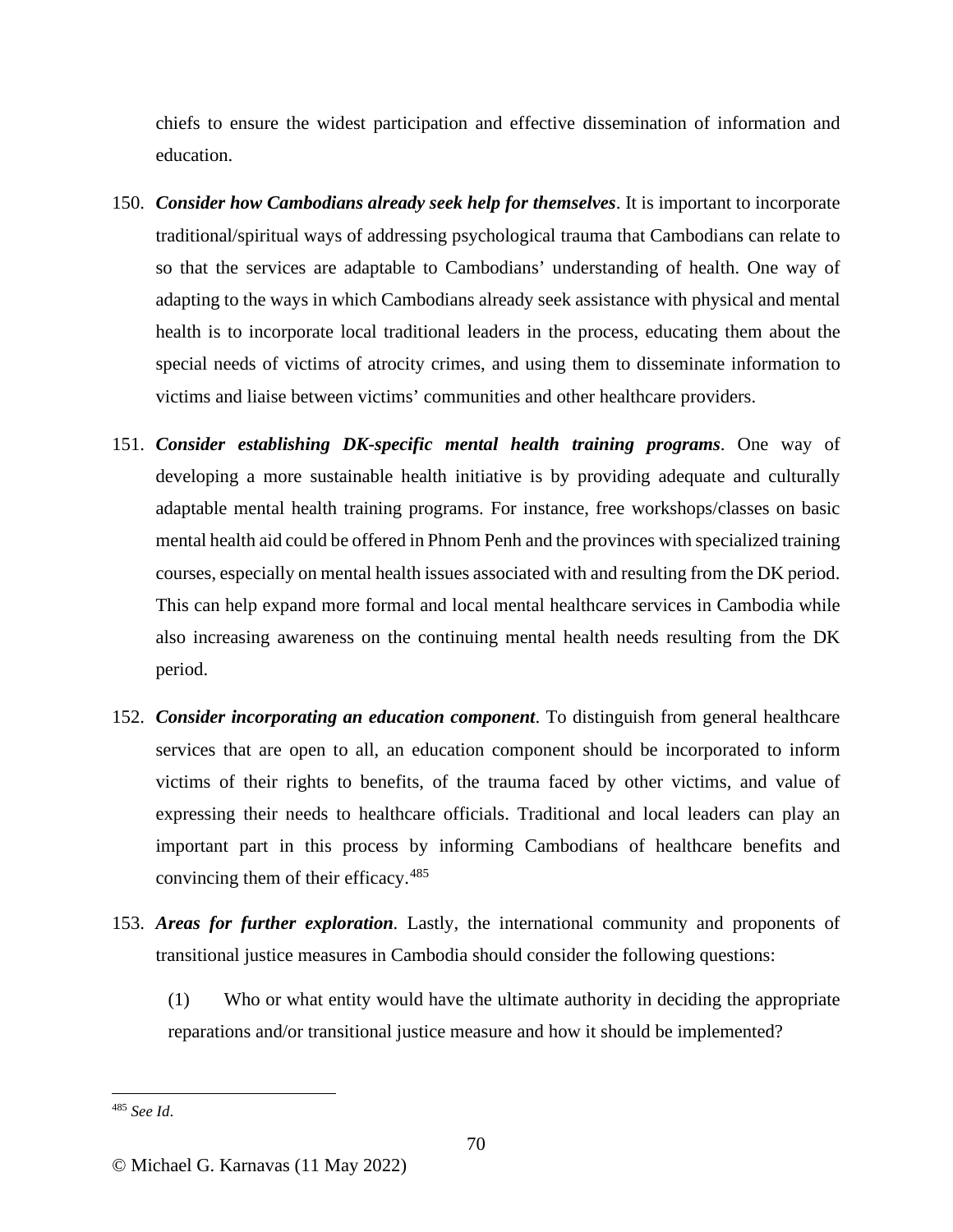chiefs to ensure the widest participation and effective dissemination of information and education.

150. ***Consider how Cambodians already seek help for themselves***. It is important to incorporate traditional/spiritual ways of addressing psychological trauma that Cambodians can relate to so that the services are adaptable to Cambodians' understanding of health. One way of adapting to the ways in which Cambodians already seek assistance with physical and mental health is to incorporate local traditional leaders in the process, educating them about the special needs of victims of atrocity crimes, and using them to disseminate information to victims and liaise between victims' communities and other healthcare providers.

151. ***Consider establishing DK-specific mental health training programs***. One way of developing a more sustainable health initiative is by providing adequate and culturally adaptable mental health training programs. For instance, free workshops/classes on basic mental health aid could be offered in Phnom Penh and the provinces with specialized training courses, especially on mental health issues associated with and resulting from the DK period. This can help expand more formal and local mental healthcare services in Cambodia while also increasing awareness on the continuing mental health needs resulting from the DK period.

152. ***Consider incorporating an education component***. To distinguish from general healthcare services that are open to all, an education component should be incorporated to inform victims of their rights to benefits, of the trauma faced by other victims, and value of expressing their needs to healthcare officials. Traditional and local leaders can play an important part in this process by informing Cambodians of healthcare benefits and convincing them of their efficacy.[485]

153. ***Areas for further exploration***. Lastly, the international community and proponents of transitional justice measures in Cambodia should consider the following questions:

    (1) Who or what entity would have the ultimate authority in deciding the appropriate reparations and/or transitional justice measure and how it should be implemented?

---

[485] *See Id*.

© Michael G. Karnavas (11 May 2022)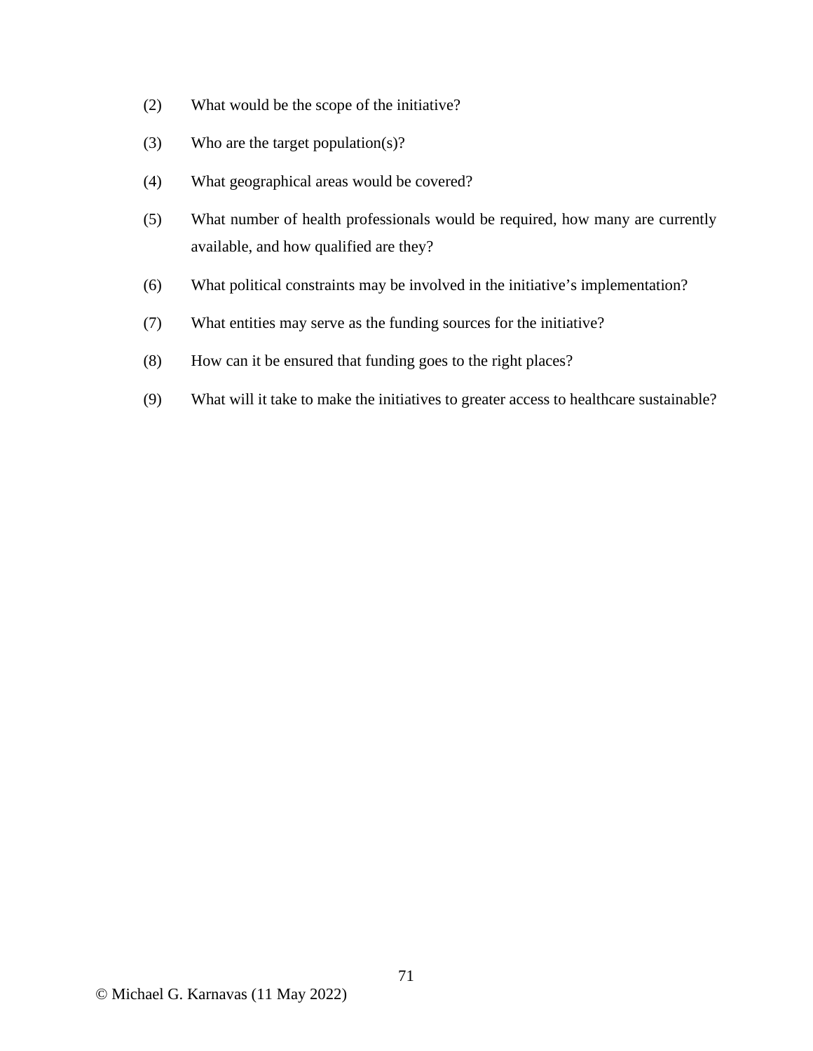(2) What would be the scope of the initiative?

(3) Who are the target population(s)?

(4) What geographical areas would be covered?

(5) What number of health professionals would be required, how many are currently available, and how qualified are they?

(6) What political constraints may be involved in the initiative's implementation?

(7) What entities may serve as the funding sources for the initiative?

(8) How can it be ensured that funding goes to the right places?

(9) What will it take to make the initiatives to greater access to healthcare sustainable?

© Michael G. Karnavas (11 May 2022)